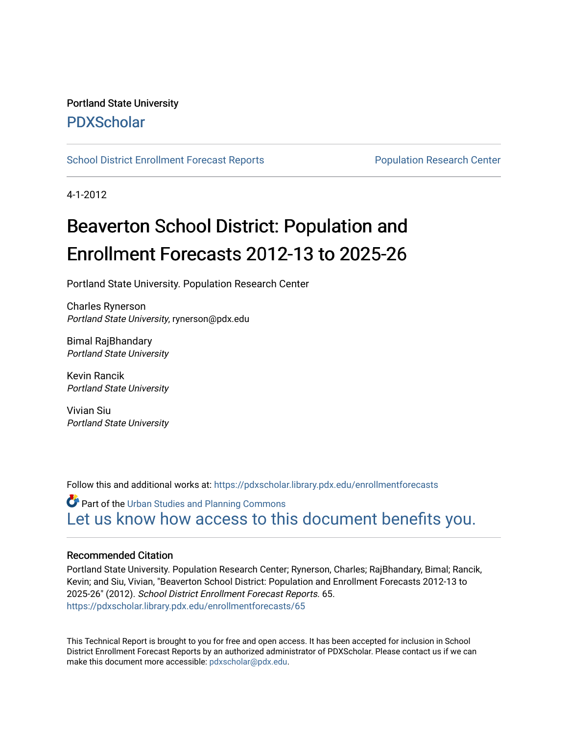Portland State University

PDXScholar

School District Enrollment Forecast Reports | Population Research Center

4-1-2012

# Beaverton School District: Population and Enrollment Forecasts 2012-13 to 2025-26

Portland State University. Population Research Center

Charles Rynerson
*Portland State University*, rynerson@pdx.edu

Bimal RajBhandary
*Portland State University*

Kevin Rancik
*Portland State University*

Vivian Siu
*Portland State University*

Follow this and additional works at: https://pdxscholar.library.pdx.edu/enrollmentforecasts

Part of the Urban Studies and Planning Commons

Let us know how access to this document benefits you.

### Recommended Citation

Portland State University. Population Research Center; Rynerson, Charles; RajBhandary, Bimal; Rancik, Kevin; and Siu, Vivian, "Beaverton School District: Population and Enrollment Forecasts 2012-13 to 2025-26" (2012). *School District Enrollment Forecast Reports*. 65.
https://pdxscholar.library.pdx.edu/enrollmentforecasts/65

This Technical Report is brought to you for free and open access. It has been accepted for inclusion in School District Enrollment Forecast Reports by an authorized administrator of PDXScholar. Please contact us if we can make this document more accessible: pdxscholar@pdx.edu.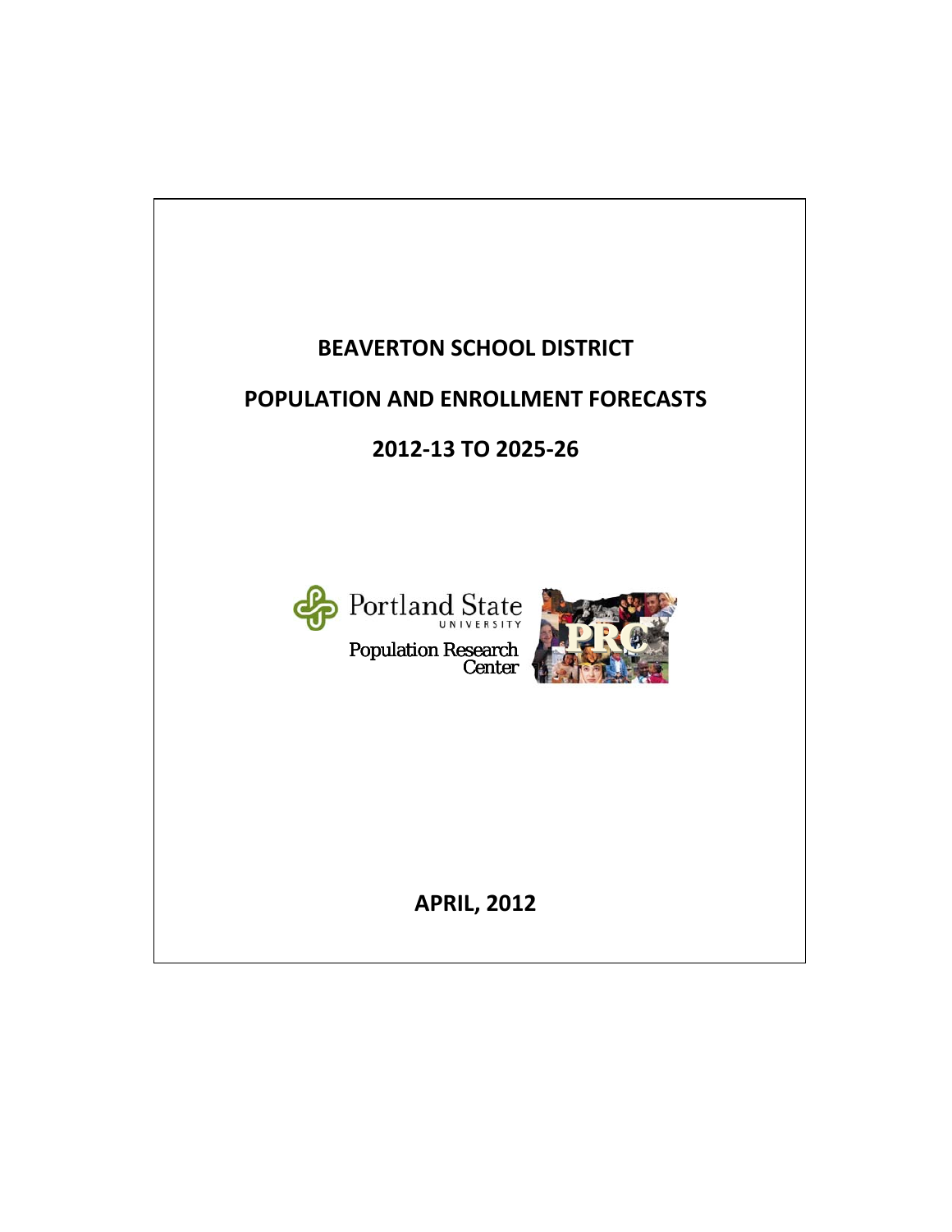# BEAVERTON SCHOOL DISTRICT

# POPULATION AND ENROLLMENT FORECASTS

# 2012-13 TO 2025-26

Portland State UNIVERSITY

Population Research Center

PRC

**APRIL, 2012**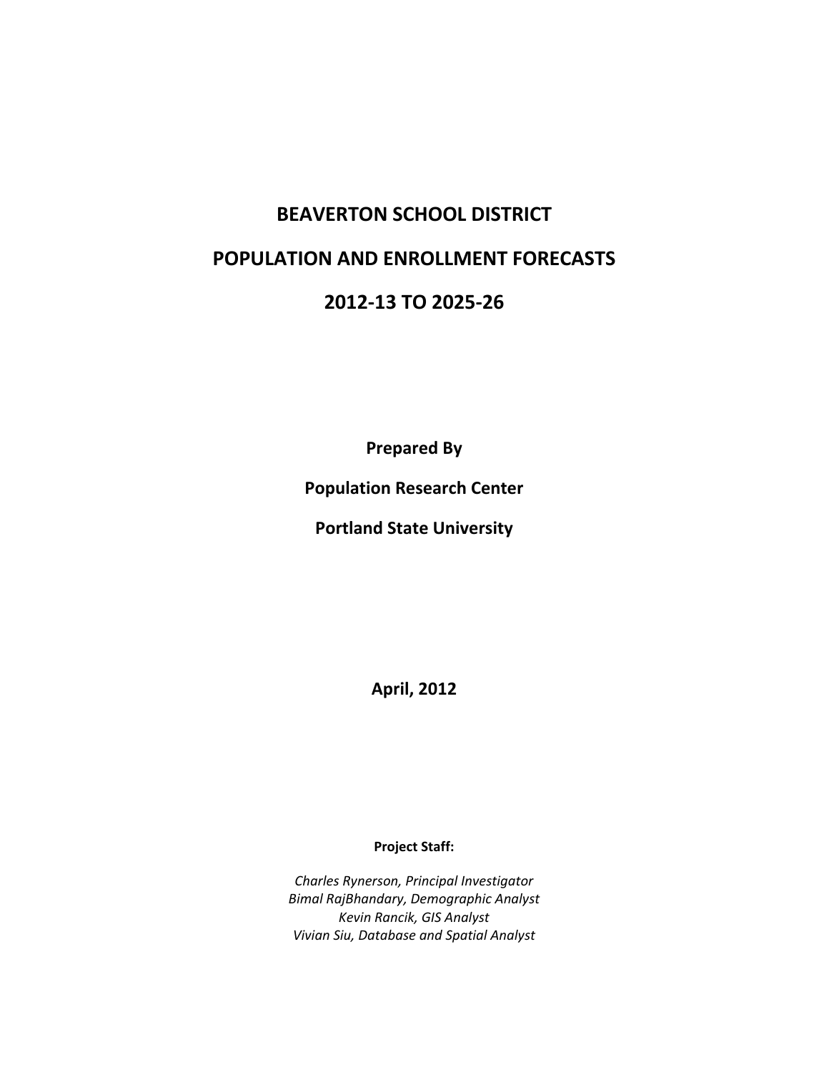# BEAVERTON SCHOOL DISTRICT

# POPULATION AND ENROLLMENT FORECASTS

# 2012-13 TO 2025-26

**Prepared By**

**Population Research Center**

**Portland State University**

**April, 2012**

**Project Staff:**

*Charles Rynerson, Principal Investigator*
*Bimal RajBhandary, Demographic Analyst*
*Kevin Rancik, GIS Analyst*
*Vivian Siu, Database and Spatial Analyst*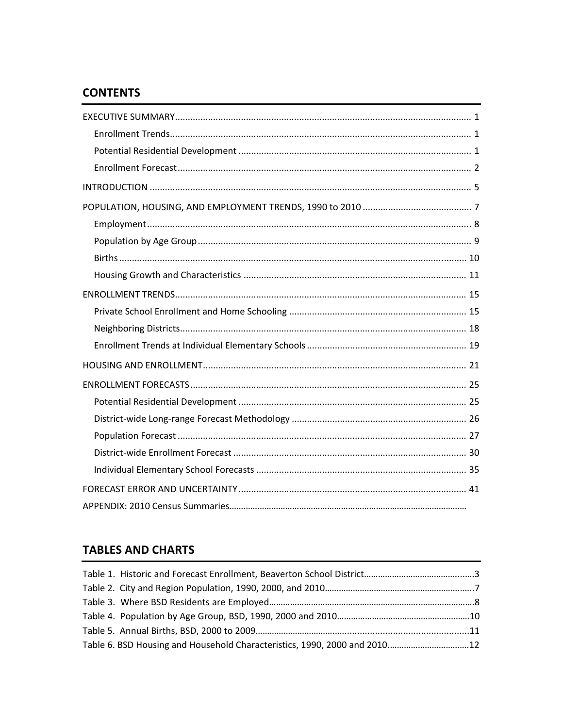## CONTENTS

EXECUTIVE SUMMARY .................................................................................................................... 1
- Enrollment Trends ...................................................................................................................... 1
- Potential Residential Development ........................................................................................... 1
- Enrollment Forecast ................................................................................................................... 2

INTRODUCTION .............................................................................................................................. 5

POPULATION, HOUSING, AND EMPLOYMENT TRENDS, 1990 to 2010 ........................................... 7
- Employment .............................................................................................................................. 8
- Population by Age Group ........................................................................................................... 9
- Births ........................................................................................................................................ 10
- Housing Growth and Characteristics ....................................................................................... 11

ENROLLMENT TRENDS .................................................................................................................. 15
- Private School Enrollment and Home Schooling ..................................................................... 15
- Neighboring Districts ................................................................................................................ 18
- Enrollment Trends at Individual Elementary Schools .............................................................. 19

HOUSING AND ENROLLMENT ....................................................................................................... 21

ENROLLMENT FORECASTS ............................................................................................................ 25
- Potential Residential Development ......................................................................................... 25
- District-wide Long-range Forecast Methodology .................................................................... 26
- Population Forecast ................................................................................................................. 27
- District-wide Enrollment Forecast ........................................................................................... 30
- Individual Elementary School Forecasts .................................................................................. 35

FORECAST ERROR AND UNCERTAINTY ......................................................................................... 41

APPENDIX: 2010 Census Summaries..................................................................................................

## TABLES AND CHARTS

Table 1. Historic and Forecast Enrollment, Beaverton School District.............................................3
Table 2. City and Region Population, 1990, 2000, and 2010.............................................................7
Table 3. Where BSD Residents are Employed.....................................................................................8
Table 4. Population by Age Group, BSD, 1990, 2000 and 2010.......................................................10
Table 5. Annual Births, BSD, 2000 to 2009.......................................................................................11
Table 6. BSD Housing and Household Characteristics, 1990, 2000 and 2010..................................12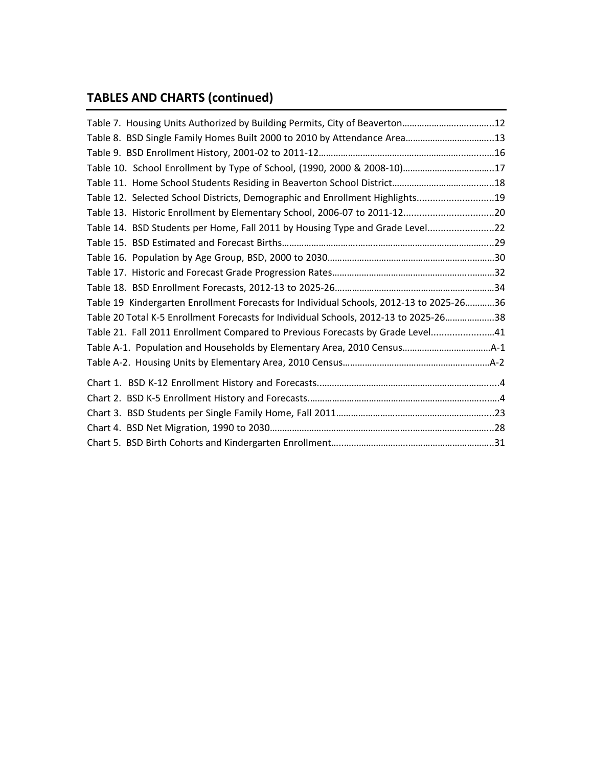## TABLES AND CHARTS (continued)

Table 7. Housing Units Authorized by Building Permits, City of Beaverton........................................12
Table 8. BSD Single Family Homes Built 2000 to 2010 by Attendance Area.......................................13
Table 9. BSD Enrollment History, 2001-02 to 2011-12...........................................................................16
Table 10. School Enrollment by Type of School, (1990, 2000 & 2008-10)..........................................17
Table 11. Home School Students Residing in Beaverton School District..............................................18
Table 12. Selected School Districts, Demographic and Enrollment Highlights.............................19
Table 13. Historic Enrollment by Elementary School, 2006-07 to 2011-12..................................20
Table 14. BSD Students per Home, Fall 2011 by Housing Type and Grade Level.........................22
Table 15. BSD Estimated and Forecast Births.........................................................................................29
Table 16. Population by Age Group, BSD, 2000 to 2030.........................................................................30
Table 17. Historic and Forecast Grade Progression Rates......................................................................32
Table 18. BSD Enrollment Forecasts, 2012-13 to 2025-26.....................................................................34
Table 19 Kindergarten Enrollment Forecasts for Individual Schools, 2012-13 to 2025-26............36
Table 20 Total K-5 Enrollment Forecasts for Individual Schools, 2012-13 to 2025-26...................38
Table 21. Fall 2011 Enrollment Compared to Previous Forecasts by Grade Level........................41
Table A-1. Population and Households by Elementary Area, 2010 Census.....................................A-1
Table A-2. Housing Units by Elementary Area, 2010 Census...............................................................A-2

Chart 1. BSD K-12 Enrollment History and Forecasts..............................................................................4
Chart 2. BSD K-5 Enrollment History and Forecasts.................................................................................4
Chart 3. BSD Students per Single Family Home, Fall 2011.....................................................................23
Chart 4. BSD Net Migration, 1990 to 2030.................................................................................................28
Chart 5. BSD Birth Cohorts and Kindergarten Enrollment.....................................................................31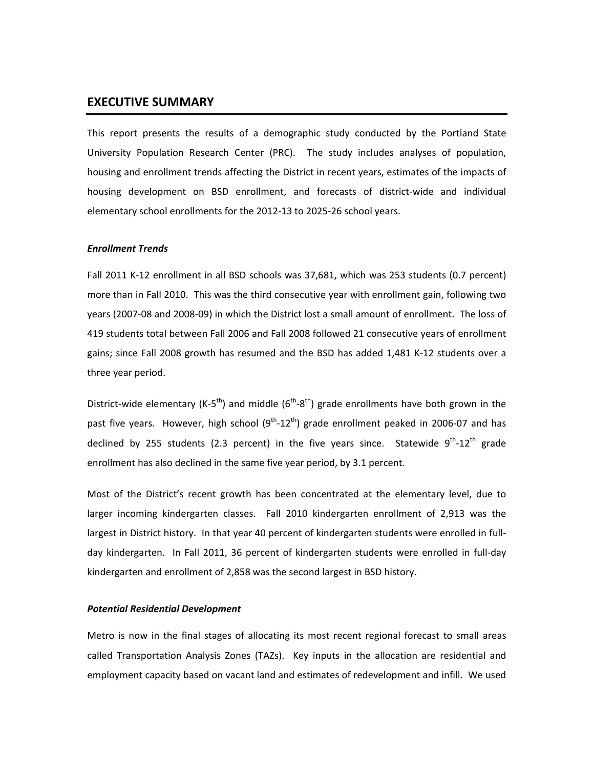## EXECUTIVE SUMMARY

This report presents the results of a demographic study conducted by the Portland State University Population Research Center (PRC). The study includes analyses of population, housing and enrollment trends affecting the District in recent years, estimates of the impacts of housing development on BSD enrollment, and forecasts of district-wide and individual elementary school enrollments for the 2012-13 to 2025-26 school years.

### *Enrollment Trends*

Fall 2011 K-12 enrollment in all BSD schools was 37,681, which was 253 students (0.7 percent) more than in Fall 2010. This was the third consecutive year with enrollment gain, following two years (2007-08 and 2008-09) in which the District lost a small amount of enrollment. The loss of 419 students total between Fall 2006 and Fall 2008 followed 21 consecutive years of enrollment gains; since Fall 2008 growth has resumed and the BSD has added 1,481 K-12 students over a three year period.

District-wide elementary (K-5th) and middle (6th-8th) grade enrollments have both grown in the past five years. However, high school (9th-12th) grade enrollment peaked in 2006-07 and has declined by 255 students (2.3 percent) in the five years since. Statewide 9th-12th grade enrollment has also declined in the same five year period, by 3.1 percent.

Most of the District's recent growth has been concentrated at the elementary level, due to larger incoming kindergarten classes. Fall 2010 kindergarten enrollment of 2,913 was the largest in District history. In that year 40 percent of kindergarten students were enrolled in full-day kindergarten. In Fall 2011, 36 percent of kindergarten students were enrolled in full-day kindergarten and enrollment of 2,858 was the second largest in BSD history.

### *Potential Residential Development*

Metro is now in the final stages of allocating its most recent regional forecast to small areas called Transportation Analysis Zones (TAZs). Key inputs in the allocation are residential and employment capacity based on vacant land and estimates of redevelopment and infill. We used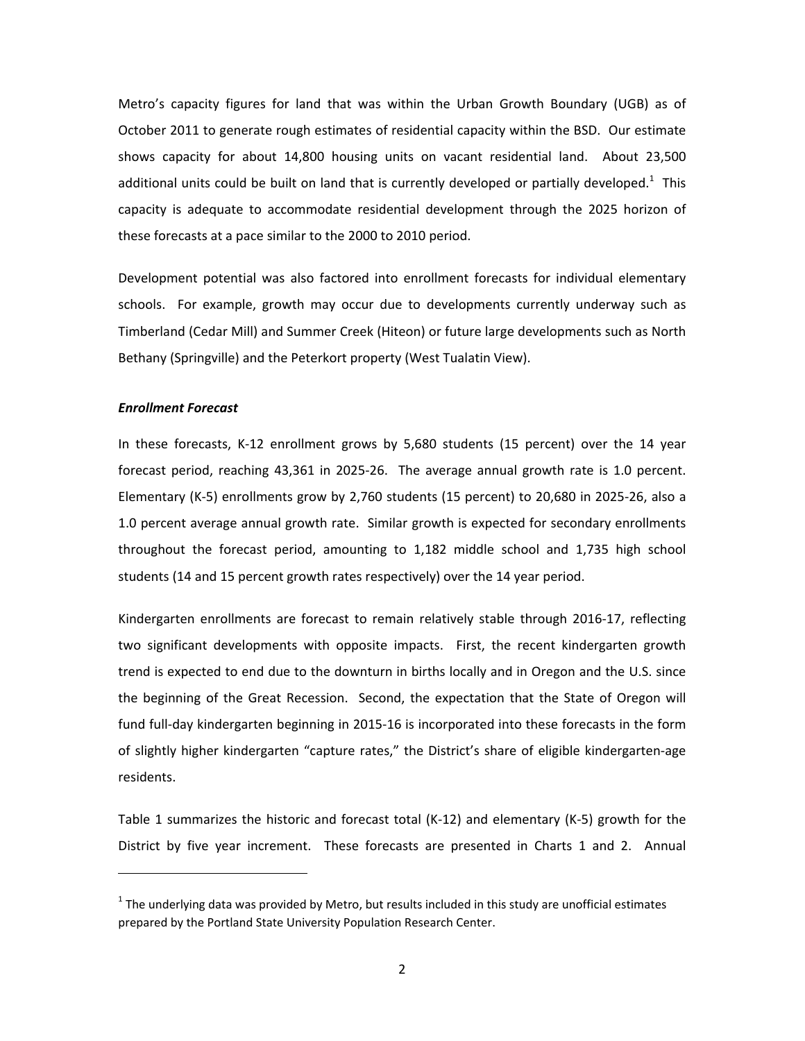Metro's capacity figures for land that was within the Urban Growth Boundary (UGB) as of October 2011 to generate rough estimates of residential capacity within the BSD. Our estimate shows capacity for about 14,800 housing units on vacant residential land. About 23,500 additional units could be built on land that is currently developed or partially developed.[1] This capacity is adequate to accommodate residential development through the 2025 horizon of these forecasts at a pace similar to the 2000 to 2010 period.

Development potential was also factored into enrollment forecasts for individual elementary schools. For example, growth may occur due to developments currently underway such as Timberland (Cedar Mill) and Summer Creek (Hiteon) or future large developments such as North Bethany (Springville) and the Peterkort property (West Tualatin View).

***Enrollment Forecast***

In these forecasts, K-12 enrollment grows by 5,680 students (15 percent) over the 14 year forecast period, reaching 43,361 in 2025-26. The average annual growth rate is 1.0 percent. Elementary (K-5) enrollments grow by 2,760 students (15 percent) to 20,680 in 2025-26, also a 1.0 percent average annual growth rate. Similar growth is expected for secondary enrollments throughout the forecast period, amounting to 1,182 middle school and 1,735 high school students (14 and 15 percent growth rates respectively) over the 14 year period.

Kindergarten enrollments are forecast to remain relatively stable through 2016-17, reflecting two significant developments with opposite impacts. First, the recent kindergarten growth trend is expected to end due to the downturn in births locally and in Oregon and the U.S. since the beginning of the Great Recession. Second, the expectation that the State of Oregon will fund full-day kindergarten beginning in 2015-16 is incorporated into these forecasts in the form of slightly higher kindergarten "capture rates," the District's share of eligible kindergarten-age residents.

Table 1 summarizes the historic and forecast total (K-12) and elementary (K-5) growth for the District by five year increment. These forecasts are presented in Charts 1 and 2. Annual

[1] The underlying data was provided by Metro, but results included in this study are unofficial estimates prepared by the Portland State University Population Research Center.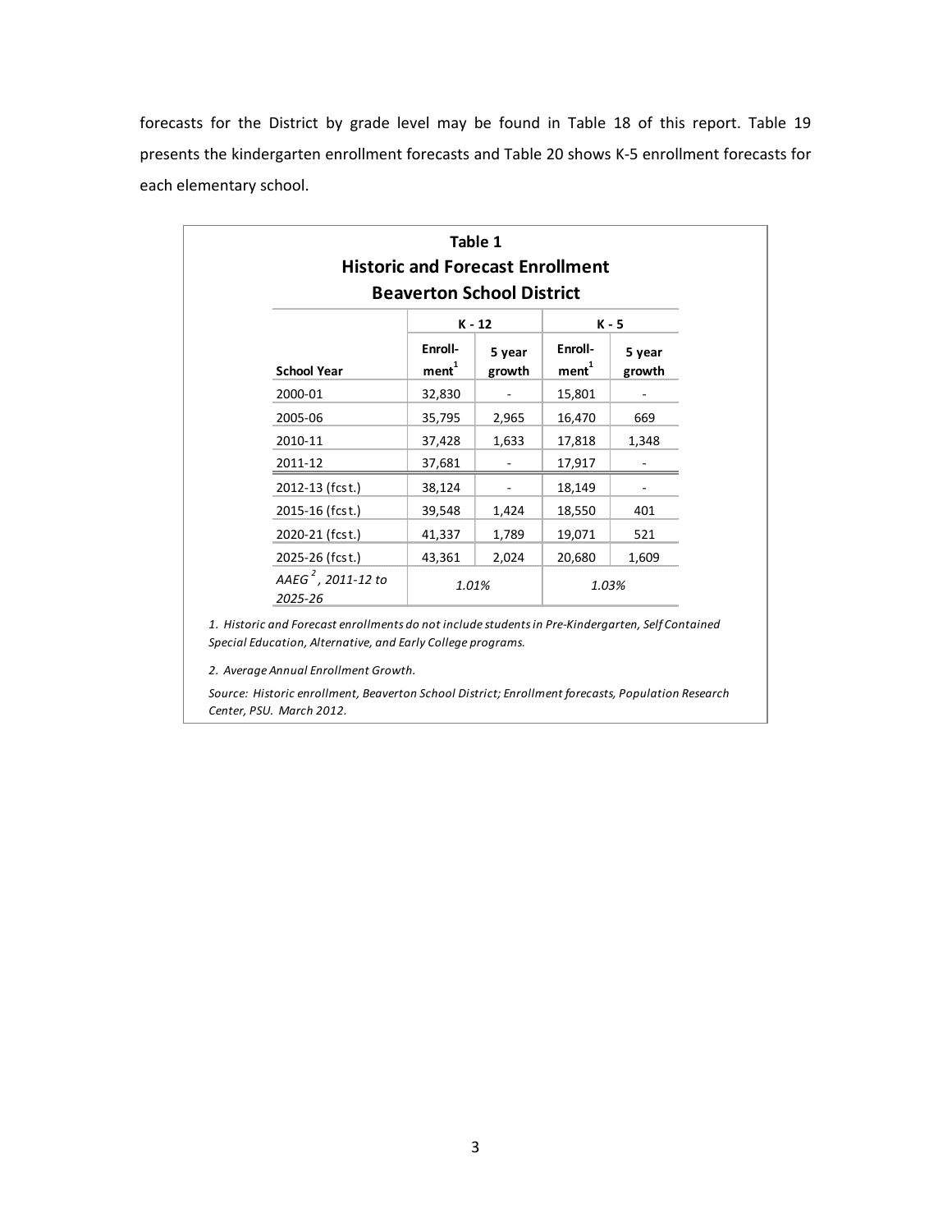forecasts for the District by grade level may be found in Table 18 of this report. Table 19 presents the kindergarten enrollment forecasts and Table 20 shows K-5 enrollment forecasts for each elementary school.

**Table 1**
**Historic and Forecast Enrollment**
**Beaverton School District**

| | K - 12 | | K - 5 | |
|---|---|---|---|---|
| School Year | Enroll-ment[1] | 5 year growth | Enroll-ment[1] | 5 year growth |
| 2000-01 | 32,830 | - | 15,801 | - |
| 2005-06 | 35,795 | 2,965 | 16,470 | 669 |
| 2010-11 | 37,428 | 1,633 | 17,818 | 1,348 |
| 2011-12 | 37,681 | - | 17,917 | - |
| 2012-13 (fcst.) | 38,124 | - | 18,149 | - |
| 2015-16 (fcst.) | 39,548 | 1,424 | 18,550 | 401 |
| 2020-21 (fcst.) | 41,337 | 1,789 | 19,071 | 521 |
| 2025-26 (fcst.) | 43,361 | 2,024 | 20,680 | 1,609 |
| *AAEG[2], 2011-12 to 2025-26* | *1.01%* | | *1.03%* | |

*1. Historic and Forecast enrollments do not include students in Pre-Kindergarten, Self Contained Special Education, Alternative, and Early College programs.*

*2. Average Annual Enrollment Growth.*

*Source: Historic enrollment, Beaverton School District; Enrollment forecasts, Population Research Center, PSU. March 2012.*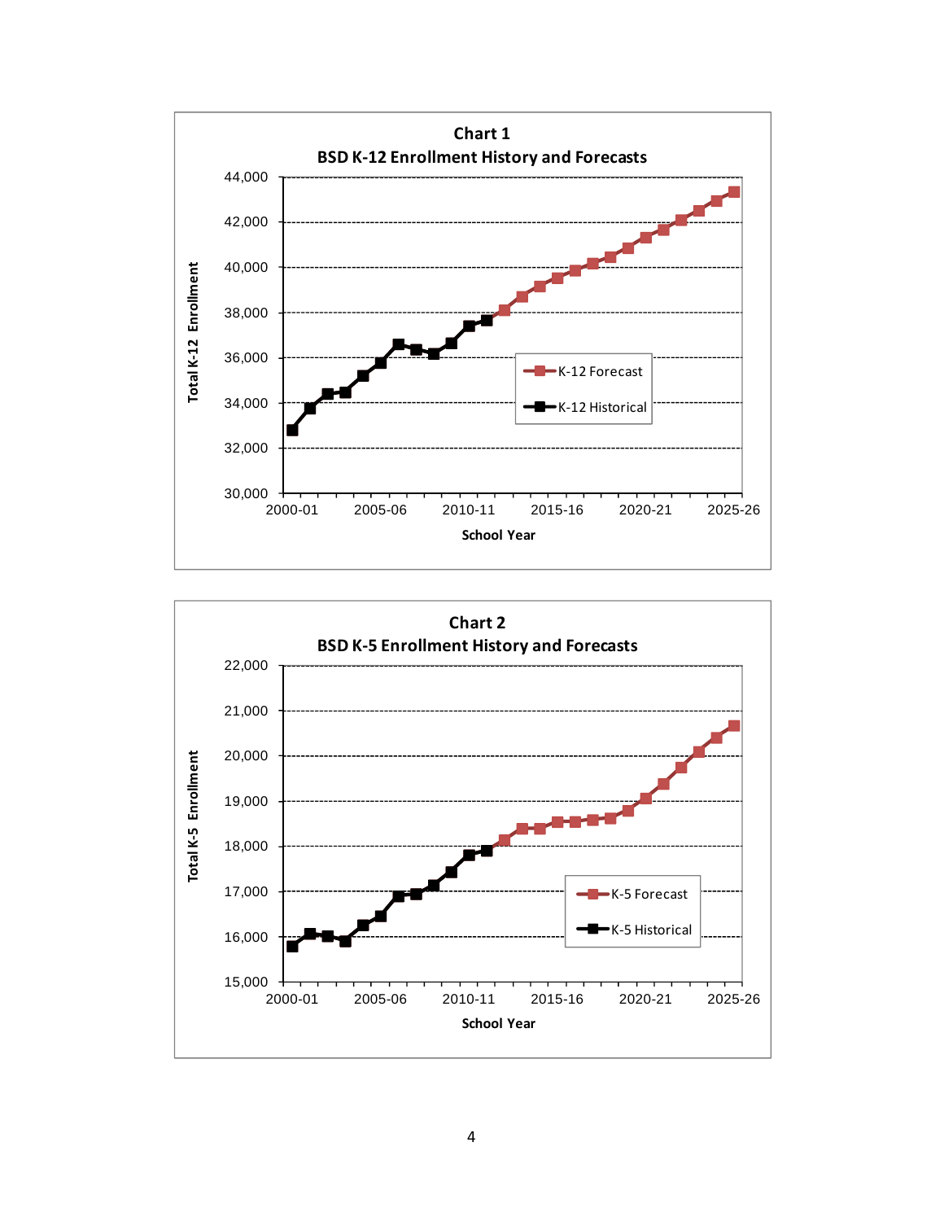**Chart 1**
**BSD K-12 Enrollment History and Forecasts**

Total K-12 Enrollment: 30,000 – 44,000

School Year: 2000-01, 2005-06, 2010-11, 2015-16, 2020-21, 2025-26

K-12 Forecast
K-12 Historical

**Chart 2**
**BSD K-5 Enrollment History and Forecasts**

Total K-5 Enrollment: 15,000 – 22,000

School Year: 2000-01, 2005-06, 2010-11, 2015-16, 2020-21, 2025-26

K-5 Forecast
K-5 Historical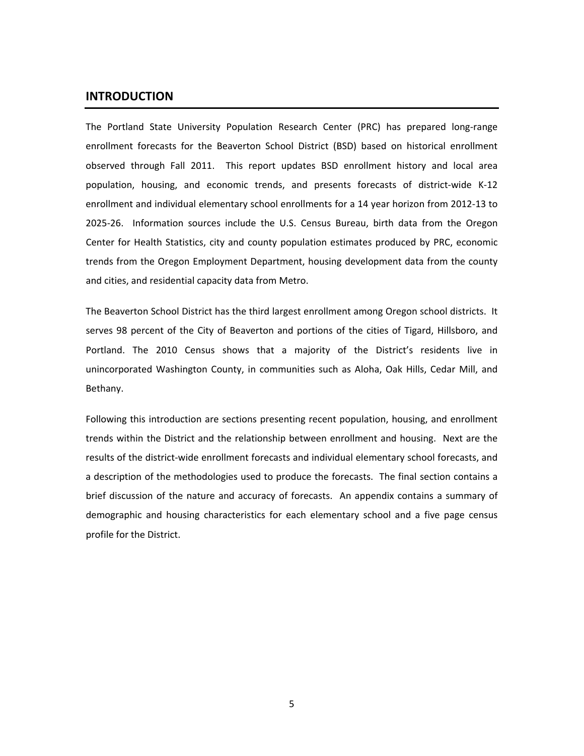## INTRODUCTION

The Portland State University Population Research Center (PRC) has prepared long-range enrollment forecasts for the Beaverton School District (BSD) based on historical enrollment observed through Fall 2011. This report updates BSD enrollment history and local area population, housing, and economic trends, and presents forecasts of district-wide K-12 enrollment and individual elementary school enrollments for a 14 year horizon from 2012-13 to 2025-26. Information sources include the U.S. Census Bureau, birth data from the Oregon Center for Health Statistics, city and county population estimates produced by PRC, economic trends from the Oregon Employment Department, housing development data from the county and cities, and residential capacity data from Metro.

The Beaverton School District has the third largest enrollment among Oregon school districts. It serves 98 percent of the City of Beaverton and portions of the cities of Tigard, Hillsboro, and Portland. The 2010 Census shows that a majority of the District's residents live in unincorporated Washington County, in communities such as Aloha, Oak Hills, Cedar Mill, and Bethany.

Following this introduction are sections presenting recent population, housing, and enrollment trends within the District and the relationship between enrollment and housing. Next are the results of the district-wide enrollment forecasts and individual elementary school forecasts, and a description of the methodologies used to produce the forecasts. The final section contains a brief discussion of the nature and accuracy of forecasts. An appendix contains a summary of demographic and housing characteristics for each elementary school and a five page census profile for the District.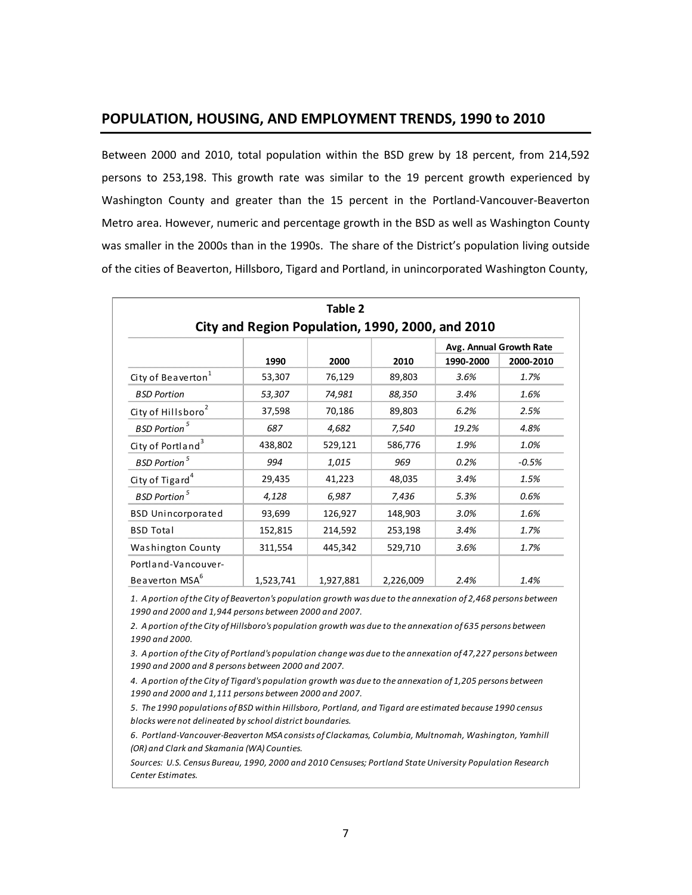## POPULATION, HOUSING, AND EMPLOYMENT TRENDS, 1990 to 2010

Between 2000 and 2010, total population within the BSD grew by 18 percent, from 214,592 persons to 253,198. This growth rate was similar to the 19 percent growth experienced by Washington County and greater than the 15 percent in the Portland-Vancouver-Beaverton Metro area. However, numeric and percentage growth in the BSD as well as Washington County was smaller in the 2000s than in the 1990s. The share of the District's population living outside of the cities of Beaverton, Hillsboro, Tigard and Portland, in unincorporated Washington County,

**Table 2**
**City and Region Population, 1990, 2000, and 2010**

| | 1990 | 2000 | 2010 | Avg. Annual Growth Rate 1990-2000 | Avg. Annual Growth Rate 2000-2010 |
|---|---|---|---|---|---|
| City of Beaverton[1] | 53,307 | 76,129 | 89,803 | *3.6%* | *1.7%* |
| *BSD Portion* | *53,307* | *74,981* | *88,350* | *3.4%* | *1.6%* |
| City of Hillsboro[2] | 37,598 | 70,186 | 89,803 | *6.2%* | *2.5%* |
| *BSD Portion*[5] | *687* | *4,682* | *7,540* | *19.2%* | *4.8%* |
| City of Portland[3] | 438,802 | 529,121 | 586,776 | *1.9%* | *1.0%* |
| *BSD Portion*[5] | *994* | *1,015* | *969* | *0.2%* | *-0.5%* |
| City of Tigard[4] | 29,435 | 41,223 | 48,035 | *3.4%* | *1.5%* |
| *BSD Portion*[5] | *4,128* | *6,987* | *7,436* | *5.3%* | *0.6%* |
| BSD Unincorporated | 93,699 | 126,927 | 148,903 | *3.0%* | *1.6%* |
| BSD Total | 152,815 | 214,592 | 253,198 | *3.4%* | *1.7%* |
| Washington County | 311,554 | 445,342 | 529,710 | *3.6%* | *1.7%* |
| Portland-Vancouver-Beaverton MSA[6] | 1,523,741 | 1,927,881 | 2,226,009 | *2.4%* | *1.4%* |

*1. A portion of the City of Beaverton's population growth was due to the annexation of 2,468 persons between 1990 and 2000 and 1,944 persons between 2000 and 2007.*

*2. A portion of the City of Hillsboro's population growth was due to the annexation of 635 persons between 1990 and 2000.*

*3. A portion of the City of Portland's population change was due to the annexation of 47,227 persons between 1990 and 2000 and 8 persons between 2000 and 2007.*

*4. A portion of the City of Tigard's population growth was due to the annexation of 1,205 persons between 1990 and 2000 and 1,111 persons between 2000 and 2007.*

*5. The 1990 populations of BSD within Hillsboro, Portland, and Tigard are estimated because 1990 census blocks were not delineated by school district boundaries.*

*6. Portland-Vancouver-Beaverton MSA consists of Clackamas, Columbia, Multnomah, Washington, Yamhill (OR) and Clark and Skamania (WA) Counties.*

*Sources: U.S. Census Bureau, 1990, 2000 and 2010 Censuses; Portland State University Population Research Center Estimates.*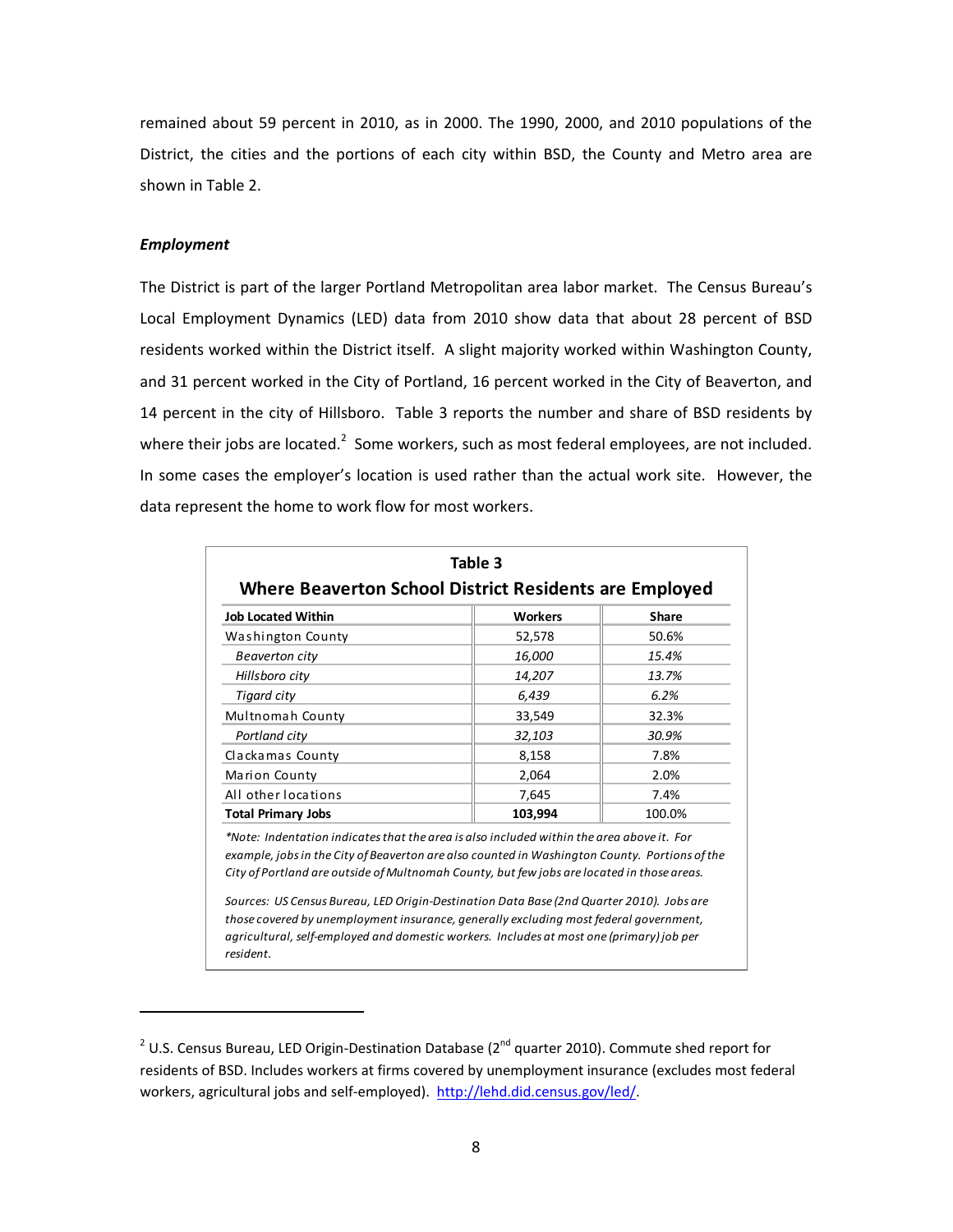remained about 59 percent in 2010, as in 2000. The 1990, 2000, and 2010 populations of the District, the cities and the portions of each city within BSD, the County and Metro area are shown in Table 2.

### *Employment*

The District is part of the larger Portland Metropolitan area labor market. The Census Bureau's Local Employment Dynamics (LED) data from 2010 show data that about 28 percent of BSD residents worked within the District itself. A slight majority worked within Washington County, and 31 percent worked in the City of Portland, 16 percent worked in the City of Beaverton, and 14 percent in the city of Hillsboro. Table 3 reports the number and share of BSD residents by where their jobs are located.[2] Some workers, such as most federal employees, are not included. In some cases the employer's location is used rather than the actual work site. However, the data represent the home to work flow for most workers.

**Table 3**
**Where Beaverton School District Residents are Employed**

| Job Located Within | Workers | Share |
|---|---|---|
| Washington County | 52,578 | 50.6% |
| *Beaverton city* | *16,000* | *15.4%* |
| *Hillsboro city* | *14,207* | *13.7%* |
| *Tigard city* | *6,439* | *6.2%* |
| Multnomah County | 33,549 | 32.3% |
| *Portland city* | *32,103* | *30.9%* |
| Clackamas County | 8,158 | 7.8% |
| Marion County | 2,064 | 2.0% |
| All other locations | 7,645 | 7.4% |
| **Total Primary Jobs** | **103,994** | 100.0% |

*\*Note: Indentation indicates that the area is also included within the area above it. For example, jobs in the City of Beaverton are also counted in Washington County. Portions of the City of Portland are outside of Multnomah County, but few jobs are located in those areas.*

*Sources: US Census Bureau, LED Origin-Destination Data Base (2nd Quarter 2010). Jobs are those covered by unemployment insurance, generally excluding most federal government, agricultural, self-employed and domestic workers. Includes at most one (primary) job per resident.*

---

[2] U.S. Census Bureau, LED Origin-Destination Database (2nd quarter 2010). Commute shed report for residents of BSD. Includes workers at firms covered by unemployment insurance (excludes most federal workers, agricultural jobs and self-employed). http://lehd.did.census.gov/led/.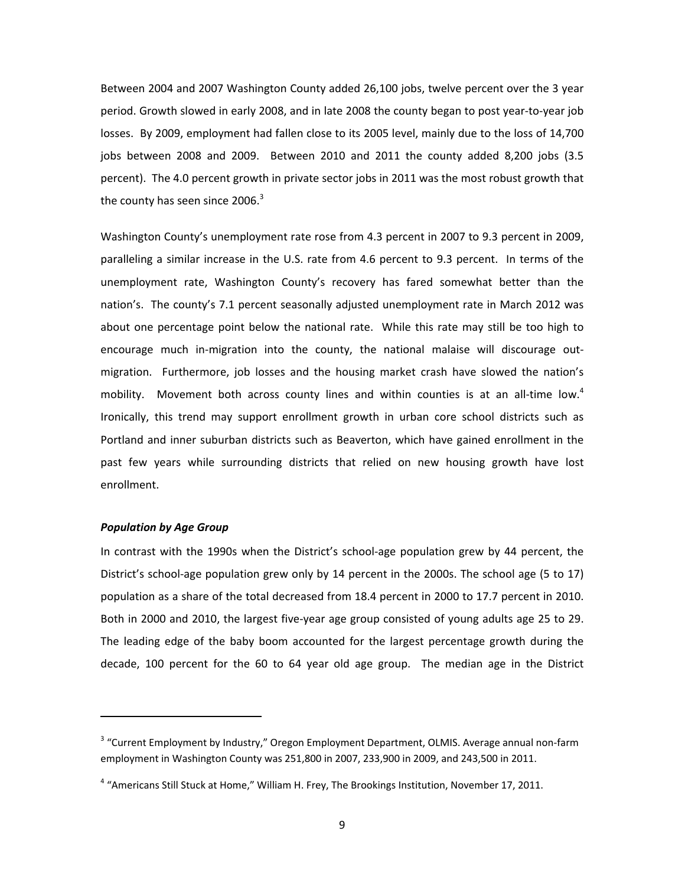Between 2004 and 2007 Washington County added 26,100 jobs, twelve percent over the 3 year period. Growth slowed in early 2008, and in late 2008 the county began to post year-to-year job losses. By 2009, employment had fallen close to its 2005 level, mainly due to the loss of 14,700 jobs between 2008 and 2009. Between 2010 and 2011 the county added 8,200 jobs (3.5 percent). The 4.0 percent growth in private sector jobs in 2011 was the most robust growth that the county has seen since 2006.[3]

Washington County's unemployment rate rose from 4.3 percent in 2007 to 9.3 percent in 2009, paralleling a similar increase in the U.S. rate from 4.6 percent to 9.3 percent. In terms of the unemployment rate, Washington County's recovery has fared somewhat better than the nation's. The county's 7.1 percent seasonally adjusted unemployment rate in March 2012 was about one percentage point below the national rate. While this rate may still be too high to encourage much in-migration into the county, the national malaise will discourage out-migration. Furthermore, job losses and the housing market crash have slowed the nation's mobility. Movement both across county lines and within counties is at an all-time low.[4] Ironically, this trend may support enrollment growth in urban core school districts such as Portland and inner suburban districts such as Beaverton, which have gained enrollment in the past few years while surrounding districts that relied on new housing growth have lost enrollment.

***Population by Age Group***

In contrast with the 1990s when the District's school-age population grew by 44 percent, the District's school-age population grew only by 14 percent in the 2000s. The school age (5 to 17) population as a share of the total decreased from 18.4 percent in 2000 to 17.7 percent in 2010. Both in 2000 and 2010, the largest five-year age group consisted of young adults age 25 to 29. The leading edge of the baby boom accounted for the largest percentage growth during the decade, 100 percent for the 60 to 64 year old age group. The median age in the District

---

[3] "Current Employment by Industry," Oregon Employment Department, OLMIS. Average annual non-farm employment in Washington County was 251,800 in 2007, 233,900 in 2009, and 243,500 in 2011.

[4] "Americans Still Stuck at Home," William H. Frey, The Brookings Institution, November 17, 2011.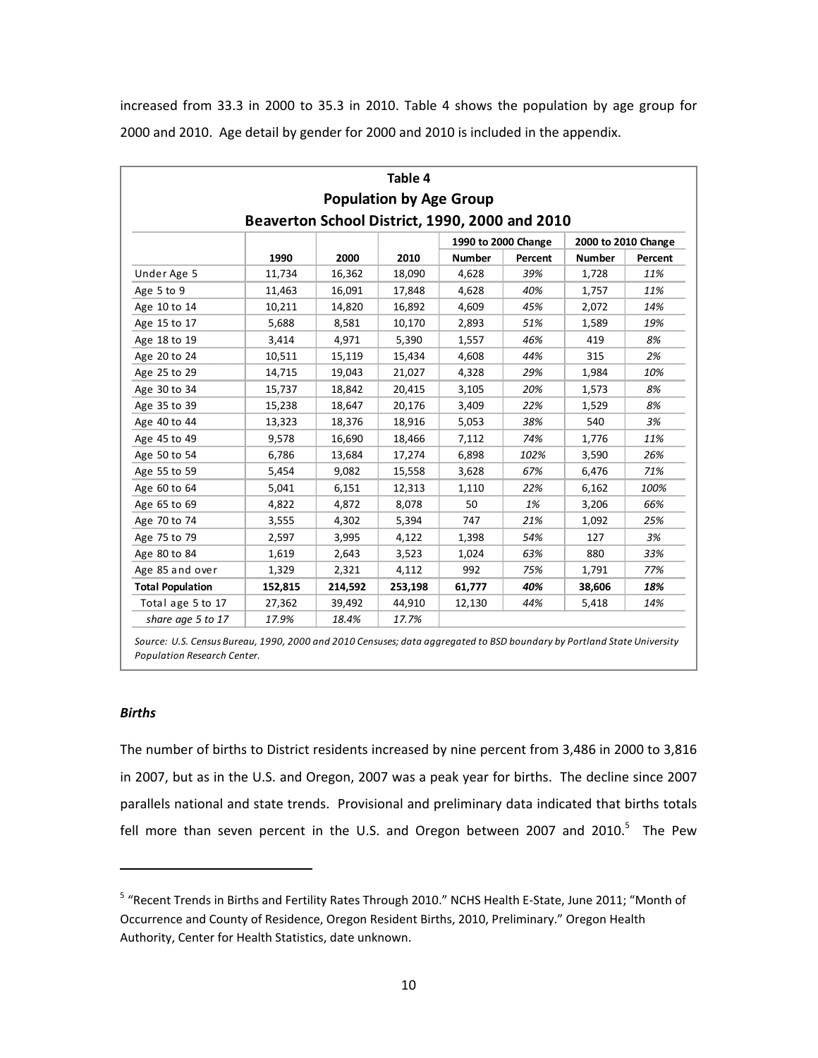increased from 33.3 in 2000 to 35.3 in 2010. Table 4 shows the population by age group for 2000 and 2010. Age detail by gender for 2000 and 2010 is included in the appendix.

**Table 4**
**Population by Age Group**
**Beaverton School District, 1990, 2000 and 2010**

| | | | | 1990 to 2000 Change | | 2000 to 2010 Change | |
|---|---|---|---|---|---|---|---|
| | **1990** | **2000** | **2010** | **Number** | **Percent** | **Number** | **Percent** |
| Under Age 5 | 11,734 | 16,362 | 18,090 | 4,628 | *39%* | 1,728 | *11%* |
| Age 5 to 9 | 11,463 | 16,091 | 17,848 | 4,628 | *40%* | 1,757 | *11%* |
| Age 10 to 14 | 10,211 | 14,820 | 16,892 | 4,609 | *45%* | 2,072 | *14%* |
| Age 15 to 17 | 5,688 | 8,581 | 10,170 | 2,893 | *51%* | 1,589 | *19%* |
| Age 18 to 19 | 3,414 | 4,971 | 5,390 | 1,557 | *46%* | 419 | *8%* |
| Age 20 to 24 | 10,511 | 15,119 | 15,434 | 4,608 | *44%* | 315 | *2%* |
| Age 25 to 29 | 14,715 | 19,043 | 21,027 | 4,328 | *29%* | 1,984 | *10%* |
| Age 30 to 34 | 15,737 | 18,842 | 20,415 | 3,105 | *20%* | 1,573 | *8%* |
| Age 35 to 39 | 15,238 | 18,647 | 20,176 | 3,409 | *22%* | 1,529 | *8%* |
| Age 40 to 44 | 13,323 | 18,376 | 18,916 | 5,053 | *38%* | 540 | *3%* |
| Age 45 to 49 | 9,578 | 16,690 | 18,466 | 7,112 | *74%* | 1,776 | *11%* |
| Age 50 to 54 | 6,786 | 13,684 | 17,274 | 6,898 | *102%* | 3,590 | *26%* |
| Age 55 to 59 | 5,454 | 9,082 | 15,558 | 3,628 | *67%* | 6,476 | *71%* |
| Age 60 to 64 | 5,041 | 6,151 | 12,313 | 1,110 | *22%* | 6,162 | *100%* |
| Age 65 to 69 | 4,822 | 4,872 | 8,078 | 50 | *1%* | 3,206 | *66%* |
| Age 70 to 74 | 3,555 | 4,302 | 5,394 | 747 | *21%* | 1,092 | *25%* |
| Age 75 to 79 | 2,597 | 3,995 | 4,122 | 1,398 | *54%* | 127 | *3%* |
| Age 80 to 84 | 1,619 | 2,643 | 3,523 | 1,024 | *63%* | 880 | *33%* |
| Age 85 and over | 1,329 | 2,321 | 4,112 | 992 | *75%* | 1,791 | *77%* |
| **Total Population** | **152,815** | **214,592** | **253,198** | **61,777** | ***40%*** | **38,606** | ***18%*** |
| Total age 5 to 17 | 27,362 | 39,492 | 44,910 | 12,130 | *44%* | 5,418 | *14%* |
| *share age 5 to 17* | *17.9%* | *18.4%* | *17.7%* | | | | |

*Source: U.S. Census Bureau, 1990, 2000 and 2010 Censuses; data aggregated to BSD boundary by Portland State University Population Research Center.*

### *Births*

The number of births to District residents increased by nine percent from 3,486 in 2000 to 3,816 in 2007, but as in the U.S. and Oregon, 2007 was a peak year for births. The decline since 2007 parallels national and state trends. Provisional and preliminary data indicated that births totals fell more than seven percent in the U.S. and Oregon between 2007 and 2010.[5] The Pew

[5] "Recent Trends in Births and Fertility Rates Through 2010." NCHS Health E-State, June 2011; "Month of Occurrence and County of Residence, Oregon Resident Births, 2010, Preliminary." Oregon Health Authority, Center for Health Statistics, date unknown.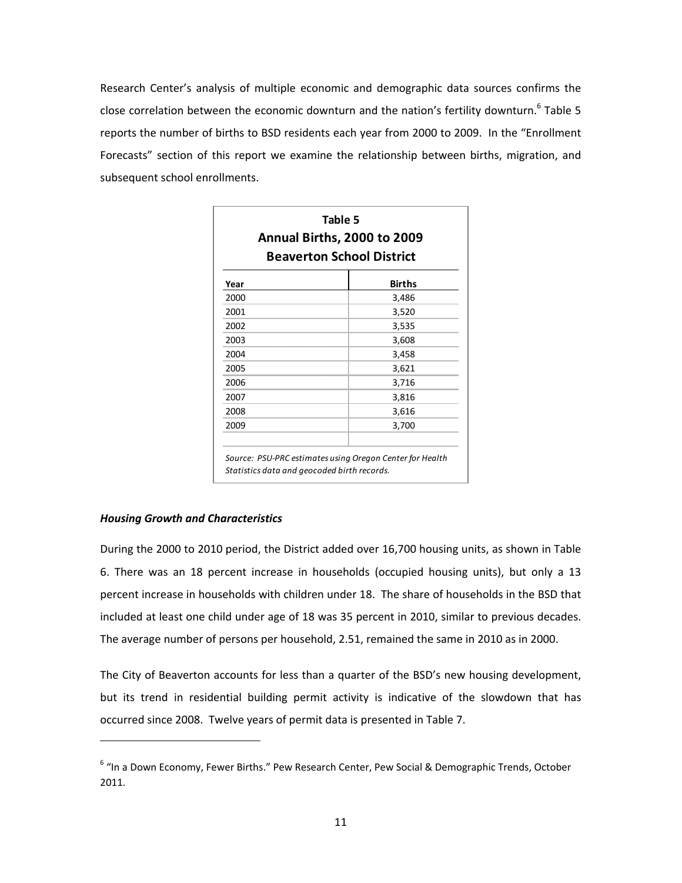Research Center's analysis of multiple economic and demographic data sources confirms the close correlation between the economic downturn and the nation's fertility downturn.[6] Table 5 reports the number of births to BSD residents each year from 2000 to 2009. In the "Enrollment Forecasts" section of this report we examine the relationship between births, migration, and subsequent school enrollments.

**Table 5**
**Annual Births, 2000 to 2009**
**Beaverton School District**

| Year | Births |
|---|---|
| 2000 | 3,486 |
| 2001 | 3,520 |
| 2002 | 3,535 |
| 2003 | 3,608 |
| 2004 | 3,458 |
| 2005 | 3,621 |
| 2006 | 3,716 |
| 2007 | 3,816 |
| 2008 | 3,616 |
| 2009 | 3,700 |

*Source: PSU-PRC estimates using Oregon Center for Health Statistics data and geocoded birth records.*

### ***Housing Growth and Characteristics***

During the 2000 to 2010 period, the District added over 16,700 housing units, as shown in Table 6. There was an 18 percent increase in households (occupied housing units), but only a 13 percent increase in households with children under 18. The share of households in the BSD that included at least one child under age of 18 was 35 percent in 2010, similar to previous decades. The average number of persons per household, 2.51, remained the same in 2010 as in 2000.

The City of Beaverton accounts for less than a quarter of the BSD's new housing development, but its trend in residential building permit activity is indicative of the slowdown that has occurred since 2008. Twelve years of permit data is presented in Table 7.

[6] "In a Down Economy, Fewer Births." Pew Research Center, Pew Social & Demographic Trends, October 2011.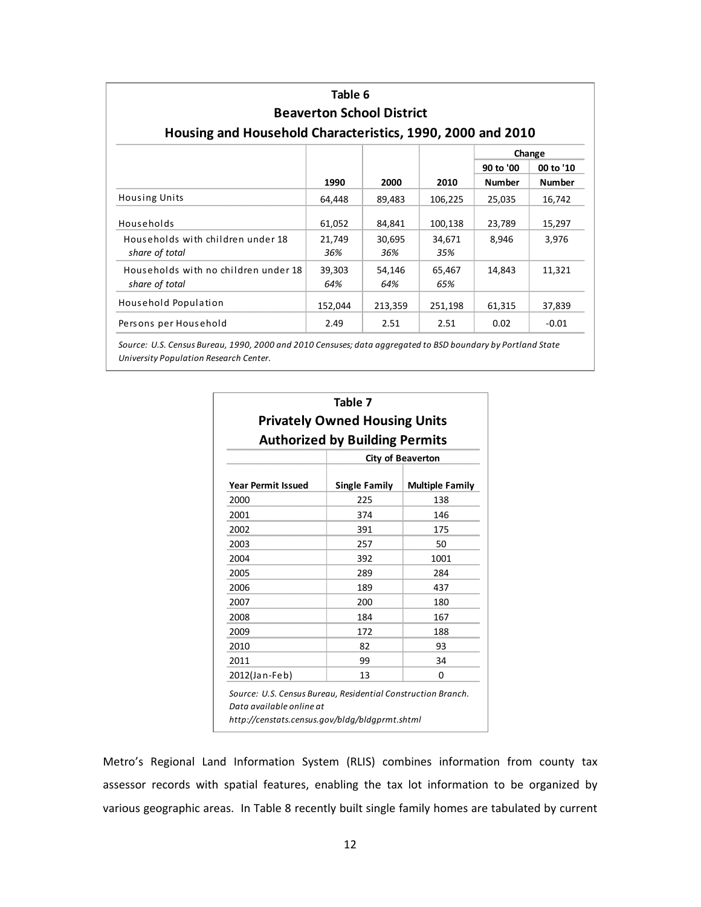**Table 6**
**Beaverton School District**
**Housing and Household Characteristics, 1990, 2000 and 2010**

| | | | | Change | |
|---|---|---|---|---|---|
| | | | | 90 to '00 | 00 to '10 |
| | 1990 | 2000 | 2010 | Number | Number |
| Housing Units | 64,448 | 89,483 | 106,225 | 25,035 | 16,742 |
| Households | 61,052 | 84,841 | 100,138 | 23,789 | 15,297 |
| Households with children under 18 | 21,749 | 30,695 | 34,671 | 8,946 | 3,976 |
| *share of total* | *36%* | *36%* | *35%* | | |
| Households with no children under 18 | 39,303 | 54,146 | 65,467 | 14,843 | 11,321 |
| *share of total* | *64%* | *64%* | *65%* | | |
| Household Population | 152,044 | 213,359 | 251,198 | 61,315 | 37,839 |
| Persons per Household | 2.49 | 2.51 | 2.51 | 0.02 | -0.01 |

*Source: U.S. Census Bureau, 1990, 2000 and 2010 Censuses; data aggregated to BSD boundary by Portland State University Population Research Center.*

**Table 7**
**Privately Owned Housing Units Authorized by Building Permits**

| | City of Beaverton | |
|---|---|---|
| **Year Permit Issued** | **Single Family** | **Multiple Family** |
| 2000 | 225 | 138 |
| 2001 | 374 | 146 |
| 2002 | 391 | 175 |
| 2003 | 257 | 50 |
| 2004 | 392 | 1001 |
| 2005 | 289 | 284 |
| 2006 | 189 | 437 |
| 2007 | 200 | 180 |
| 2008 | 184 | 167 |
| 2009 | 172 | 188 |
| 2010 | 82 | 93 |
| 2011 | 99 | 34 |
| 2012(Jan-Feb) | 13 | 0 |

*Source: U.S. Census Bureau, Residential Construction Branch. Data available online at http://censtats.census.gov/bldg/bldgprmt.shtml*

Metro's Regional Land Information System (RLIS) combines information from county tax assessor records with spatial features, enabling the tax lot information to be organized by various geographic areas. In Table 8 recently built single family homes are tabulated by current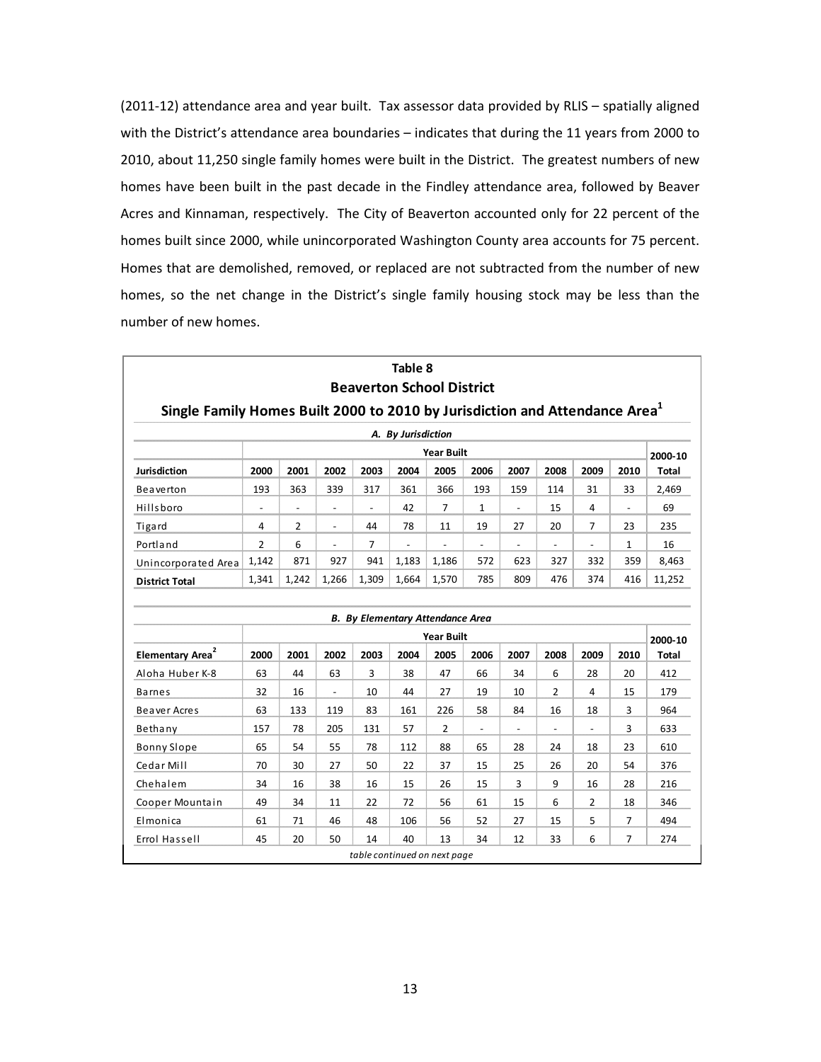(2011-12) attendance area and year built. Tax assessor data provided by RLIS – spatially aligned with the District's attendance area boundaries – indicates that during the 11 years from 2000 to 2010, about 11,250 single family homes were built in the District. The greatest numbers of new homes have been built in the past decade in the Findley attendance area, followed by Beaver Acres and Kinnaman, respectively. The City of Beaverton accounted only for 22 percent of the homes built since 2000, while unincorporated Washington County area accounts for 75 percent. Homes that are demolished, removed, or replaced are not subtracted from the number of new homes, so the net change in the District's single family housing stock may be less than the number of new homes.

**Table 8**
**Beaverton School District**
**Single Family Homes Built 2000 to 2010 by Jurisdiction and Attendance Area[1]**

*A. By Jurisdiction*

| | Year Built | | | | | | | | | | | 2000-10 |
|---|---|---|---|---|---|---|---|---|---|---|---|---|
| **Jurisdiction** | **2000** | **2001** | **2002** | **2003** | **2004** | **2005** | **2006** | **2007** | **2008** | **2009** | **2010** | **Total** |
| Beaverton | 193 | 363 | 339 | 317 | 361 | 366 | 193 | 159 | 114 | 31 | 33 | 2,469 |
| Hillsboro | - | - | - | - | 42 | 7 | 1 | - | 15 | 4 | - | 69 |
| Tigard | 4 | 2 | - | 44 | 78 | 11 | 19 | 27 | 20 | 7 | 23 | 235 |
| Portland | 2 | 6 | - | 7 | - | - | - | - | - | - | 1 | 16 |
| Unincorporated Area | 1,142 | 871 | 927 | 941 | 1,183 | 1,186 | 572 | 623 | 327 | 332 | 359 | 8,463 |
| **District Total** | 1,341 | 1,242 | 1,266 | 1,309 | 1,664 | 1,570 | 785 | 809 | 476 | 374 | 416 | 11,252 |

*B. By Elementary Attendance Area*

| | Year Built | | | | | | | | | | | 2000-10 |
|---|---|---|---|---|---|---|---|---|---|---|---|---|
| **Elementary Area[2]** | **2000** | **2001** | **2002** | **2003** | **2004** | **2005** | **2006** | **2007** | **2008** | **2009** | **2010** | **Total** |
| Aloha Huber K-8 | 63 | 44 | 63 | 3 | 38 | 47 | 66 | 34 | 6 | 28 | 20 | 412 |
| Barnes | 32 | 16 | - | 10 | 44 | 27 | 19 | 10 | 2 | 4 | 15 | 179 |
| Beaver Acres | 63 | 133 | 119 | 83 | 161 | 226 | 58 | 84 | 16 | 18 | 3 | 964 |
| Bethany | 157 | 78 | 205 | 131 | 57 | 2 | - | - | - | - | 3 | 633 |
| Bonny Slope | 65 | 54 | 55 | 78 | 112 | 88 | 65 | 28 | 24 | 18 | 23 | 610 |
| Cedar Mill | 70 | 30 | 27 | 50 | 22 | 37 | 15 | 25 | 26 | 20 | 54 | 376 |
| Chehalem | 34 | 16 | 38 | 16 | 15 | 26 | 15 | 3 | 9 | 16 | 28 | 216 |
| Cooper Mountain | 49 | 34 | 11 | 22 | 72 | 56 | 61 | 15 | 6 | 2 | 18 | 346 |
| Elmonica | 61 | 71 | 46 | 48 | 106 | 56 | 52 | 27 | 15 | 5 | 7 | 494 |
| Errol Hassell | 45 | 20 | 50 | 14 | 40 | 13 | 34 | 12 | 33 | 6 | 7 | 274 |

*table continued on next page*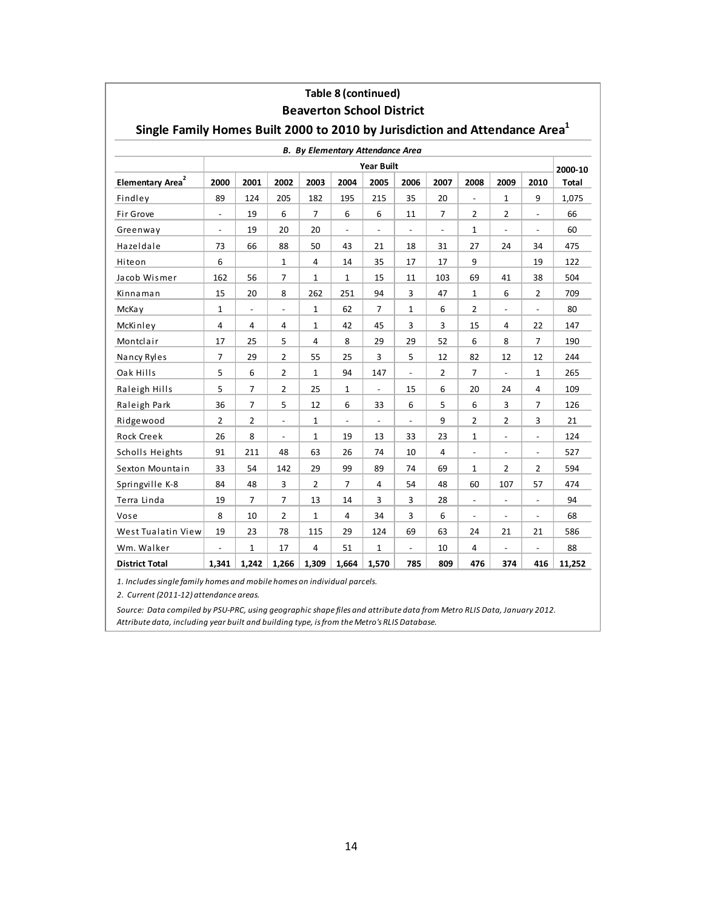## Table 8 (continued)

## Beaverton School District

### Single Family Homes Built 2000 to 2010 by Jurisdiction and Attendance Area[1]

*B. By Elementary Attendance Area*

| | Year Built | | | | | | | | | | | 2000-10 |
|---|---|---|---|---|---|---|---|---|---|---|---|---|
| **Elementary Area[2]** | **2000** | **2001** | **2002** | **2003** | **2004** | **2005** | **2006** | **2007** | **2008** | **2009** | **2010** | **Total** |
| Findley | 89 | 124 | 205 | 182 | 195 | 215 | 35 | 20 | - | 1 | 9 | 1,075 |
| Fir Grove | - | 19 | 6 | 7 | 6 | 6 | 11 | 7 | 2 | 2 | - | 66 |
| Greenway | - | 19 | 20 | 20 | - | - | - | - | 1 | - | - | 60 |
| Hazeldale | 73 | 66 | 88 | 50 | 43 | 21 | 18 | 31 | 27 | 24 | 34 | 475 |
| Hiteon | 6 | | 1 | 4 | 14 | 35 | 17 | 17 | 9 | | 19 | 122 |
| Jacob Wismer | 162 | 56 | 7 | 1 | 1 | 15 | 11 | 103 | 69 | 41 | 38 | 504 |
| Kinnaman | 15 | 20 | 8 | 262 | 251 | 94 | 3 | 47 | 1 | 6 | 2 | 709 |
| McKay | 1 | - | - | 1 | 62 | 7 | 1 | 6 | 2 | - | - | 80 |
| McKinley | 4 | 4 | 4 | 1 | 42 | 45 | 3 | 3 | 15 | 4 | 22 | 147 |
| Montclair | 17 | 25 | 5 | 4 | 8 | 29 | 29 | 52 | 6 | 8 | 7 | 190 |
| Nancy Ryles | 7 | 29 | 2 | 55 | 25 | 3 | 5 | 12 | 82 | 12 | 12 | 244 |
| Oak Hills | 5 | 6 | 2 | 1 | 94 | 147 | - | 2 | 7 | - | 1 | 265 |
| Raleigh Hills | 5 | 7 | 2 | 25 | 1 | - | 15 | 6 | 20 | 24 | 4 | 109 |
| Raleigh Park | 36 | 7 | 5 | 12 | 6 | 33 | 6 | 5 | 6 | 3 | 7 | 126 |
| Ridgewood | 2 | 2 | - | 1 | - | - | - | 9 | 2 | 2 | 3 | 21 |
| Rock Creek | 26 | 8 | - | 1 | 19 | 13 | 33 | 23 | 1 | - | - | 124 |
| Scholls Heights | 91 | 211 | 48 | 63 | 26 | 74 | 10 | 4 | - | - | - | 527 |
| Sexton Mountain | 33 | 54 | 142 | 29 | 99 | 89 | 74 | 69 | 1 | 2 | 2 | 594 |
| Springville K-8 | 84 | 48 | 3 | 2 | 7 | 4 | 54 | 48 | 60 | 107 | 57 | 474 |
| Terra Linda | 19 | 7 | 7 | 13 | 14 | 3 | 3 | 28 | - | - | - | 94 |
| Vose | 8 | 10 | 2 | 1 | 4 | 34 | 3 | 6 | - | - | - | 68 |
| West Tualatin View | 19 | 23 | 78 | 115 | 29 | 124 | 69 | 63 | 24 | 21 | 21 | 586 |
| Wm. Walker | - | 1 | 17 | 4 | 51 | 1 | - | 10 | 4 | - | - | 88 |
| **District Total** | **1,341** | **1,242** | **1,266** | **1,309** | **1,664** | **1,570** | **785** | **809** | **476** | **374** | **416** | **11,252** |

*1. Includes single family homes and mobile homes on individual parcels.*

*2. Current (2011-12) attendance areas.*

*Source: Data compiled by PSU-PRC, using geographic shape files and attribute data from Metro RLIS Data, January 2012. Attribute data, including year built and building type, is from the Metro's RLIS Database.*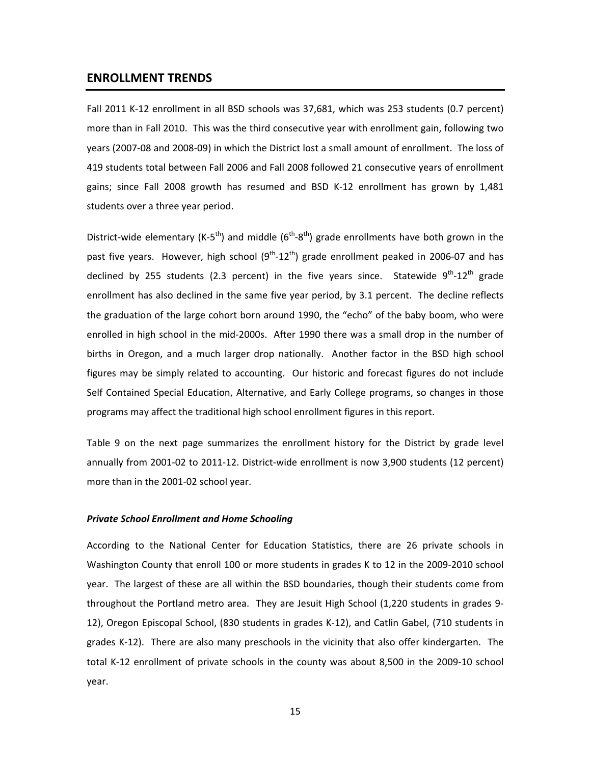## ENROLLMENT TRENDS

Fall 2011 K-12 enrollment in all BSD schools was 37,681, which was 253 students (0.7 percent) more than in Fall 2010. This was the third consecutive year with enrollment gain, following two years (2007-08 and 2008-09) in which the District lost a small amount of enrollment. The loss of 419 students total between Fall 2006 and Fall 2008 followed 21 consecutive years of enrollment gains; since Fall 2008 growth has resumed and BSD K-12 enrollment has grown by 1,481 students over a three year period.

District-wide elementary (K-5$^{th}$) and middle (6$^{th}$-8$^{th}$) grade enrollments have both grown in the past five years. However, high school (9$^{th}$-12$^{th}$) grade enrollment peaked in 2006-07 and has declined by 255 students (2.3 percent) in the five years since. Statewide 9$^{th}$-12$^{th}$ grade enrollment has also declined in the same five year period, by 3.1 percent. The decline reflects the graduation of the large cohort born around 1990, the "echo" of the baby boom, who were enrolled in high school in the mid-2000s. After 1990 there was a small drop in the number of births in Oregon, and a much larger drop nationally. Another factor in the BSD high school figures may be simply related to accounting. Our historic and forecast figures do not include Self Contained Special Education, Alternative, and Early College programs, so changes in those programs may affect the traditional high school enrollment figures in this report.

Table 9 on the next page summarizes the enrollment history for the District by grade level annually from 2001-02 to 2011-12. District-wide enrollment is now 3,900 students (12 percent) more than in the 2001-02 school year.

### *Private School Enrollment and Home Schooling*

According to the National Center for Education Statistics, there are 26 private schools in Washington County that enroll 100 or more students in grades K to 12 in the 2009-2010 school year. The largest of these are all within the BSD boundaries, though their students come from throughout the Portland metro area. They are Jesuit High School (1,220 students in grades 9-12), Oregon Episcopal School, (830 students in grades K-12), and Catlin Gabel, (710 students in grades K-12). There are also many preschools in the vicinity that also offer kindergarten. The total K-12 enrollment of private schools in the county was about 8,500 in the 2009-10 school year.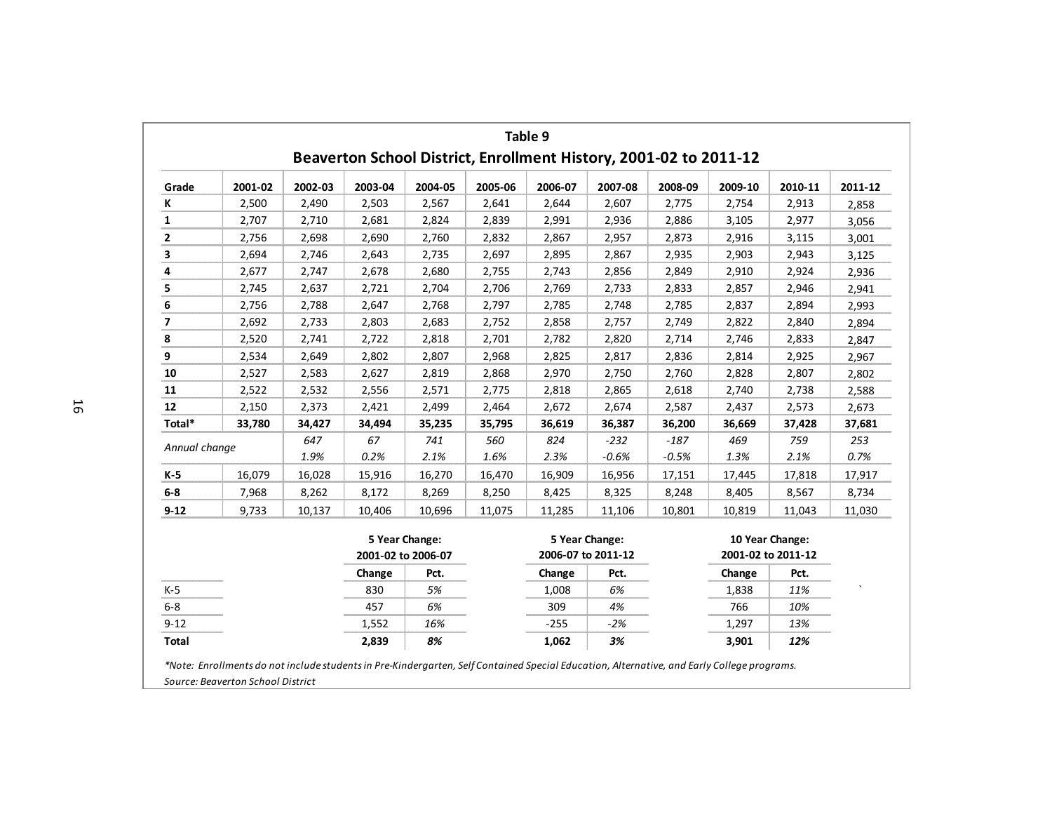## Table 9

## Beaverton School District, Enrollment History, 2001-02 to 2011-12

| Grade | 2001-02 | 2002-03 | 2003-04 | 2004-05 | 2005-06 | 2006-07 | 2007-08 | 2008-09 | 2009-10 | 2010-11 | 2011-12 |
|---|---|---|---|---|---|---|---|---|---|---|---|
| **K** | 2,500 | 2,490 | 2,503 | 2,567 | 2,641 | 2,644 | 2,607 | 2,775 | 2,754 | 2,913 | 2,858 |
| **1** | 2,707 | 2,710 | 2,681 | 2,824 | 2,839 | 2,991 | 2,936 | 2,886 | 3,105 | 2,977 | 3,056 |
| **2** | 2,756 | 2,698 | 2,690 | 2,760 | 2,832 | 2,867 | 2,957 | 2,873 | 2,916 | 3,115 | 3,001 |
| **3** | 2,694 | 2,746 | 2,643 | 2,735 | 2,697 | 2,895 | 2,867 | 2,935 | 2,903 | 2,943 | 3,125 |
| **4** | 2,677 | 2,747 | 2,678 | 2,680 | 2,755 | 2,743 | 2,856 | 2,849 | 2,910 | 2,924 | 2,936 |
| **5** | 2,745 | 2,637 | 2,721 | 2,704 | 2,706 | 2,769 | 2,733 | 2,833 | 2,857 | 2,946 | 2,941 |
| **6** | 2,756 | 2,788 | 2,647 | 2,768 | 2,797 | 2,785 | 2,748 | 2,785 | 2,837 | 2,894 | 2,993 |
| **7** | 2,692 | 2,733 | 2,803 | 2,683 | 2,752 | 2,858 | 2,757 | 2,749 | 2,822 | 2,840 | 2,894 |
| **8** | 2,520 | 2,741 | 2,722 | 2,818 | 2,701 | 2,782 | 2,820 | 2,714 | 2,746 | 2,833 | 2,847 |
| **9** | 2,534 | 2,649 | 2,802 | 2,807 | 2,968 | 2,825 | 2,817 | 2,836 | 2,814 | 2,925 | 2,967 |
| **10** | 2,527 | 2,583 | 2,627 | 2,819 | 2,868 | 2,970 | 2,750 | 2,760 | 2,828 | 2,807 | 2,802 |
| **11** | 2,522 | 2,532 | 2,556 | 2,571 | 2,775 | 2,818 | 2,865 | 2,618 | 2,740 | 2,738 | 2,588 |
| **12** | 2,150 | 2,373 | 2,421 | 2,499 | 2,464 | 2,672 | 2,674 | 2,587 | 2,437 | 2,573 | 2,673 |
| **Total*** | **33,780** | **34,427** | **34,494** | **35,235** | **35,795** | **36,619** | **36,387** | **36,200** | **36,669** | **37,428** | **37,681** |
| *Annual change* | | *647* | *67* | *741* | *560* | *824* | *-232* | *-187* | *469* | *759* | *253* |
| | | *1.9%* | *0.2%* | *2.1%* | *1.6%* | *2.3%* | *-0.6%* | *-0.5%* | *1.3%* | *2.1%* | *0.7%* |
| **K-5** | 16,079 | 16,028 | 15,916 | 16,270 | 16,470 | 16,909 | 16,956 | 17,151 | 17,445 | 17,818 | 17,917 |
| **6-8** | 7,968 | 8,262 | 8,172 | 8,269 | 8,250 | 8,425 | 8,325 | 8,248 | 8,405 | 8,567 | 8,734 |
| **9-12** | 9,733 | 10,137 | 10,406 | 10,696 | 11,075 | 11,285 | 11,106 | 10,801 | 10,819 | 11,043 | 11,030 |

| | 5 Year Change: 2001-02 to 2006-07 | | 5 Year Change: 2006-07 to 2011-12 | | 10 Year Change: 2001-02 to 2011-12 | |
|---|---|---|---|---|---|---|
| | **Change** | **Pct.** | **Change** | **Pct.** | **Change** | **Pct.** |
| K-5 | 830 | *5%* | 1,008 | *6%* | 1,838 | *11%* |
| 6-8 | 457 | *6%* | 309 | *4%* | 766 | *10%* |
| 9-12 | 1,552 | *16%* | -255 | *-2%* | 1,297 | *13%* |
| **Total** | **2,839** | ***8%*** | **1,062** | ***3%*** | **3,901** | ***12%*** |

*\*Note: Enrollments do not include students in Pre-Kindergarten, Self Contained Special Education, Alternative, and Early College programs.*

*Source: Beaverton School District*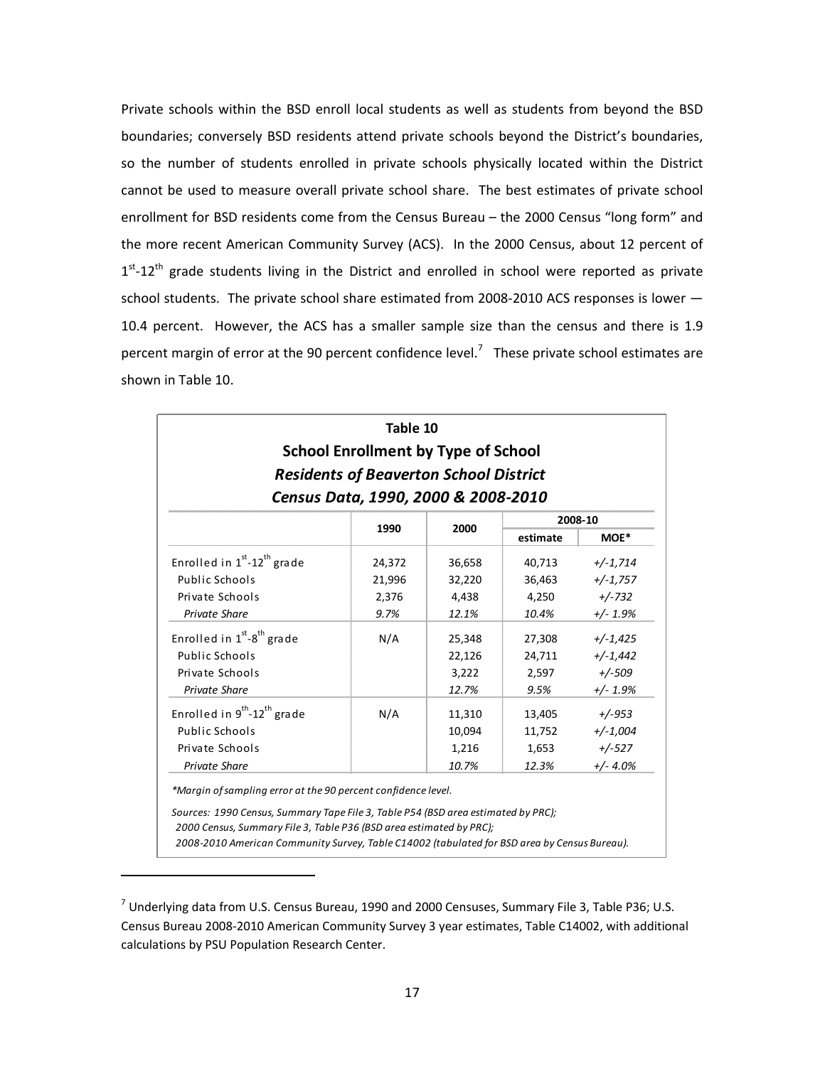Private schools within the BSD enroll local students as well as students from beyond the BSD boundaries; conversely BSD residents attend private schools beyond the District's boundaries, so the number of students enrolled in private schools physically located within the District cannot be used to measure overall private school share. The best estimates of private school enrollment for BSD residents come from the Census Bureau – the 2000 Census "long form" and the more recent American Community Survey (ACS). In the 2000 Census, about 12 percent of 1st-12th grade students living in the District and enrolled in school were reported as private school students. The private school share estimated from 2008-2010 ACS responses is lower — 10.4 percent. However, the ACS has a smaller sample size than the census and there is 1.9 percent margin of error at the 90 percent confidence level.[7] These private school estimates are shown in Table 10.

**Table 10**
**School Enrollment by Type of School**
***Residents of Beaverton School District***
***Census Data, 1990, 2000 & 2008-2010***

| | 1990 | 2000 | 2008-10 | |
|---|---|---|---|---|
| | | | estimate | MOE* |
| Enrolled in 1st-12th grade | 24,372 | 36,658 | 40,713 | *+/-1,714* |
| Public Schools | 21,996 | 32,220 | 36,463 | *+/-1,757* |
| Private Schools | 2,376 | 4,438 | 4,250 | *+/-732* |
| *Private Share* | *9.7%* | *12.1%* | *10.4%* | *+/- 1.9%* |
| Enrolled in 1st-8th grade | N/A | 25,348 | 27,308 | *+/-1,425* |
| Public Schools | | 22,126 | 24,711 | *+/-1,442* |
| Private Schools | | 3,222 | 2,597 | *+/-509* |
| *Private Share* | | *12.7%* | *9.5%* | *+/- 1.9%* |
| Enrolled in 9th-12th grade | N/A | 11,310 | 13,405 | *+/-953* |
| Public Schools | | 10,094 | 11,752 | *+/-1,004* |
| Private Schools | | 1,216 | 1,653 | *+/-527* |
| *Private Share* | | *10.7%* | *12.3%* | *+/- 4.0%* |

*\*Margin of sampling error at the 90 percent confidence level.*

*Sources: 1990 Census, Summary Tape File 3, Table P54 (BSD area estimated by PRC);*
*2000 Census, Summary File 3, Table P36 (BSD area estimated by PRC);*
*2008-2010 American Community Survey, Table C14002 (tabulated for BSD area by Census Bureau).*

---

[7] Underlying data from U.S. Census Bureau, 1990 and 2000 Censuses, Summary File 3, Table P36; U.S. Census Bureau 2008-2010 American Community Survey 3 year estimates, Table C14002, with additional calculations by PSU Population Research Center.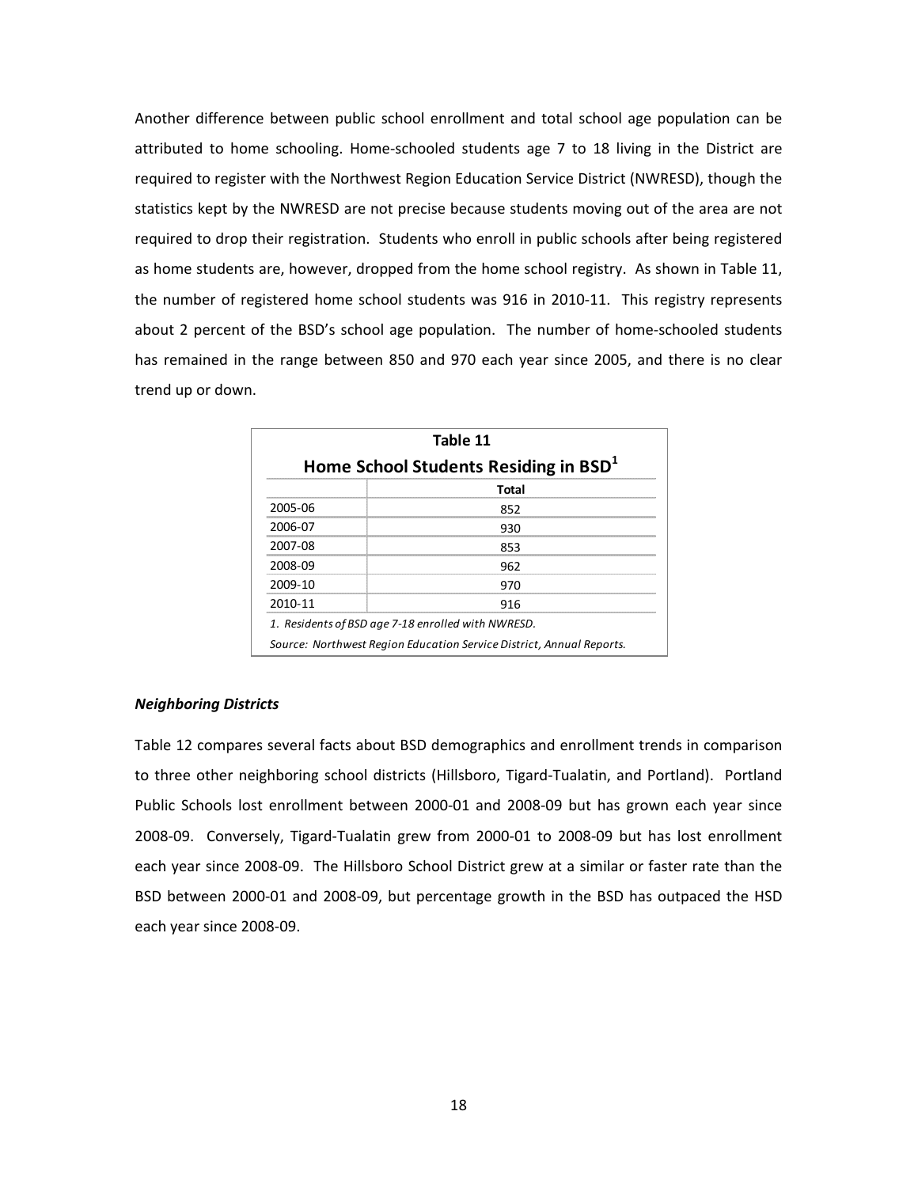Another difference between public school enrollment and total school age population can be attributed to home schooling. Home-schooled students age 7 to 18 living in the District are required to register with the Northwest Region Education Service District (NWRESD), though the statistics kept by the NWRESD are not precise because students moving out of the area are not required to drop their registration. Students who enroll in public schools after being registered as home students are, however, dropped from the home school registry. As shown in Table 11, the number of registered home school students was 916 in 2010-11. This registry represents about 2 percent of the BSD's school age population. The number of home-schooled students has remained in the range between 850 and 970 each year since 2005, and there is no clear trend up or down.

**Table 11**

**Home School Students Residing in BSD[1]**

| | Total |
|---|---|
| 2005-06 | 852 |
| 2006-07 | 930 |
| 2007-08 | 853 |
| 2008-09 | 962 |
| 2009-10 | 970 |
| 2010-11 | 916 |

*1. Residents of BSD age 7-18 enrolled with NWRESD.*

*Source: Northwest Region Education Service District, Annual Reports.*

***Neighboring Districts***

Table 12 compares several facts about BSD demographics and enrollment trends in comparison to three other neighboring school districts (Hillsboro, Tigard-Tualatin, and Portland). Portland Public Schools lost enrollment between 2000-01 and 2008-09 but has grown each year since 2008-09. Conversely, Tigard-Tualatin grew from 2000-01 to 2008-09 but has lost enrollment each year since 2008-09. The Hillsboro School District grew at a similar or faster rate than the BSD between 2000-01 and 2008-09, but percentage growth in the BSD has outpaced the HSD each year since 2008-09.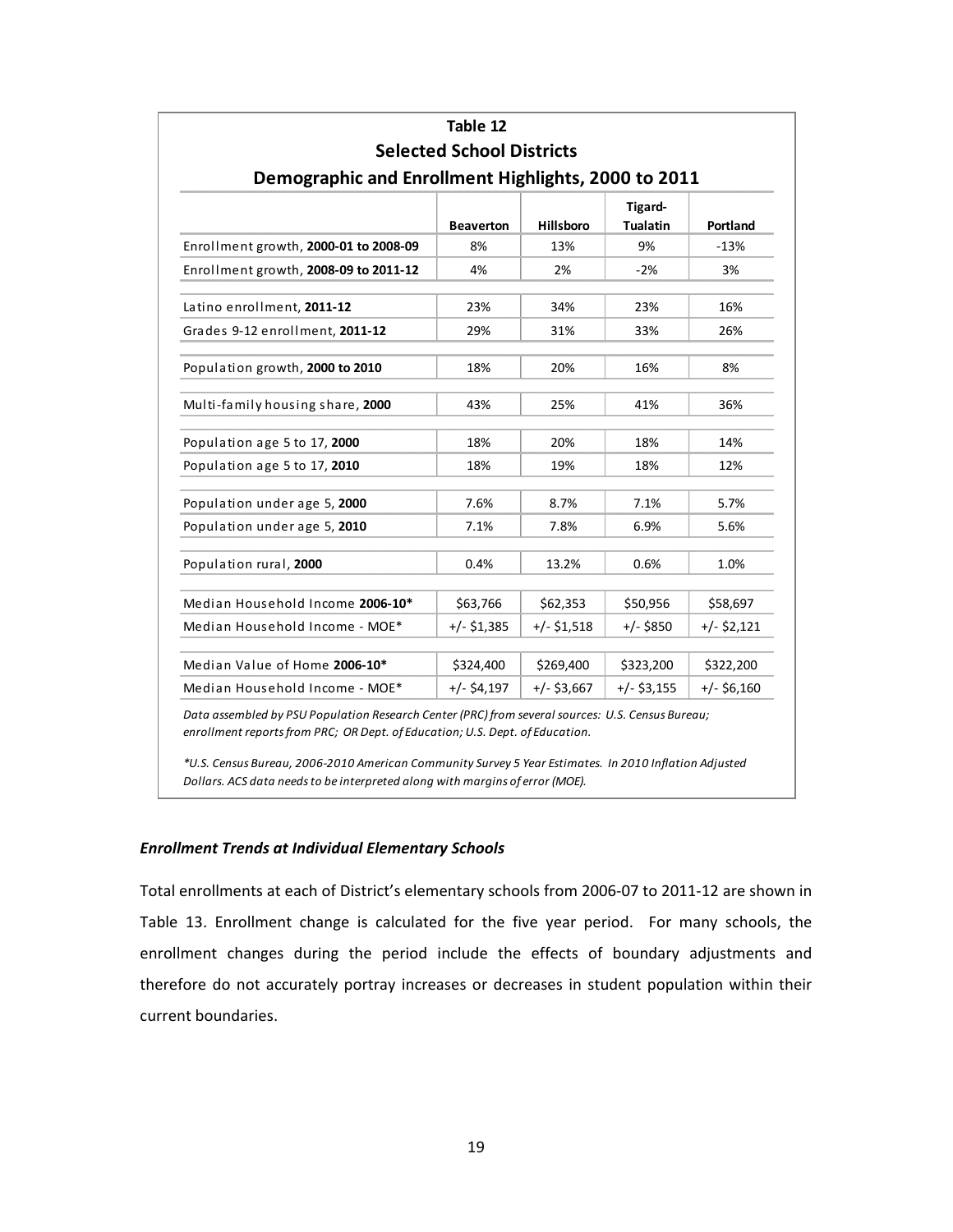**Table 12**

**Selected School Districts**

**Demographic and Enrollment Highlights, 2000 to 2011**

| | Beaverton | Hillsboro | Tigard-Tualatin | Portland |
|---|---|---|---|---|
| Enrollment growth, **2000-01 to 2008-09** | 8% | 13% | 9% | -13% |
| Enrollment growth, **2008-09 to 2011-12** | 4% | 2% | -2% | 3% |
| Latino enrollment, **2011-12** | 23% | 34% | 23% | 16% |
| Grades 9-12 enrollment, **2011-12** | 29% | 31% | 33% | 26% |
| Population growth, **2000 to 2010** | 18% | 20% | 16% | 8% |
| Multi-family housing share, **2000** | 43% | 25% | 41% | 36% |
| Population age 5 to 17, **2000** | 18% | 20% | 18% | 14% |
| Population age 5 to 17, **2010** | 18% | 19% | 18% | 12% |
| Population under age 5, **2000** | 7.6% | 8.7% | 7.1% | 5.7% |
| Population under age 5, **2010** | 7.1% | 7.8% | 6.9% | 5.6% |
| Population rural, **2000** | 0.4% | 13.2% | 0.6% | 1.0% |
| Median Household Income **2006-10*** | $63,766 | $62,353 | $50,956 | $58,697 |
| Median Household Income - MOE* | +/- $1,385 | +/- $1,518 | +/- $850 | +/- $2,121 |
| Median Value of Home **2006-10*** | $324,400 | $269,400 | $323,200 | $322,200 |
| Median Household Income - MOE* | +/- $4,197 | +/- $3,667 | +/- $3,155 | +/- $6,160 |

*Data assembled by PSU Population Research Center (PRC) from several sources: U.S. Census Bureau; enrollment reports from PRC; OR Dept. of Education; U.S. Dept. of Education.*

*\*U.S. Census Bureau, 2006-2010 American Community Survey 5 Year Estimates. In 2010 Inflation Adjusted Dollars. ACS data needs to be interpreted along with margins of error (MOE).*

### *Enrollment Trends at Individual Elementary Schools*

Total enrollments at each of District's elementary schools from 2006-07 to 2011-12 are shown in Table 13. Enrollment change is calculated for the five year period. For many schools, the enrollment changes during the period include the effects of boundary adjustments and therefore do not accurately portray increases or decreases in student population within their current boundaries.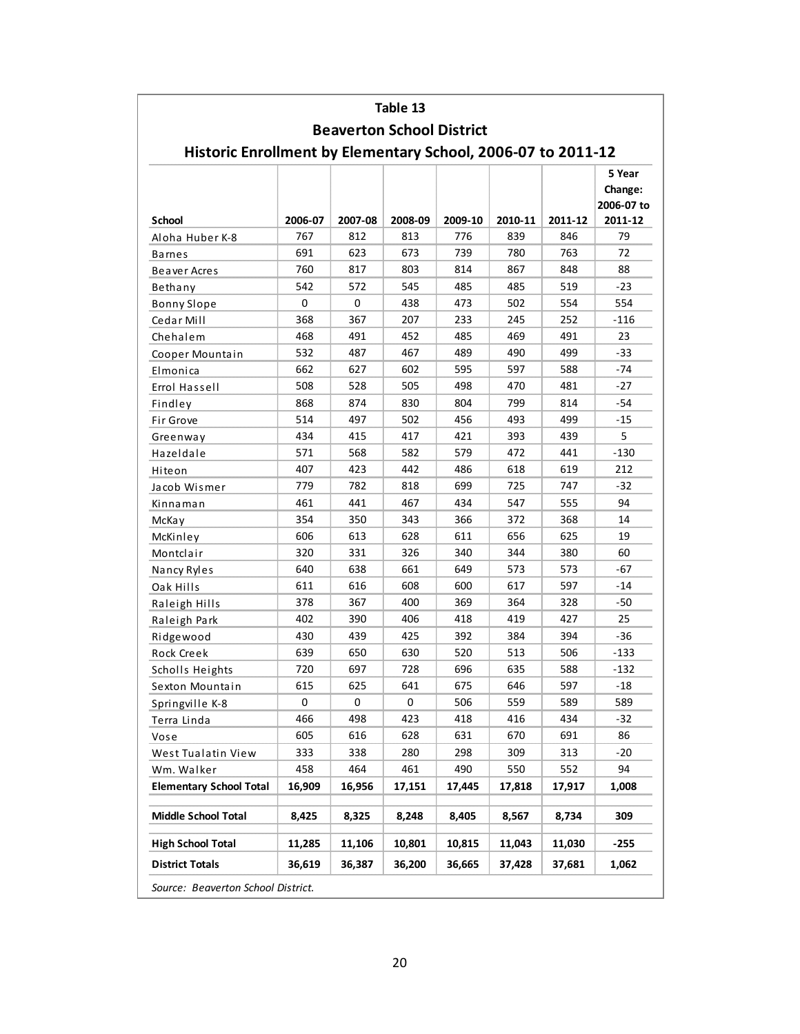## Table 13
## Beaverton School District
## Historic Enrollment by Elementary School, 2006-07 to 2011-12

| School | 2006-07 | 2007-08 | 2008-09 | 2009-10 | 2010-11 | 2011-12 | 5 Year Change: 2006-07 to 2011-12 |
|---|---|---|---|---|---|---|---|
| Aloha Huber K-8 | 767 | 812 | 813 | 776 | 839 | 846 | 79 |
| Barnes | 691 | 623 | 673 | 739 | 780 | 763 | 72 |
| Beaver Acres | 760 | 817 | 803 | 814 | 867 | 848 | 88 |
| Bethany | 542 | 572 | 545 | 485 | 485 | 519 | -23 |
| Bonny Slope | 0 | 0 | 438 | 473 | 502 | 554 | 554 |
| Cedar Mill | 368 | 367 | 207 | 233 | 245 | 252 | -116 |
| Chehalem | 468 | 491 | 452 | 485 | 469 | 491 | 23 |
| Cooper Mountain | 532 | 487 | 467 | 489 | 490 | 499 | -33 |
| Elmonica | 662 | 627 | 602 | 595 | 597 | 588 | -74 |
| Errol Hassell | 508 | 528 | 505 | 498 | 470 | 481 | -27 |
| Findley | 868 | 874 | 830 | 804 | 799 | 814 | -54 |
| Fir Grove | 514 | 497 | 502 | 456 | 493 | 499 | -15 |
| Greenway | 434 | 415 | 417 | 421 | 393 | 439 | 5 |
| Hazeldale | 571 | 568 | 582 | 579 | 472 | 441 | -130 |
| Hiteon | 407 | 423 | 442 | 486 | 618 | 619 | 212 |
| Jacob Wismer | 779 | 782 | 818 | 699 | 725 | 747 | -32 |
| Kinnaman | 461 | 441 | 467 | 434 | 547 | 555 | 94 |
| McKay | 354 | 350 | 343 | 366 | 372 | 368 | 14 |
| McKinley | 606 | 613 | 628 | 611 | 656 | 625 | 19 |
| Montclair | 320 | 331 | 326 | 340 | 344 | 380 | 60 |
| Nancy Ryles | 640 | 638 | 661 | 649 | 573 | 573 | -67 |
| Oak Hills | 611 | 616 | 608 | 600 | 617 | 597 | -14 |
| Raleigh Hills | 378 | 367 | 400 | 369 | 364 | 328 | -50 |
| Raleigh Park | 402 | 390 | 406 | 418 | 419 | 427 | 25 |
| Ridgewood | 430 | 439 | 425 | 392 | 384 | 394 | -36 |
| Rock Creek | 639 | 650 | 630 | 520 | 513 | 506 | -133 |
| Scholls Heights | 720 | 697 | 728 | 696 | 635 | 588 | -132 |
| Sexton Mountain | 615 | 625 | 641 | 675 | 646 | 597 | -18 |
| Springville K-8 | 0 | 0 | 0 | 506 | 559 | 589 | 589 |
| Terra Linda | 466 | 498 | 423 | 418 | 416 | 434 | -32 |
| Vose | 605 | 616 | 628 | 631 | 670 | 691 | 86 |
| West Tualatin View | 333 | 338 | 280 | 298 | 309 | 313 | -20 |
| Wm. Walker | 458 | 464 | 461 | 490 | 550 | 552 | 94 |
| **Elementary School Total** | **16,909** | **16,956** | **17,151** | **17,445** | **17,818** | **17,917** | **1,008** |
| **Middle School Total** | **8,425** | **8,325** | **8,248** | **8,405** | **8,567** | **8,734** | **309** |
| **High School Total** | **11,285** | **11,106** | **10,801** | **10,815** | **11,043** | **11,030** | **-255** |
| **District Totals** | **36,619** | **36,387** | **36,200** | **36,665** | **37,428** | **37,681** | **1,062** |

*Source: Beaverton School District.*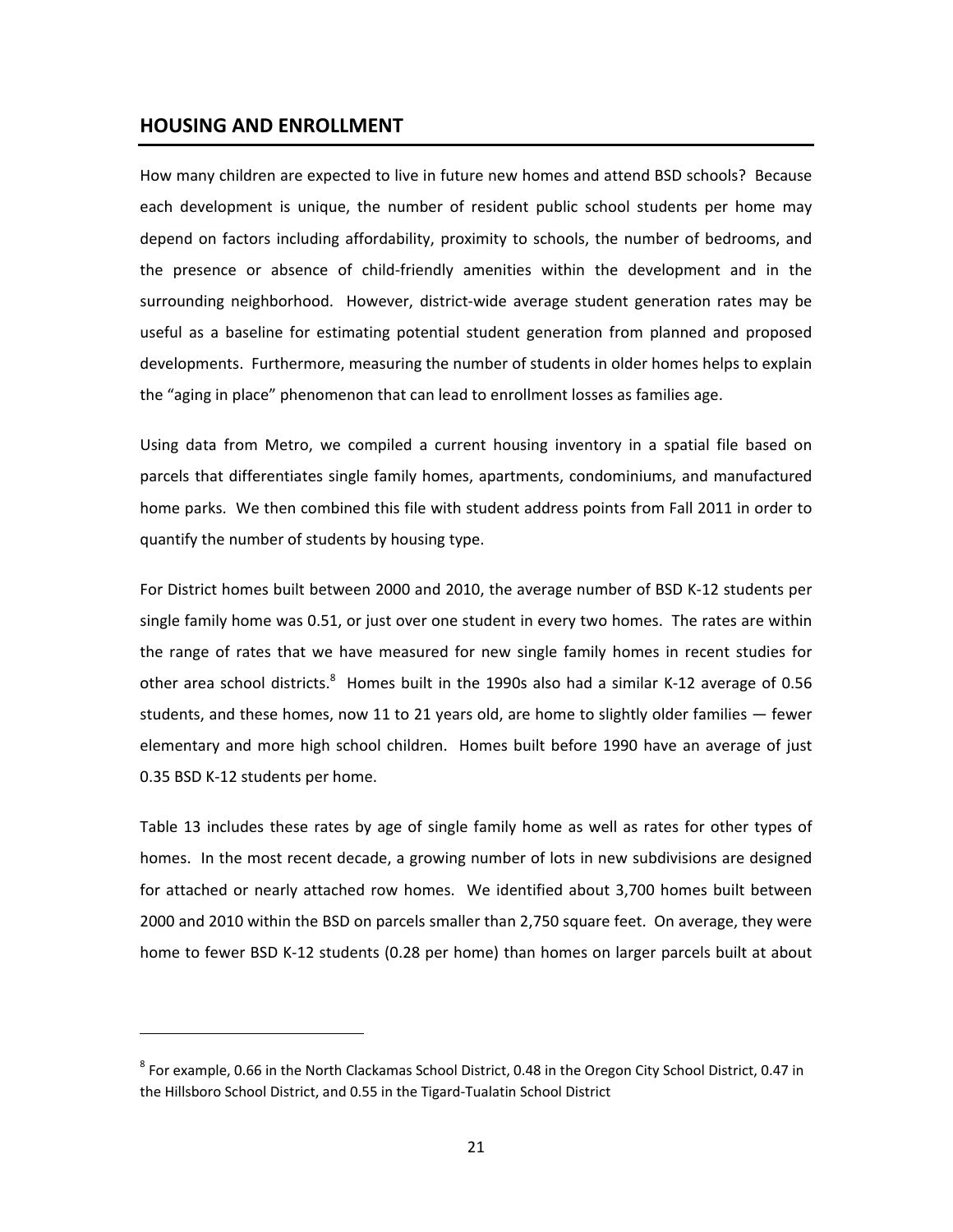## HOUSING AND ENROLLMENT

How many children are expected to live in future new homes and attend BSD schools? Because each development is unique, the number of resident public school students per home may depend on factors including affordability, proximity to schools, the number of bedrooms, and the presence or absence of child-friendly amenities within the development and in the surrounding neighborhood. However, district-wide average student generation rates may be useful as a baseline for estimating potential student generation from planned and proposed developments. Furthermore, measuring the number of students in older homes helps to explain the "aging in place" phenomenon that can lead to enrollment losses as families age.

Using data from Metro, we compiled a current housing inventory in a spatial file based on parcels that differentiates single family homes, apartments, condominiums, and manufactured home parks. We then combined this file with student address points from Fall 2011 in order to quantify the number of students by housing type.

For District homes built between 2000 and 2010, the average number of BSD K-12 students per single family home was 0.51, or just over one student in every two homes. The rates are within the range of rates that we have measured for new single family homes in recent studies for other area school districts.[8] Homes built in the 1990s also had a similar K-12 average of 0.56 students, and these homes, now 11 to 21 years old, are home to slightly older families — fewer elementary and more high school children. Homes built before 1990 have an average of just 0.35 BSD K-12 students per home.

Table 13 includes these rates by age of single family home as well as rates for other types of homes. In the most recent decade, a growing number of lots in new subdivisions are designed for attached or nearly attached row homes. We identified about 3,700 homes built between 2000 and 2010 within the BSD on parcels smaller than 2,750 square feet. On average, they were home to fewer BSD K-12 students (0.28 per home) than homes on larger parcels built at about

[8] For example, 0.66 in the North Clackamas School District, 0.48 in the Oregon City School District, 0.47 in the Hillsboro School District, and 0.55 in the Tigard-Tualatin School District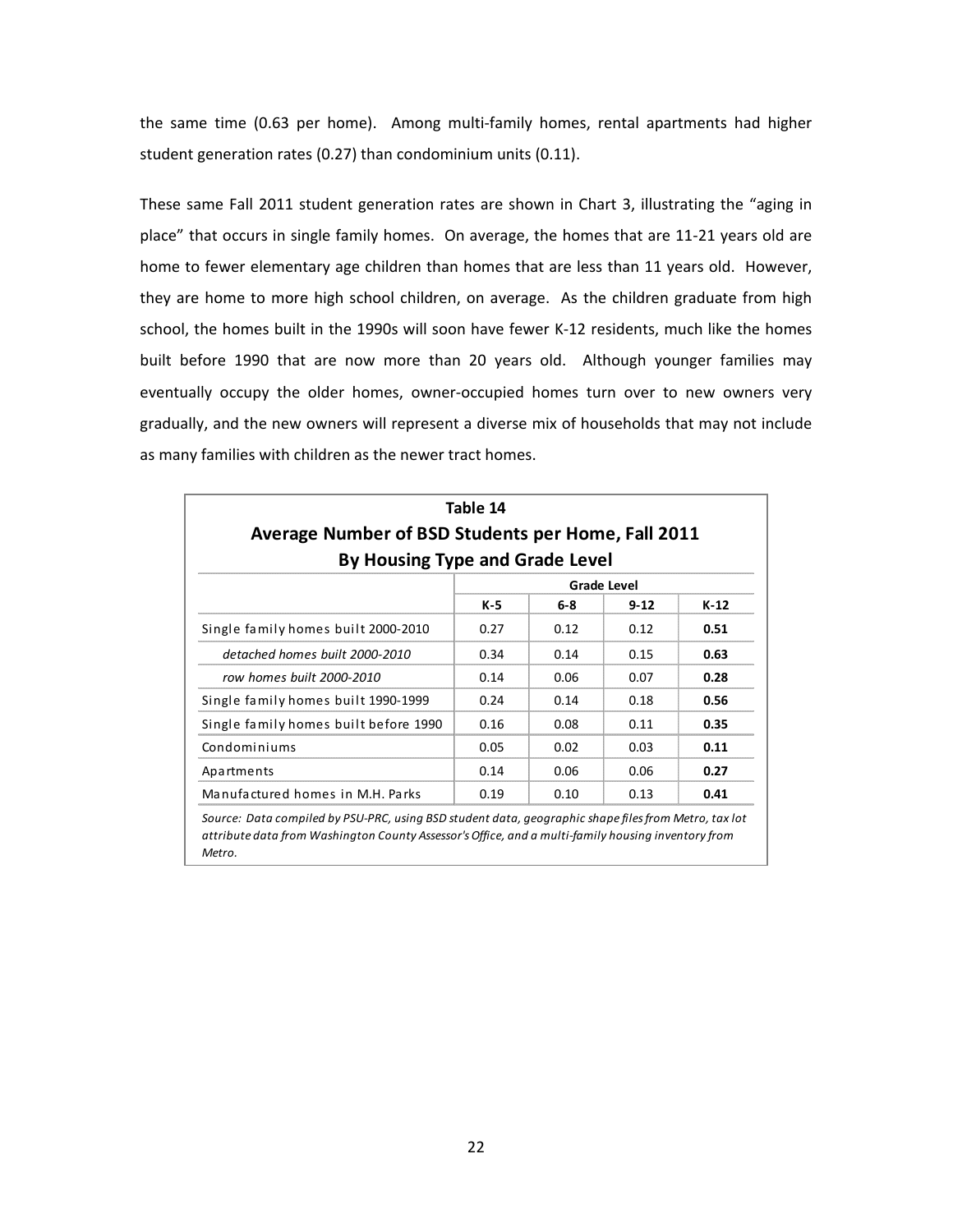the same time (0.63 per home). Among multi-family homes, rental apartments had higher student generation rates (0.27) than condominium units (0.11).

These same Fall 2011 student generation rates are shown in Chart 3, illustrating the "aging in place" that occurs in single family homes. On average, the homes that are 11-21 years old are home to fewer elementary age children than homes that are less than 11 years old. However, they are home to more high school children, on average. As the children graduate from high school, the homes built in the 1990s will soon have fewer K-12 residents, much like the homes built before 1990 that are now more than 20 years old. Although younger families may eventually occupy the older homes, owner-occupied homes turn over to new owners very gradually, and the new owners will represent a diverse mix of households that may not include as many families with children as the newer tract homes.

**Table 14**
**Average Number of BSD Students per Home, Fall 2011**
**By Housing Type and Grade Level**

| | Grade Level | | | |
|---|---|---|---|---|
| | K-5 | 6-8 | 9-12 | K-12 |
| Single family homes built 2000-2010 | 0.27 | 0.12 | 0.12 | **0.51** |
| *detached homes built 2000-2010* | 0.34 | 0.14 | 0.15 | **0.63** |
| *row homes built 2000-2010* | 0.14 | 0.06 | 0.07 | **0.28** |
| Single family homes built 1990-1999 | 0.24 | 0.14 | 0.18 | **0.56** |
| Single family homes built before 1990 | 0.16 | 0.08 | 0.11 | **0.35** |
| Condominiums | 0.05 | 0.02 | 0.03 | **0.11** |
| Apartments | 0.14 | 0.06 | 0.06 | **0.27** |
| Manufactured homes in M.H. Parks | 0.19 | 0.10 | 0.13 | **0.41** |

*Source: Data compiled by PSU-PRC, using BSD student data, geographic shape files from Metro, tax lot attribute data from Washington County Assessor's Office, and a multi-family housing inventory from Metro.*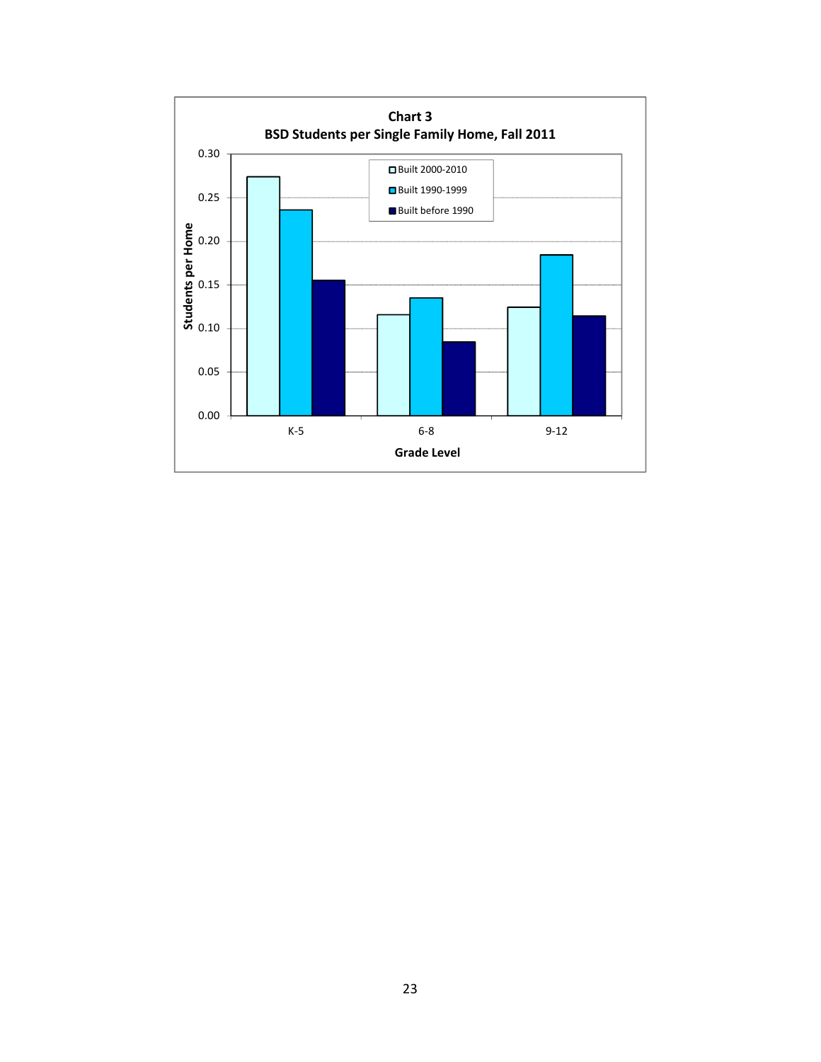**Chart 3**
**BSD Students per Single Family Home, Fall 2011**

| Grade Level | Built 2000-2010 | Built 1990-1999 | Built before 1990 |
|---|---|---|---|
| K-5 | 0.27 | 0.24 | 0.16 |
| 6-8 | 0.12 | 0.14 | 0.09 |
| 9-12 | 0.13 | 0.19 | 0.12 |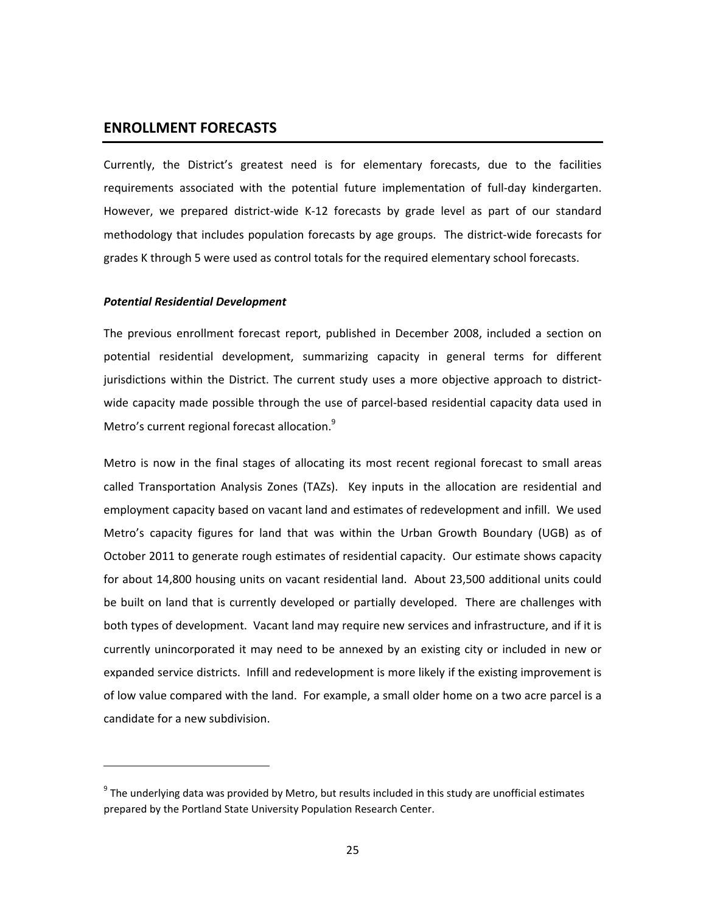## ENROLLMENT FORECASTS

Currently, the District's greatest need is for elementary forecasts, due to the facilities requirements associated with the potential future implementation of full-day kindergarten. However, we prepared district-wide K-12 forecasts by grade level as part of our standard methodology that includes population forecasts by age groups. The district-wide forecasts for grades K through 5 were used as control totals for the required elementary school forecasts.

### *Potential Residential Development*

The previous enrollment forecast report, published in December 2008, included a section on potential residential development, summarizing capacity in general terms for different jurisdictions within the District. The current study uses a more objective approach to district-wide capacity made possible through the use of parcel-based residential capacity data used in Metro's current regional forecast allocation.[9]

Metro is now in the final stages of allocating its most recent regional forecast to small areas called Transportation Analysis Zones (TAZs). Key inputs in the allocation are residential and employment capacity based on vacant land and estimates of redevelopment and infill. We used Metro's capacity figures for land that was within the Urban Growth Boundary (UGB) as of October 2011 to generate rough estimates of residential capacity. Our estimate shows capacity for about 14,800 housing units on vacant residential land. About 23,500 additional units could be built on land that is currently developed or partially developed. There are challenges with both types of development. Vacant land may require new services and infrastructure, and if it is currently unincorporated it may need to be annexed by an existing city or included in new or expanded service districts. Infill and redevelopment is more likely if the existing improvement is of low value compared with the land. For example, a small older home on a two acre parcel is a candidate for a new subdivision.

---

[9] The underlying data was provided by Metro, but results included in this study are unofficial estimates prepared by the Portland State University Population Research Center.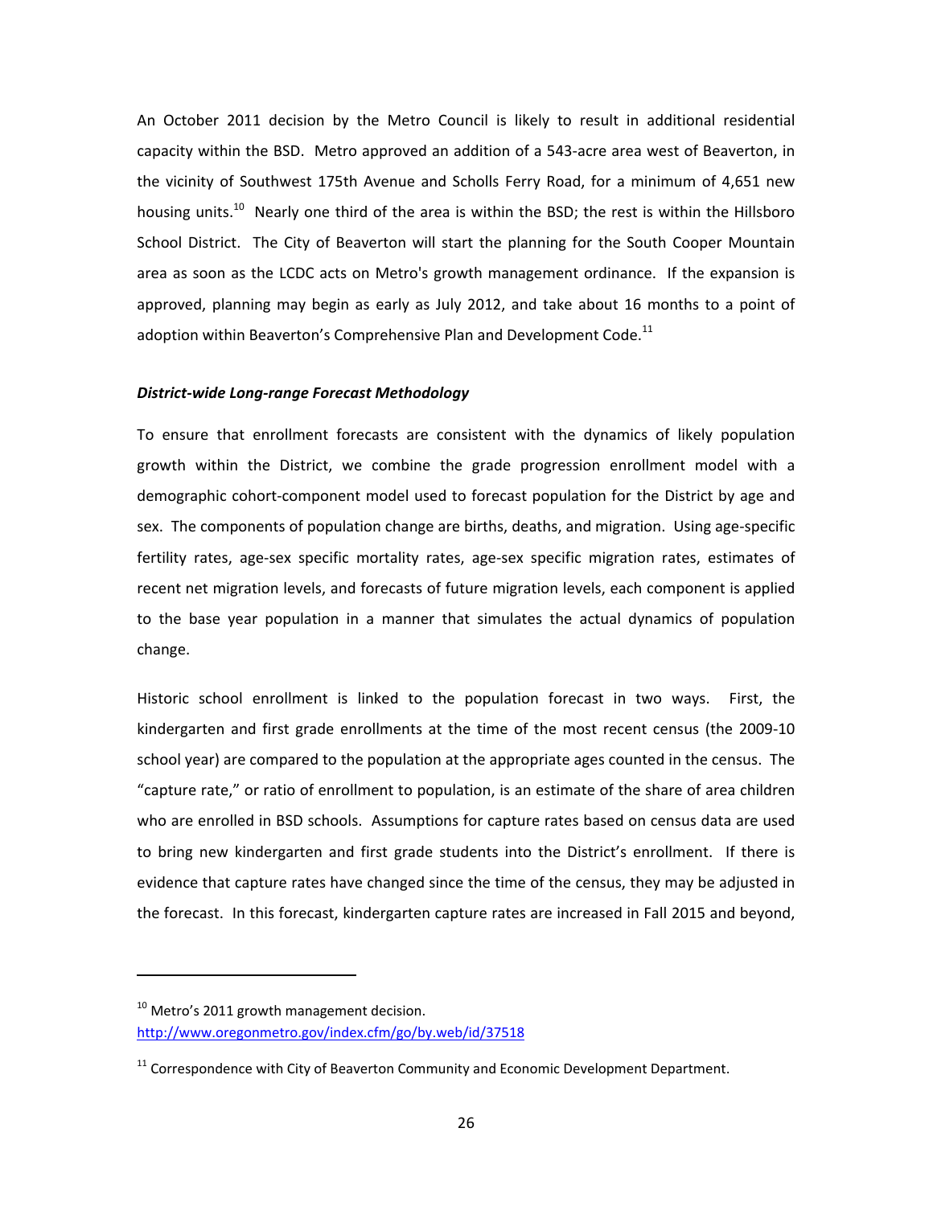An October 2011 decision by the Metro Council is likely to result in additional residential capacity within the BSD. Metro approved an addition of a 543-acre area west of Beaverton, in the vicinity of Southwest 175th Avenue and Scholls Ferry Road, for a minimum of 4,651 new housing units.[10] Nearly one third of the area is within the BSD; the rest is within the Hillsboro School District. The City of Beaverton will start the planning for the South Cooper Mountain area as soon as the LCDC acts on Metro's growth management ordinance. If the expansion is approved, planning may begin as early as July 2012, and take about 16 months to a point of adoption within Beaverton's Comprehensive Plan and Development Code.[11]

***District-wide Long-range Forecast Methodology***

To ensure that enrollment forecasts are consistent with the dynamics of likely population growth within the District, we combine the grade progression enrollment model with a demographic cohort-component model used to forecast population for the District by age and sex. The components of population change are births, deaths, and migration. Using age-specific fertility rates, age-sex specific mortality rates, age-sex specific migration rates, estimates of recent net migration levels, and forecasts of future migration levels, each component is applied to the base year population in a manner that simulates the actual dynamics of population change.

Historic school enrollment is linked to the population forecast in two ways. First, the kindergarten and first grade enrollments at the time of the most recent census (the 2009-10 school year) are compared to the population at the appropriate ages counted in the census. The "capture rate," or ratio of enrollment to population, is an estimate of the share of area children who are enrolled in BSD schools. Assumptions for capture rates based on census data are used to bring new kindergarten and first grade students into the District's enrollment. If there is evidence that capture rates have changed since the time of the census, they may be adjusted in the forecast. In this forecast, kindergarten capture rates are increased in Fall 2015 and beyond,

---

[10] Metro's 2011 growth management decision. http://www.oregonmetro.gov/index.cfm/go/by.web/id/37518

[11] Correspondence with City of Beaverton Community and Economic Development Department.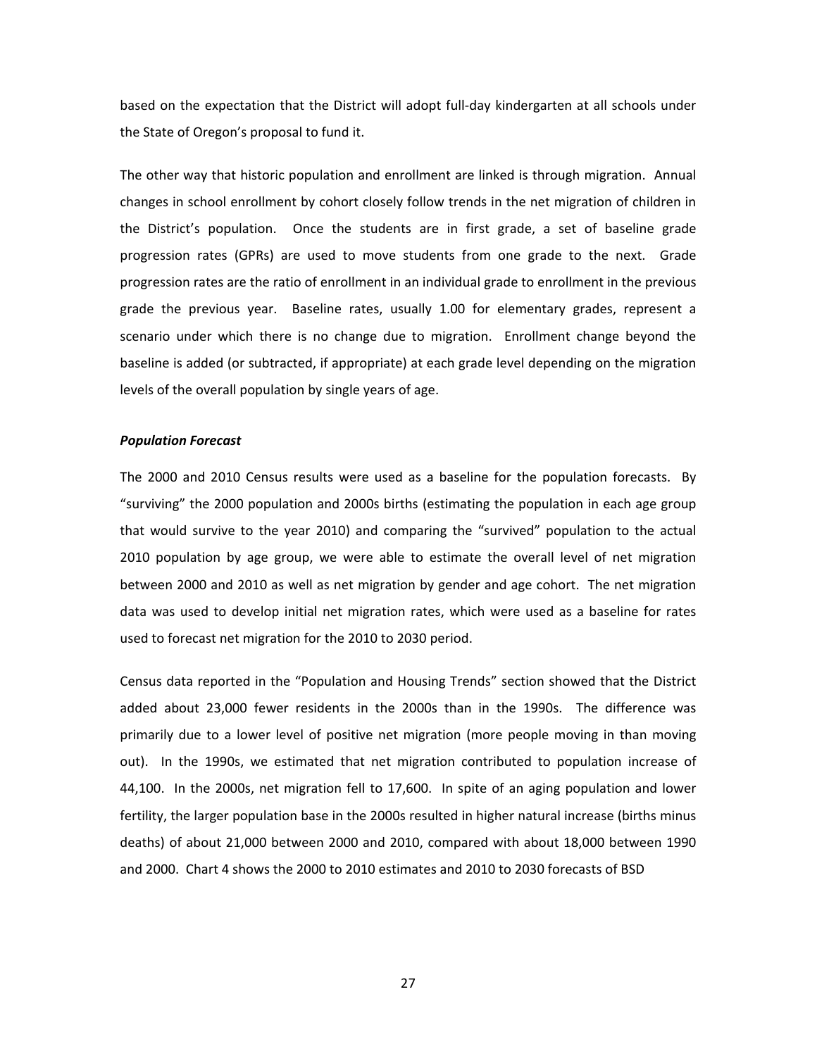based on the expectation that the District will adopt full-day kindergarten at all schools under the State of Oregon's proposal to fund it.

The other way that historic population and enrollment are linked is through migration. Annual changes in school enrollment by cohort closely follow trends in the net migration of children in the District's population. Once the students are in first grade, a set of baseline grade progression rates (GPRs) are used to move students from one grade to the next. Grade progression rates are the ratio of enrollment in an individual grade to enrollment in the previous grade the previous year. Baseline rates, usually 1.00 for elementary grades, represent a scenario under which there is no change due to migration. Enrollment change beyond the baseline is added (or subtracted, if appropriate) at each grade level depending on the migration levels of the overall population by single years of age.

***Population Forecast***

The 2000 and 2010 Census results were used as a baseline for the population forecasts. By "surviving" the 2000 population and 2000s births (estimating the population in each age group that would survive to the year 2010) and comparing the "survived" population to the actual 2010 population by age group, we were able to estimate the overall level of net migration between 2000 and 2010 as well as net migration by gender and age cohort. The net migration data was used to develop initial net migration rates, which were used as a baseline for rates used to forecast net migration for the 2010 to 2030 period.

Census data reported in the "Population and Housing Trends" section showed that the District added about 23,000 fewer residents in the 2000s than in the 1990s. The difference was primarily due to a lower level of positive net migration (more people moving in than moving out). In the 1990s, we estimated that net migration contributed to population increase of 44,100. In the 2000s, net migration fell to 17,600. In spite of an aging population and lower fertility, the larger population base in the 2000s resulted in higher natural increase (births minus deaths) of about 21,000 between 2000 and 2010, compared with about 18,000 between 1990 and 2000. Chart 4 shows the 2000 to 2010 estimates and 2010 to 2030 forecasts of BSD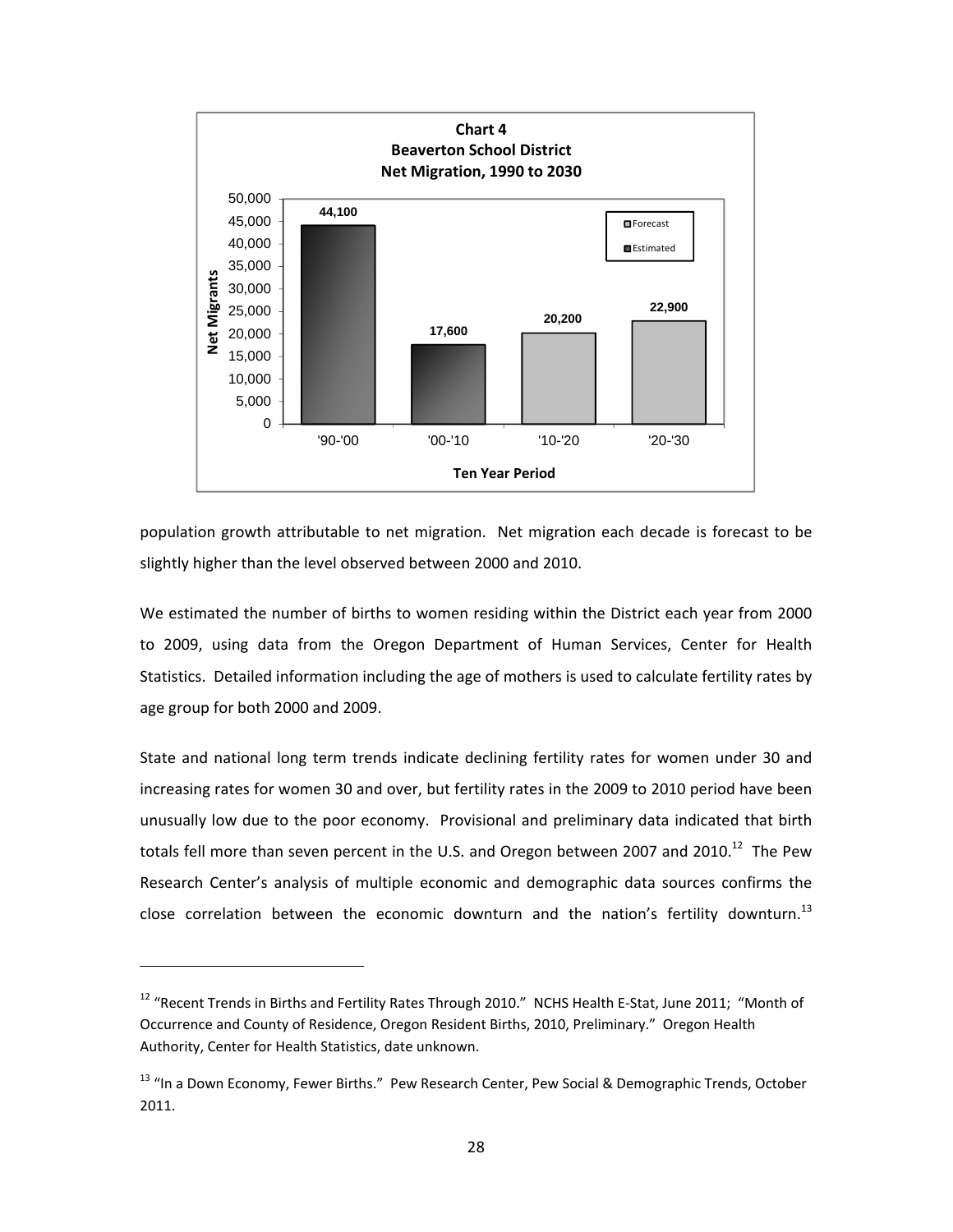**Chart 4**
**Beaverton School District**
**Net Migration, 1990 to 2030**

| Ten Year Period | Net Migrants | Type |
|---|---|---|
| '90-'00 | 44,100 | Estimated |
| '00-'10 | 17,600 | Estimated |
| '10-'20 | 20,200 | Forecast |
| '20-'30 | 22,900 | Forecast |

population growth attributable to net migration. Net migration each decade is forecast to be slightly higher than the level observed between 2000 and 2010.

We estimated the number of births to women residing within the District each year from 2000 to 2009, using data from the Oregon Department of Human Services, Center for Health Statistics. Detailed information including the age of mothers is used to calculate fertility rates by age group for both 2000 and 2009.

State and national long term trends indicate declining fertility rates for women under 30 and increasing rates for women 30 and over, but fertility rates in the 2009 to 2010 period have been unusually low due to the poor economy. Provisional and preliminary data indicated that birth totals fell more than seven percent in the U.S. and Oregon between 2007 and 2010.[12] The Pew Research Center's analysis of multiple economic and demographic data sources confirms the close correlation between the economic downturn and the nation's fertility downturn.[13]

---

[12] "Recent Trends in Births and Fertility Rates Through 2010." NCHS Health E-Stat, June 2011; "Month of Occurrence and County of Residence, Oregon Resident Births, 2010, Preliminary." Oregon Health Authority, Center for Health Statistics, date unknown.

[13] "In a Down Economy, Fewer Births." Pew Research Center, Pew Social & Demographic Trends, October 2011.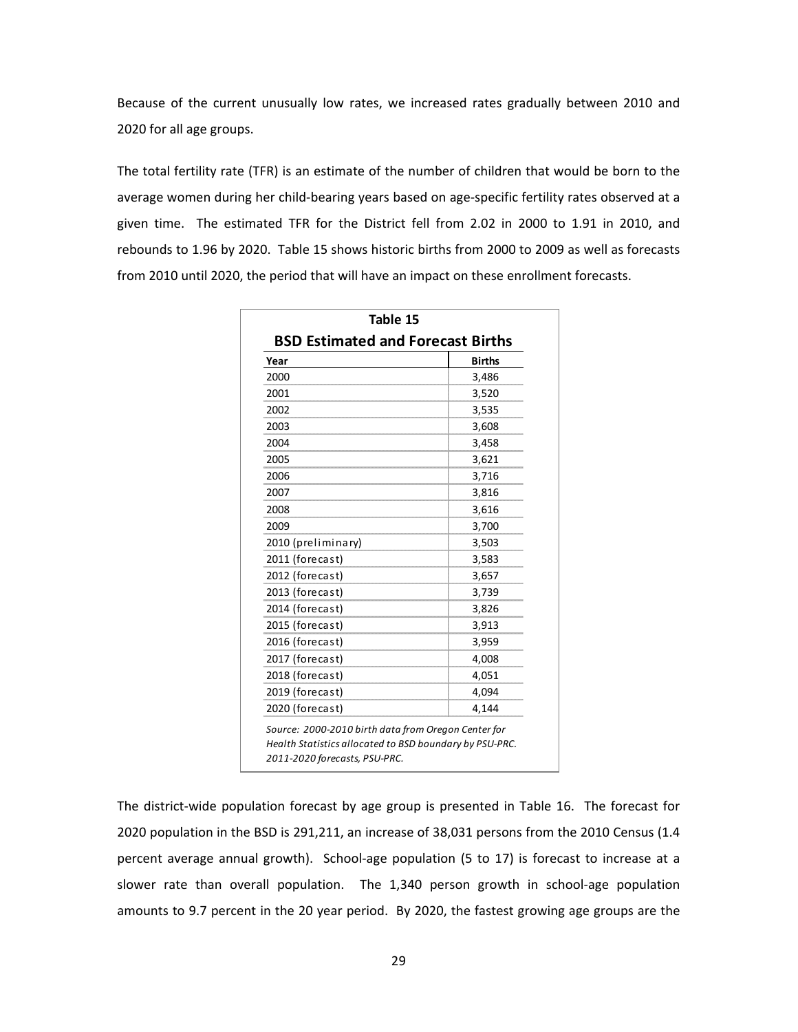Because of the current unusually low rates, we increased rates gradually between 2010 and 2020 for all age groups.

The total fertility rate (TFR) is an estimate of the number of children that would be born to the average women during her child-bearing years based on age-specific fertility rates observed at a given time. The estimated TFR for the District fell from 2.02 in 2000 to 1.91 in 2010, and rebounds to 1.96 by 2020. Table 15 shows historic births from 2000 to 2009 as well as forecasts from 2010 until 2020, the period that will have an impact on these enrollment forecasts.

**Table 15**

**BSD Estimated and Forecast Births**

| Year | Births |
|---|---|
| 2000 | 3,486 |
| 2001 | 3,520 |
| 2002 | 3,535 |
| 2003 | 3,608 |
| 2004 | 3,458 |
| 2005 | 3,621 |
| 2006 | 3,716 |
| 2007 | 3,816 |
| 2008 | 3,616 |
| 2009 | 3,700 |
| 2010 (preliminary) | 3,503 |
| 2011 (forecast) | 3,583 |
| 2012 (forecast) | 3,657 |
| 2013 (forecast) | 3,739 |
| 2014 (forecast) | 3,826 |
| 2015 (forecast) | 3,913 |
| 2016 (forecast) | 3,959 |
| 2017 (forecast) | 4,008 |
| 2018 (forecast) | 4,051 |
| 2019 (forecast) | 4,094 |
| 2020 (forecast) | 4,144 |

*Source: 2000-2010 birth data from Oregon Center for Health Statistics allocated to BSD boundary by PSU-PRC. 2011-2020 forecasts, PSU-PRC.*

The district-wide population forecast by age group is presented in Table 16. The forecast for 2020 population in the BSD is 291,211, an increase of 38,031 persons from the 2010 Census (1.4 percent average annual growth). School-age population (5 to 17) is forecast to increase at a slower rate than overall population. The 1,340 person growth in school-age population amounts to 9.7 percent in the 20 year period. By 2020, the fastest growing age groups are the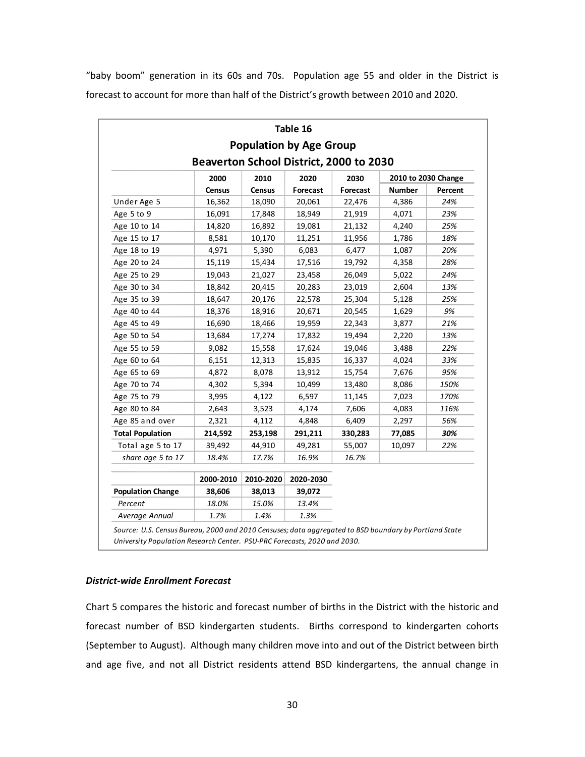"baby boom" generation in its 60s and 70s. Population age 55 and older in the District is forecast to account for more than half of the District's growth between 2010 and 2020.

**Table 16**
**Population by Age Group**
**Beaverton School District, 2000 to 2030**

| | 2000 Census | 2010 Census | 2020 Forecast | 2030 Forecast | 2010 to 2030 Change | |
|---|---|---|---|---|---|---|
| | | | | | Number | Percent |
| Under Age 5 | 16,362 | 18,090 | 20,061 | 22,476 | 4,386 | *24%* |
| Age 5 to 9 | 16,091 | 17,848 | 18,949 | 21,919 | 4,071 | *23%* |
| Age 10 to 14 | 14,820 | 16,892 | 19,081 | 21,132 | 4,240 | *25%* |
| Age 15 to 17 | 8,581 | 10,170 | 11,251 | 11,956 | 1,786 | *18%* |
| Age 18 to 19 | 4,971 | 5,390 | 6,083 | 6,477 | 1,087 | *20%* |
| Age 20 to 24 | 15,119 | 15,434 | 17,516 | 19,792 | 4,358 | *28%* |
| Age 25 to 29 | 19,043 | 21,027 | 23,458 | 26,049 | 5,022 | *24%* |
| Age 30 to 34 | 18,842 | 20,415 | 20,283 | 23,019 | 2,604 | *13%* |
| Age 35 to 39 | 18,647 | 20,176 | 22,578 | 25,304 | 5,128 | *25%* |
| Age 40 to 44 | 18,376 | 18,916 | 20,671 | 20,545 | 1,629 | *9%* |
| Age 45 to 49 | 16,690 | 18,466 | 19,959 | 22,343 | 3,877 | *21%* |
| Age 50 to 54 | 13,684 | 17,274 | 17,832 | 19,494 | 2,220 | *13%* |
| Age 55 to 59 | 9,082 | 15,558 | 17,624 | 19,046 | 3,488 | *22%* |
| Age 60 to 64 | 6,151 | 12,313 | 15,835 | 16,337 | 4,024 | *33%* |
| Age 65 to 69 | 4,872 | 8,078 | 13,912 | 15,754 | 7,676 | *95%* |
| Age 70 to 74 | 4,302 | 5,394 | 10,499 | 13,480 | 8,086 | *150%* |
| Age 75 to 79 | 3,995 | 4,122 | 6,597 | 11,145 | 7,023 | *170%* |
| Age 80 to 84 | 2,643 | 3,523 | 4,174 | 7,606 | 4,083 | *116%* |
| Age 85 and over | 2,321 | 4,112 | 4,848 | 6,409 | 2,297 | *56%* |
| **Total Population** | **214,592** | **253,198** | **291,211** | **330,283** | **77,085** | ***30%*** |
| Total age 5 to 17 | 39,492 | 44,910 | 49,281 | 55,007 | 10,097 | *22%* |
| *share age 5 to 17* | *18.4%* | *17.7%* | *16.9%* | *16.7%* | | |

| | 2000-2010 | 2010-2020 | 2020-2030 |
|---|---|---|---|
| **Population Change** | **38,606** | **38,013** | **39,072** |
| *Percent* | *18.0%* | *15.0%* | *13.4%* |
| *Average Annual* | *1.7%* | *1.4%* | *1.3%* |

*Source: U.S. Census Bureau, 2000 and 2010 Censuses; data aggregated to BSD boundary by Portland State University Population Research Center. PSU-PRC Forecasts, 2020 and 2030.*

#### *District-wide Enrollment Forecast*

Chart 5 compares the historic and forecast number of births in the District with the historic and forecast number of BSD kindergarten students. Births correspond to kindergarten cohorts (September to August). Although many children move into and out of the District between birth and age five, and not all District residents attend BSD kindergartens, the annual change in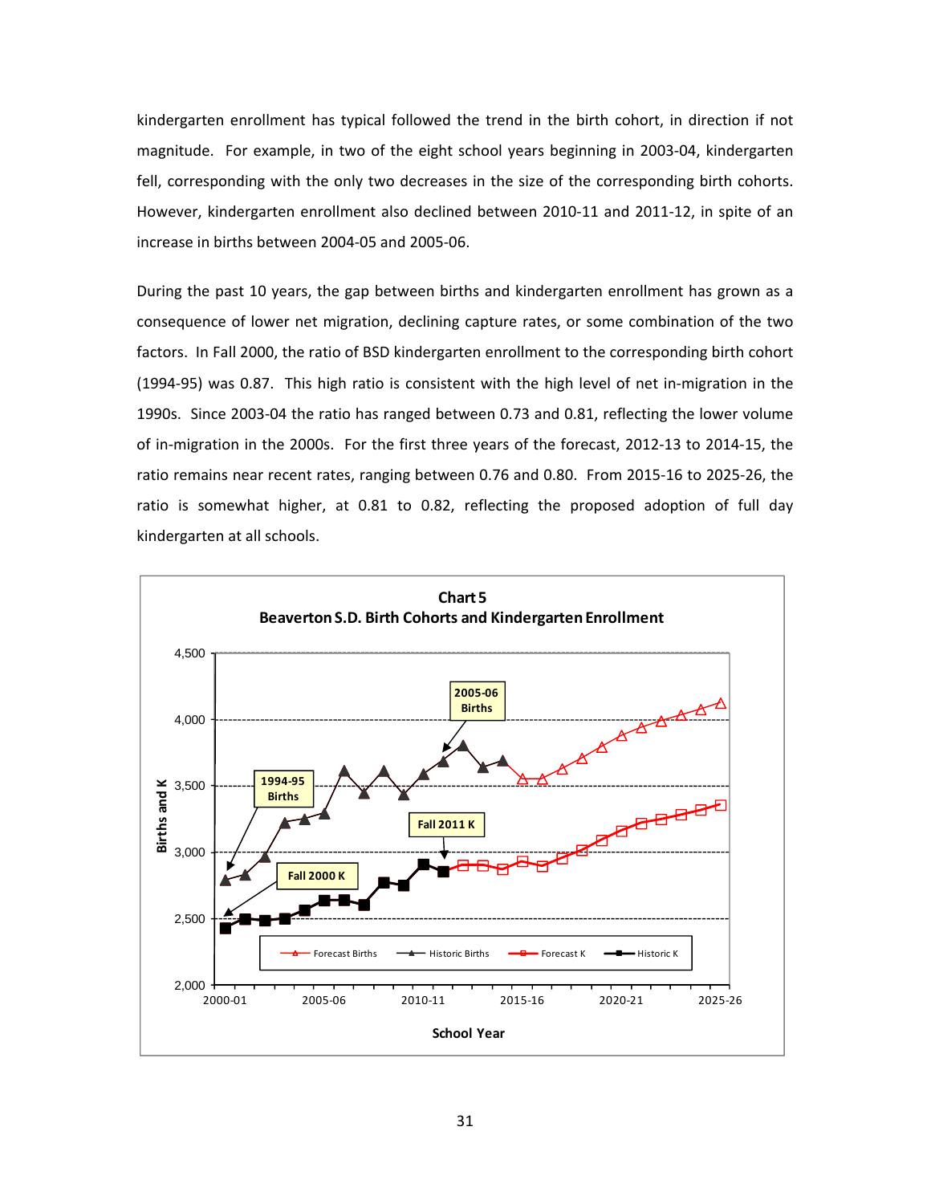kindergarten enrollment has typical followed the trend in the birth cohort, in direction if not magnitude. For example, in two of the eight school years beginning in 2003-04, kindergarten fell, corresponding with the only two decreases in the size of the corresponding birth cohorts. However, kindergarten enrollment also declined between 2010-11 and 2011-12, in spite of an increase in births between 2004-05 and 2005-06.

During the past 10 years, the gap between births and kindergarten enrollment has grown as a consequence of lower net migration, declining capture rates, or some combination of the two factors. In Fall 2000, the ratio of BSD kindergarten enrollment to the corresponding birth cohort (1994-95) was 0.87. This high ratio is consistent with the high level of net in-migration in the 1990s. Since 2003-04 the ratio has ranged between 0.73 and 0.81, reflecting the lower volume of in-migration in the 2000s. For the first three years of the forecast, 2012-13 to 2014-15, the ratio remains near recent rates, ranging between 0.76 and 0.80. From 2015-16 to 2025-26, the ratio is somewhat higher, at 0.81 to 0.82, reflecting the proposed adoption of full day kindergarten at all schools.

**Chart 5**
**Beaverton S.D. Birth Cohorts and Kindergarten Enrollment**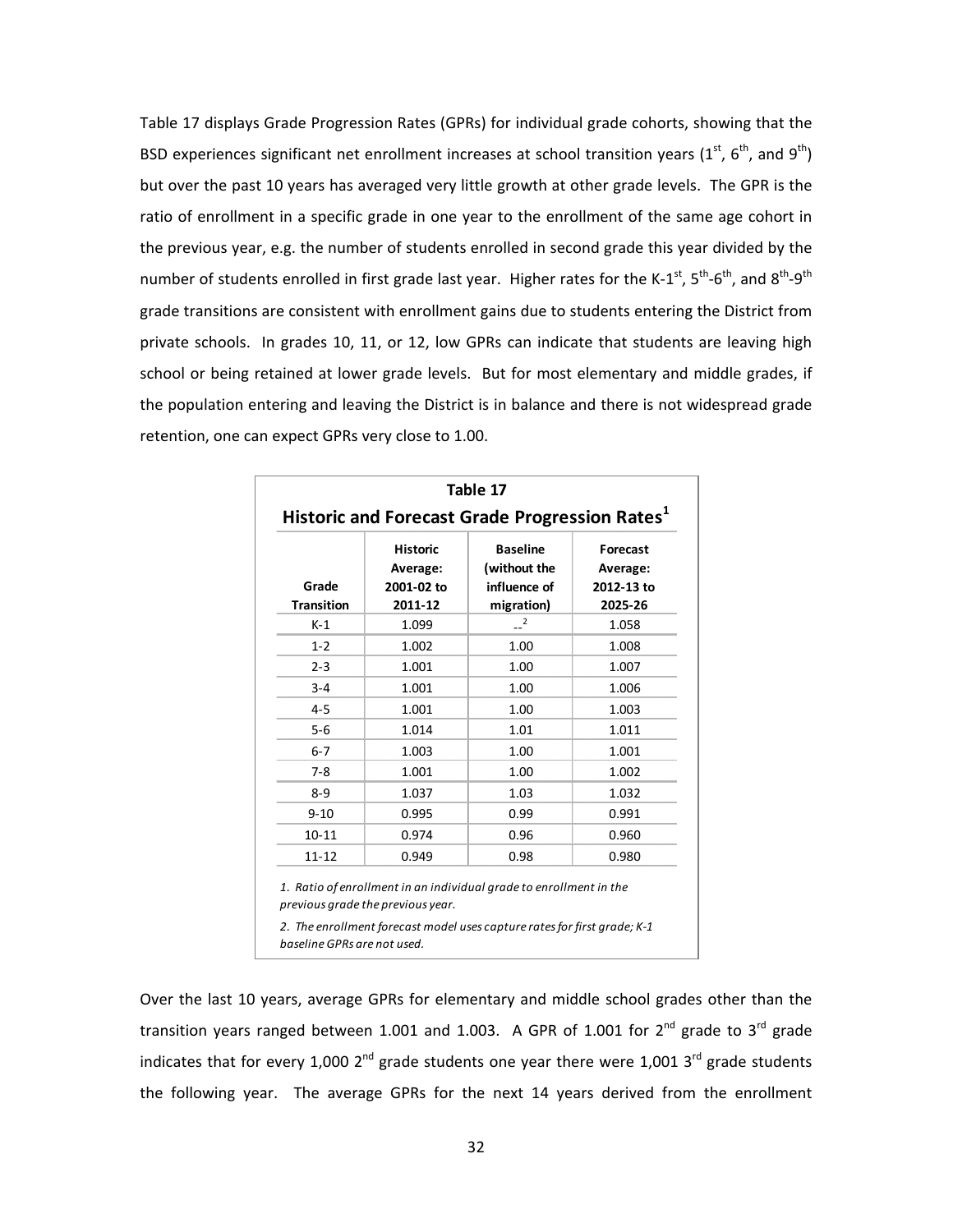Table 17 displays Grade Progression Rates (GPRs) for individual grade cohorts, showing that the BSD experiences significant net enrollment increases at school transition years (1st, 6th, and 9th) but over the past 10 years has averaged very little growth at other grade levels. The GPR is the ratio of enrollment in a specific grade in one year to the enrollment of the same age cohort in the previous year, e.g. the number of students enrolled in second grade this year divided by the number of students enrolled in first grade last year. Higher rates for the K-1st, 5th-6th, and 8th-9th grade transitions are consistent with enrollment gains due to students entering the District from private schools. In grades 10, 11, or 12, low GPRs can indicate that students are leaving high school or being retained at lower grade levels. But for most elementary and middle grades, if the population entering and leaving the District is in balance and there is not widespread grade retention, one can expect GPRs very close to 1.00.

**Table 17**

**Historic and Forecast Grade Progression Rates[1]**

| Grade Transition | Historic Average: 2001-02 to 2011-12 | Baseline (without the influence of migration) | Forecast Average: 2012-13 to 2025-26 |
|---|---|---|---|
| K-1 | 1.099 | --[2] | 1.058 |
| 1-2 | 1.002 | 1.00 | 1.008 |
| 2-3 | 1.001 | 1.00 | 1.007 |
| 3-4 | 1.001 | 1.00 | 1.006 |
| 4-5 | 1.001 | 1.00 | 1.003 |
| 5-6 | 1.014 | 1.01 | 1.011 |
| 6-7 | 1.003 | 1.00 | 1.001 |
| 7-8 | 1.001 | 1.00 | 1.002 |
| 8-9 | 1.037 | 1.03 | 1.032 |
| 9-10 | 0.995 | 0.99 | 0.991 |
| 10-11 | 0.974 | 0.96 | 0.960 |
| 11-12 | 0.949 | 0.98 | 0.980 |

*1. Ratio of enrollment in an individual grade to enrollment in the previous grade the previous year.*

*2. The enrollment forecast model uses capture rates for first grade; K-1 baseline GPRs are not used.*

Over the last 10 years, average GPRs for elementary and middle school grades other than the transition years ranged between 1.001 and 1.003. A GPR of 1.001 for 2nd grade to 3rd grade indicates that for every 1,000 2nd grade students one year there were 1,001 3rd grade students the following year. The average GPRs for the next 14 years derived from the enrollment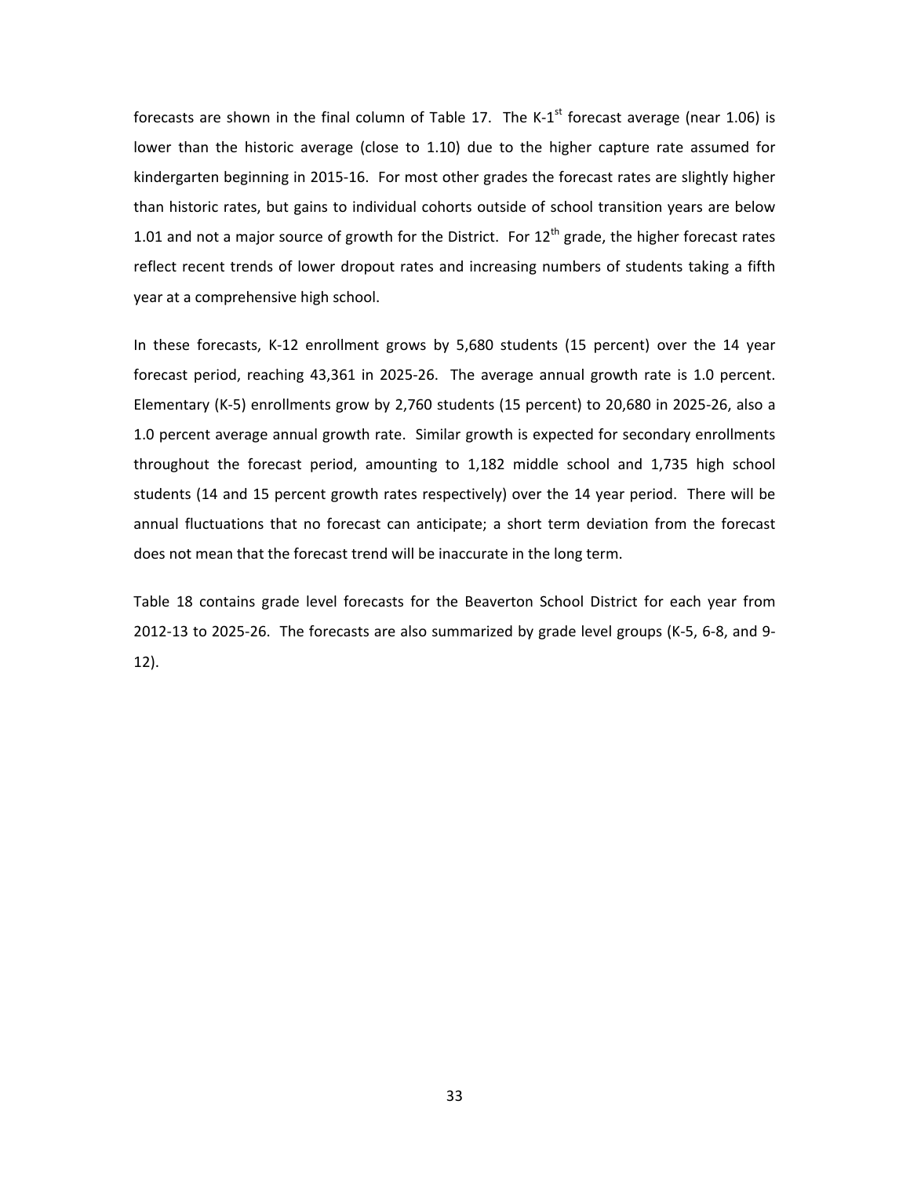forecasts are shown in the final column of Table 17. The K-1st forecast average (near 1.06) is lower than the historic average (close to 1.10) due to the higher capture rate assumed for kindergarten beginning in 2015-16. For most other grades the forecast rates are slightly higher than historic rates, but gains to individual cohorts outside of school transition years are below 1.01 and not a major source of growth for the District. For 12th grade, the higher forecast rates reflect recent trends of lower dropout rates and increasing numbers of students taking a fifth year at a comprehensive high school.

In these forecasts, K-12 enrollment grows by 5,680 students (15 percent) over the 14 year forecast period, reaching 43,361 in 2025-26. The average annual growth rate is 1.0 percent. Elementary (K-5) enrollments grow by 2,760 students (15 percent) to 20,680 in 2025-26, also a 1.0 percent average annual growth rate. Similar growth is expected for secondary enrollments throughout the forecast period, amounting to 1,182 middle school and 1,735 high school students (14 and 15 percent growth rates respectively) over the 14 year period. There will be annual fluctuations that no forecast can anticipate; a short term deviation from the forecast does not mean that the forecast trend will be inaccurate in the long term.

Table 18 contains grade level forecasts for the Beaverton School District for each year from 2012-13 to 2025-26. The forecasts are also summarized by grade level groups (K-5, 6-8, and 9-12).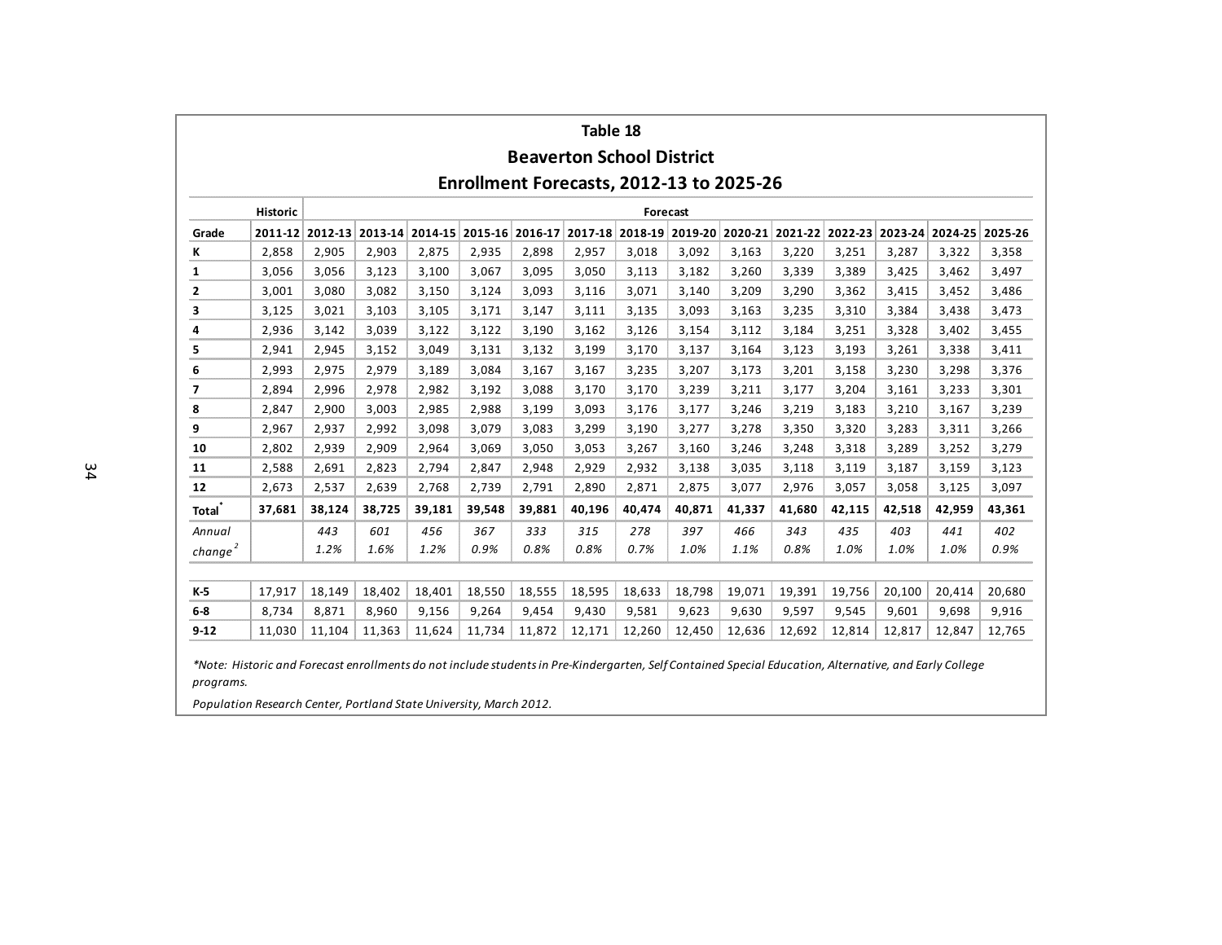## Table 18

## Beaverton School District

## Enrollment Forecasts, 2012-13 to 2025-26

| | Historic | Forecast | | | | | | | | | | | | | |
|---|---|---|---|---|---|---|---|---|---|---|---|---|---|---|---|
| **Grade** | **2011-12** | **2012-13** | **2013-14** | **2014-15** | **2015-16** | **2016-17** | **2017-18** | **2018-19** | **2019-20** | **2020-21** | **2021-22** | **2022-23** | **2023-24** | **2024-25** | **2025-26** |
| **K** | 2,858 | 2,905 | 2,903 | 2,875 | 2,935 | 2,898 | 2,957 | 3,018 | 3,092 | 3,163 | 3,220 | 3,251 | 3,287 | 3,322 | 3,358 |
| **1** | 3,056 | 3,056 | 3,123 | 3,100 | 3,067 | 3,095 | 3,050 | 3,113 | 3,182 | 3,260 | 3,339 | 3,389 | 3,425 | 3,462 | 3,497 |
| **2** | 3,001 | 3,080 | 3,082 | 3,150 | 3,124 | 3,093 | 3,116 | 3,071 | 3,140 | 3,209 | 3,290 | 3,362 | 3,415 | 3,452 | 3,486 |
| **3** | 3,125 | 3,021 | 3,103 | 3,105 | 3,171 | 3,147 | 3,111 | 3,135 | 3,093 | 3,163 | 3,235 | 3,310 | 3,384 | 3,438 | 3,473 |
| **4** | 2,936 | 3,142 | 3,039 | 3,122 | 3,122 | 3,190 | 3,162 | 3,126 | 3,154 | 3,112 | 3,184 | 3,251 | 3,328 | 3,402 | 3,455 |
| **5** | 2,941 | 2,945 | 3,152 | 3,049 | 3,131 | 3,132 | 3,199 | 3,170 | 3,137 | 3,164 | 3,123 | 3,193 | 3,261 | 3,338 | 3,411 |
| **6** | 2,993 | 2,975 | 2,979 | 3,189 | 3,084 | 3,167 | 3,167 | 3,235 | 3,207 | 3,173 | 3,201 | 3,158 | 3,230 | 3,298 | 3,376 |
| **7** | 2,894 | 2,996 | 2,978 | 2,982 | 3,192 | 3,088 | 3,170 | 3,170 | 3,239 | 3,211 | 3,177 | 3,204 | 3,161 | 3,233 | 3,301 |
| **8** | 2,847 | 2,900 | 3,003 | 2,985 | 2,988 | 3,199 | 3,093 | 3,176 | 3,177 | 3,246 | 3,219 | 3,183 | 3,210 | 3,167 | 3,239 |
| **9** | 2,967 | 2,937 | 2,992 | 3,098 | 3,079 | 3,083 | 3,299 | 3,190 | 3,277 | 3,278 | 3,350 | 3,320 | 3,283 | 3,311 | 3,266 |
| **10** | 2,802 | 2,939 | 2,909 | 2,964 | 3,069 | 3,050 | 3,053 | 3,267 | 3,160 | 3,246 | 3,248 | 3,318 | 3,289 | 3,252 | 3,279 |
| **11** | 2,588 | 2,691 | 2,823 | 2,794 | 2,847 | 2,948 | 2,929 | 2,932 | 3,138 | 3,035 | 3,118 | 3,119 | 3,187 | 3,159 | 3,123 |
| **12** | 2,673 | 2,537 | 2,639 | 2,768 | 2,739 | 2,791 | 2,890 | 2,871 | 2,875 | 3,077 | 2,976 | 3,057 | 3,058 | 3,125 | 3,097 |
| **Total*** | **37,681** | **38,124** | **38,725** | **39,181** | **39,548** | **39,881** | **40,196** | **40,474** | **40,871** | **41,337** | **41,680** | **42,115** | **42,518** | **42,959** | **43,361** |
| *Annual change[2]* | | *443* *1.2%* | *601* *1.6%* | *456* *1.2%* | *367* *0.9%* | *333* *0.8%* | *315* *0.8%* | *278* *0.7%* | *397* *1.0%* | *466* *1.1%* | *343* *0.8%* | *435* *1.0%* | *403* *1.0%* | *441* *1.0%* | *402* *0.9%* |
| | | | | | | | | | | | | | | | |
| **K-5** | 17,917 | 18,149 | 18,402 | 18,401 | 18,550 | 18,555 | 18,595 | 18,633 | 18,798 | 19,071 | 19,391 | 19,756 | 20,100 | 20,414 | 20,680 |
| **6-8** | 8,734 | 8,871 | 8,960 | 9,156 | 9,264 | 9,454 | 9,430 | 9,581 | 9,623 | 9,630 | 9,597 | 9,545 | 9,601 | 9,698 | 9,916 |
| **9-12** | 11,030 | 11,104 | 11,363 | 11,624 | 11,734 | 11,872 | 12,171 | 12,260 | 12,450 | 12,636 | 12,692 | 12,814 | 12,817 | 12,847 | 12,765 |

*\*Note: Historic and Forecast enrollments do not include students in Pre-Kindergarten, Self Contained Special Education, Alternative, and Early College programs.*

*Population Research Center, Portland State University, March 2012.*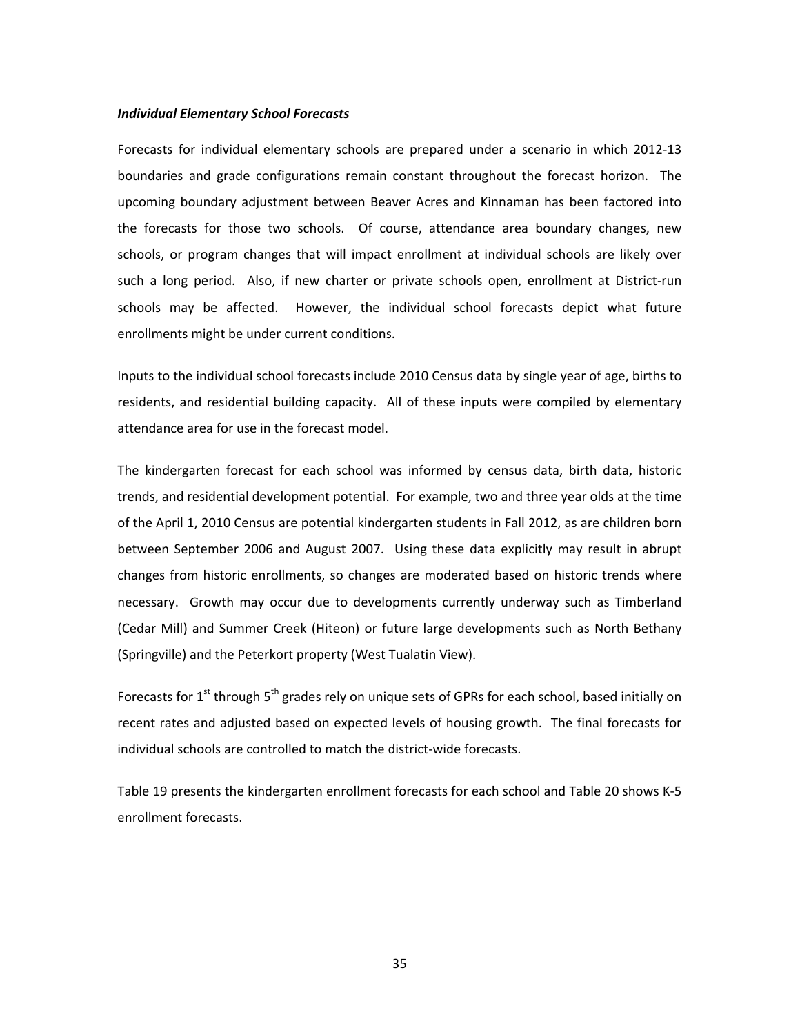***Individual Elementary School Forecasts***

Forecasts for individual elementary schools are prepared under a scenario in which 2012-13 boundaries and grade configurations remain constant throughout the forecast horizon. The upcoming boundary adjustment between Beaver Acres and Kinnaman has been factored into the forecasts for those two schools. Of course, attendance area boundary changes, new schools, or program changes that will impact enrollment at individual schools are likely over such a long period. Also, if new charter or private schools open, enrollment at District-run schools may be affected. However, the individual school forecasts depict what future enrollments might be under current conditions.

Inputs to the individual school forecasts include 2010 Census data by single year of age, births to residents, and residential building capacity. All of these inputs were compiled by elementary attendance area for use in the forecast model.

The kindergarten forecast for each school was informed by census data, birth data, historic trends, and residential development potential. For example, two and three year olds at the time of the April 1, 2010 Census are potential kindergarten students in Fall 2012, as are children born between September 2006 and August 2007. Using these data explicitly may result in abrupt changes from historic enrollments, so changes are moderated based on historic trends where necessary. Growth may occur due to developments currently underway such as Timberland (Cedar Mill) and Summer Creek (Hiteon) or future large developments such as North Bethany (Springville) and the Peterkort property (West Tualatin View).

Forecasts for 1st through 5th grades rely on unique sets of GPRs for each school, based initially on recent rates and adjusted based on expected levels of housing growth. The final forecasts for individual schools are controlled to match the district-wide forecasts.

Table 19 presents the kindergarten enrollment forecasts for each school and Table 20 shows K-5 enrollment forecasts.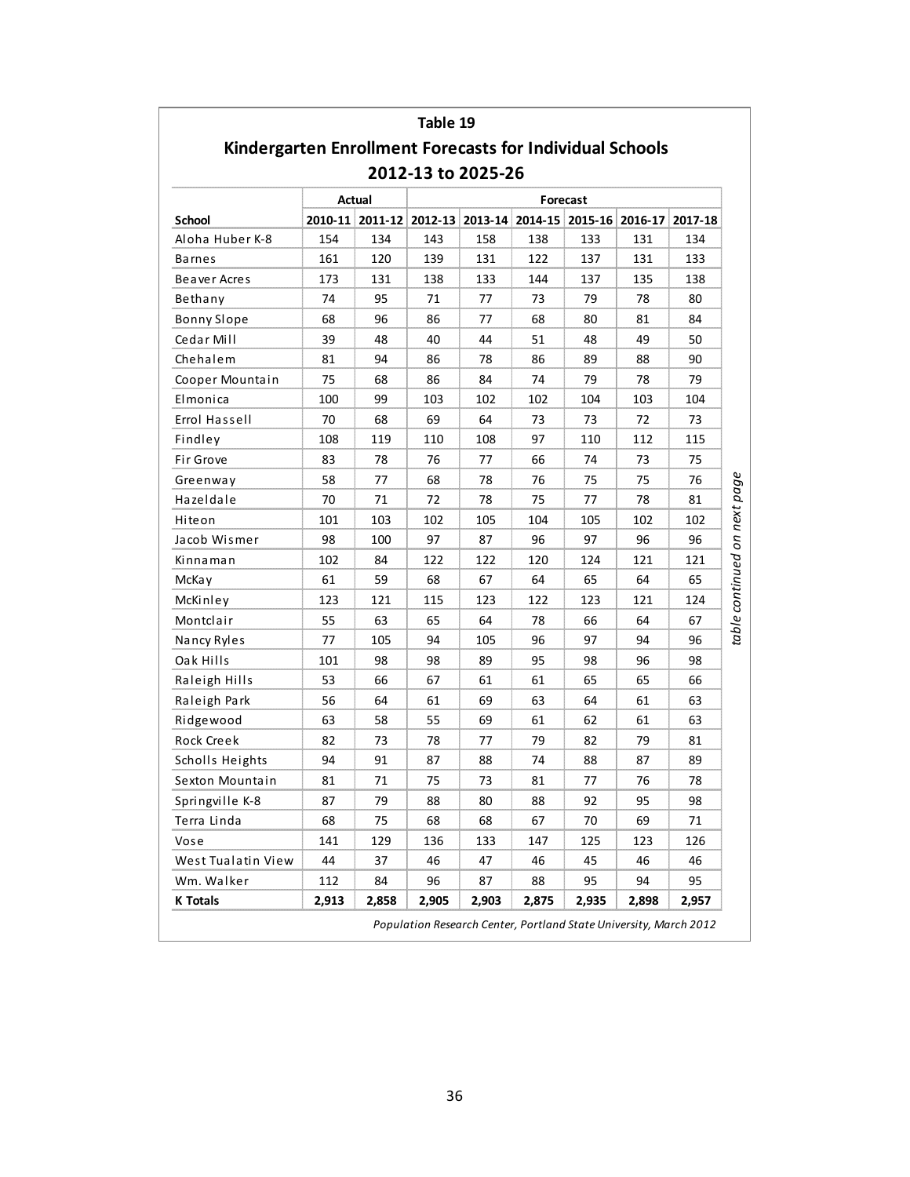## Table 19

### Kindergarten Enrollment Forecasts for Individual Schools 2012-13 to 2025-26

| | Actual | | Forecast | | | | | |
|---|---|---|---|---|---|---|---|---|
| School | 2010-11 | 2011-12 | 2012-13 | 2013-14 | 2014-15 | 2015-16 | 2016-17 | 2017-18 |
| Aloha Huber K-8 | 154 | 134 | 143 | 158 | 138 | 133 | 131 | 134 |
| Barnes | 161 | 120 | 139 | 131 | 122 | 137 | 131 | 133 |
| Beaver Acres | 173 | 131 | 138 | 133 | 144 | 137 | 135 | 138 |
| Bethany | 74 | 95 | 71 | 77 | 73 | 79 | 78 | 80 |
| Bonny Slope | 68 | 96 | 86 | 77 | 68 | 80 | 81 | 84 |
| Cedar Mill | 39 | 48 | 40 | 44 | 51 | 48 | 49 | 50 |
| Chehalem | 81 | 94 | 86 | 78 | 86 | 89 | 88 | 90 |
| Cooper Mountain | 75 | 68 | 86 | 84 | 74 | 79 | 78 | 79 |
| Elmonica | 100 | 99 | 103 | 102 | 102 | 104 | 103 | 104 |
| Errol Hassell | 70 | 68 | 69 | 64 | 73 | 73 | 72 | 73 |
| Findley | 108 | 119 | 110 | 108 | 97 | 110 | 112 | 115 |
| Fir Grove | 83 | 78 | 76 | 77 | 66 | 74 | 73 | 75 |
| Greenway | 58 | 77 | 68 | 78 | 76 | 75 | 75 | 76 |
| Hazeldale | 70 | 71 | 72 | 78 | 75 | 77 | 78 | 81 |
| Hiteon | 101 | 103 | 102 | 105 | 104 | 105 | 102 | 102 |
| Jacob Wismer | 98 | 100 | 97 | 87 | 96 | 97 | 96 | 96 |
| Kinnaman | 102 | 84 | 122 | 122 | 120 | 124 | 121 | 121 |
| McKay | 61 | 59 | 68 | 67 | 64 | 65 | 64 | 65 |
| McKinley | 123 | 121 | 115 | 123 | 122 | 123 | 121 | 124 |
| Montclair | 55 | 63 | 65 | 64 | 78 | 66 | 64 | 67 |
| Nancy Ryles | 77 | 105 | 94 | 105 | 96 | 97 | 94 | 96 |
| Oak Hills | 101 | 98 | 98 | 89 | 95 | 98 | 96 | 98 |
| Raleigh Hills | 53 | 66 | 67 | 61 | 61 | 65 | 65 | 66 |
| Raleigh Park | 56 | 64 | 61 | 69 | 63 | 64 | 61 | 63 |
| Ridgewood | 63 | 58 | 55 | 69 | 61 | 62 | 61 | 63 |
| Rock Creek | 82 | 73 | 78 | 77 | 79 | 82 | 79 | 81 |
| Scholls Heights | 94 | 91 | 87 | 88 | 74 | 88 | 87 | 89 |
| Sexton Mountain | 81 | 71 | 75 | 73 | 81 | 77 | 76 | 78 |
| Springville K-8 | 87 | 79 | 88 | 80 | 88 | 92 | 95 | 98 |
| Terra Linda | 68 | 75 | 68 | 68 | 67 | 70 | 69 | 71 |
| Vose | 141 | 129 | 136 | 133 | 147 | 125 | 123 | 126 |
| West Tualatin View | 44 | 37 | 46 | 47 | 46 | 45 | 46 | 46 |
| Wm. Walker | 112 | 84 | 96 | 87 | 88 | 95 | 94 | 95 |
| **K Totals** | **2,913** | **2,858** | **2,905** | **2,903** | **2,875** | **2,935** | **2,898** | **2,957** |

*Population Research Center, Portland State University, March 2012*

*table continued on next page*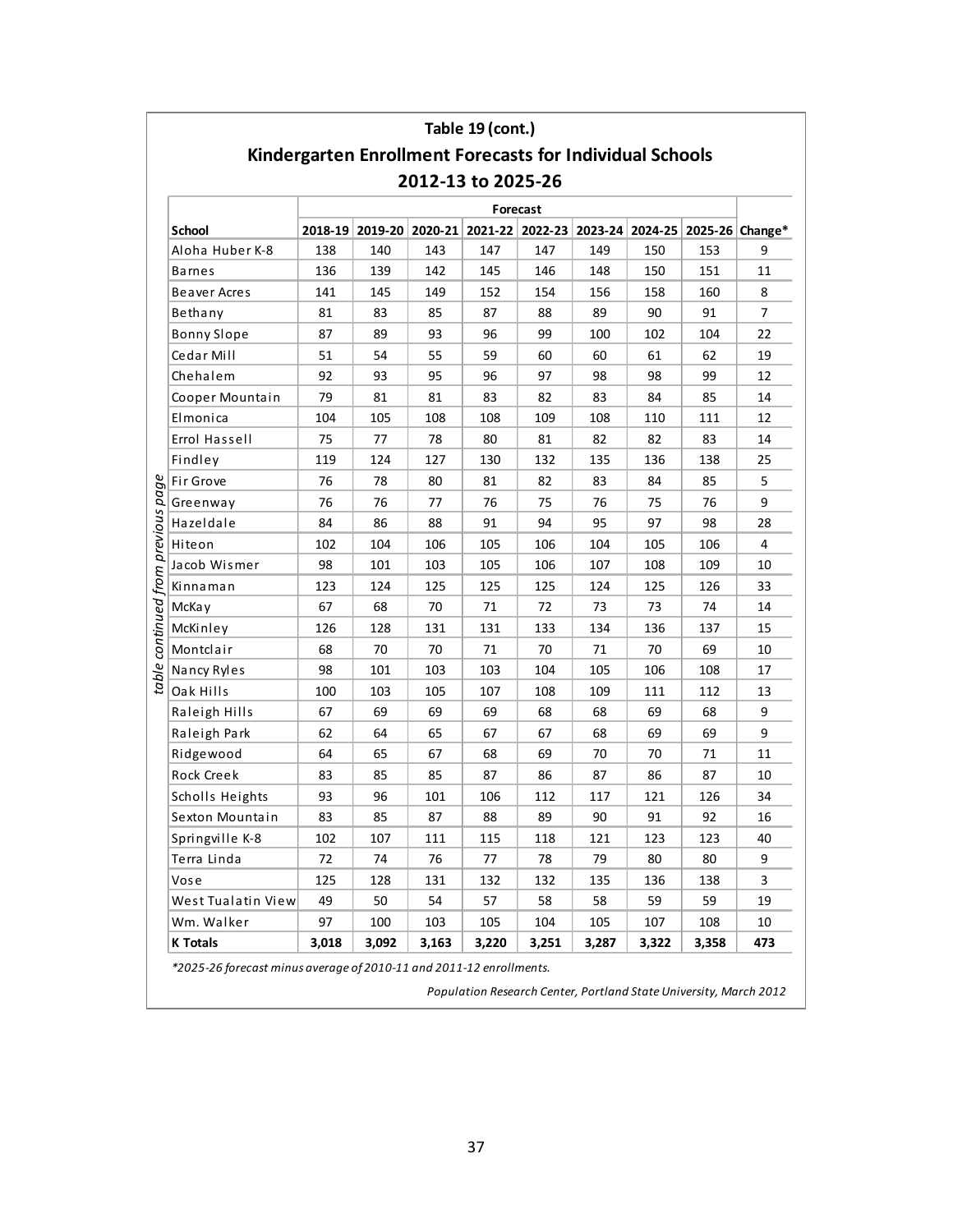## Table 19 (cont.)

## Kindergarten Enrollment Forecasts for Individual Schools 2012-13 to 2025-26

| School | Forecast | | | | | | | | |
|---|---|---|---|---|---|---|---|---|---|
| | 2018-19 | 2019-20 | 2020-21 | 2021-22 | 2022-23 | 2023-24 | 2024-25 | 2025-26 | Change* |
| Aloha Huber K-8 | 138 | 140 | 143 | 147 | 147 | 149 | 150 | 153 | 9 |
| Barnes | 136 | 139 | 142 | 145 | 146 | 148 | 150 | 151 | 11 |
| Beaver Acres | 141 | 145 | 149 | 152 | 154 | 156 | 158 | 160 | 8 |
| Bethany | 81 | 83 | 85 | 87 | 88 | 89 | 90 | 91 | 7 |
| Bonny Slope | 87 | 89 | 93 | 96 | 99 | 100 | 102 | 104 | 22 |
| Cedar Mill | 51 | 54 | 55 | 59 | 60 | 60 | 61 | 62 | 19 |
| Chehalem | 92 | 93 | 95 | 96 | 97 | 98 | 98 | 99 | 12 |
| Cooper Mountain | 79 | 81 | 81 | 83 | 82 | 83 | 84 | 85 | 14 |
| Elmonica | 104 | 105 | 108 | 108 | 109 | 108 | 110 | 111 | 12 |
| Errol Hassell | 75 | 77 | 78 | 80 | 81 | 82 | 82 | 83 | 14 |
| Findley | 119 | 124 | 127 | 130 | 132 | 135 | 136 | 138 | 25 |
| Fir Grove | 76 | 78 | 80 | 81 | 82 | 83 | 84 | 85 | 5 |
| Greenway | 76 | 76 | 77 | 76 | 75 | 76 | 75 | 76 | 9 |
| Hazeldale | 84 | 86 | 88 | 91 | 94 | 95 | 97 | 98 | 28 |
| Hiteon | 102 | 104 | 106 | 105 | 106 | 104 | 105 | 106 | 4 |
| Jacob Wismer | 98 | 101 | 103 | 105 | 106 | 107 | 108 | 109 | 10 |
| Kinnaman | 123 | 124 | 125 | 125 | 125 | 124 | 125 | 126 | 33 |
| McKay | 67 | 68 | 70 | 71 | 72 | 73 | 73 | 74 | 14 |
| McKinley | 126 | 128 | 131 | 131 | 133 | 134 | 136 | 137 | 15 |
| Montclair | 68 | 70 | 70 | 71 | 70 | 71 | 70 | 69 | 10 |
| Nancy Ryles | 98 | 101 | 103 | 103 | 104 | 105 | 106 | 108 | 17 |
| Oak Hills | 100 | 103 | 105 | 107 | 108 | 109 | 111 | 112 | 13 |
| Raleigh Hills | 67 | 69 | 69 | 69 | 68 | 68 | 69 | 68 | 9 |
| Raleigh Park | 62 | 64 | 65 | 67 | 67 | 68 | 69 | 69 | 9 |
| Ridgewood | 64 | 65 | 67 | 68 | 69 | 70 | 70 | 71 | 11 |
| Rock Creek | 83 | 85 | 85 | 87 | 86 | 87 | 86 | 87 | 10 |
| Scholls Heights | 93 | 96 | 101 | 106 | 112 | 117 | 121 | 126 | 34 |
| Sexton Mountain | 83 | 85 | 87 | 88 | 89 | 90 | 91 | 92 | 16 |
| Springville K-8 | 102 | 107 | 111 | 115 | 118 | 121 | 123 | 123 | 40 |
| Terra Linda | 72 | 74 | 76 | 77 | 78 | 79 | 80 | 80 | 9 |
| Vose | 125 | 128 | 131 | 132 | 132 | 135 | 136 | 138 | 3 |
| West Tualatin View | 49 | 50 | 54 | 57 | 58 | 58 | 59 | 59 | 19 |
| Wm. Walker | 97 | 100 | 103 | 105 | 104 | 105 | 107 | 108 | 10 |
| **K Totals** | **3,018** | **3,092** | **3,163** | **3,220** | **3,251** | **3,287** | **3,322** | **3,358** | **473** |

*table continued from previous page*

*2025-26 forecast minus average of 2010-11 and 2011-12 enrollments.

*Population Research Center, Portland State University, March 2012*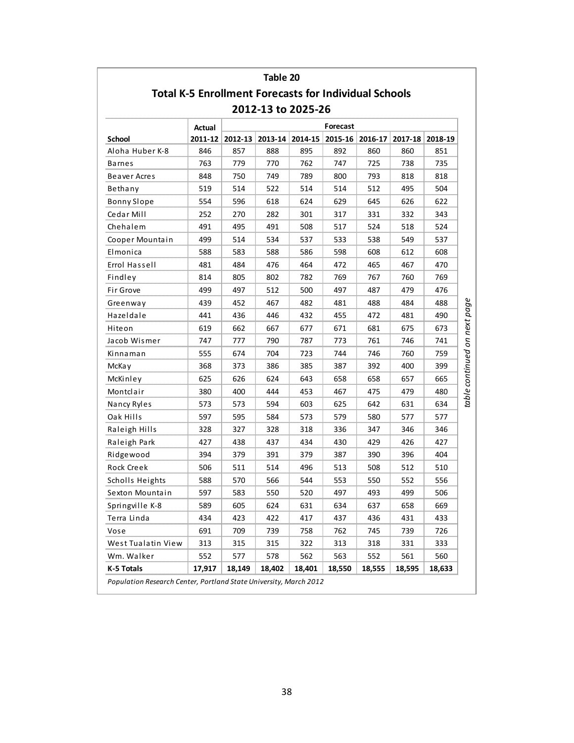## Table 20

### Total K-5 Enrollment Forecasts for Individual Schools

### 2012-13 to 2025-26

| | Actual | Forecast | | | | | | |
|---|---|---|---|---|---|---|---|---|
| School | 2011-12 | 2012-13 | 2013-14 | 2014-15 | 2015-16 | 2016-17 | 2017-18 | 2018-19 |
| Aloha Huber K-8 | 846 | 857 | 888 | 895 | 892 | 860 | 860 | 851 |
| Barnes | 763 | 779 | 770 | 762 | 747 | 725 | 738 | 735 |
| Beaver Acres | 848 | 750 | 749 | 789 | 800 | 793 | 818 | 818 |
| Bethany | 519 | 514 | 522 | 514 | 514 | 512 | 495 | 504 |
| Bonny Slope | 554 | 596 | 618 | 624 | 629 | 645 | 626 | 622 |
| Cedar Mill | 252 | 270 | 282 | 301 | 317 | 331 | 332 | 343 |
| Chehalem | 491 | 495 | 491 | 508 | 517 | 524 | 518 | 524 |
| Cooper Mountain | 499 | 514 | 534 | 537 | 533 | 538 | 549 | 537 |
| Elmonica | 588 | 583 | 588 | 586 | 598 | 608 | 612 | 608 |
| Errol Hassell | 481 | 484 | 476 | 464 | 472 | 465 | 467 | 470 |
| Findley | 814 | 805 | 802 | 782 | 769 | 767 | 760 | 769 |
| Fir Grove | 499 | 497 | 512 | 500 | 497 | 487 | 479 | 476 |
| Greenway | 439 | 452 | 467 | 482 | 481 | 488 | 484 | 488 |
| Hazeldale | 441 | 436 | 446 | 432 | 455 | 472 | 481 | 490 |
| Hiteon | 619 | 662 | 667 | 677 | 671 | 681 | 675 | 673 |
| Jacob Wismer | 747 | 777 | 790 | 787 | 773 | 761 | 746 | 741 |
| Kinnaman | 555 | 674 | 704 | 723 | 744 | 746 | 760 | 759 |
| McKay | 368 | 373 | 386 | 385 | 387 | 392 | 400 | 399 |
| McKinley | 625 | 626 | 624 | 643 | 658 | 658 | 657 | 665 |
| Montclair | 380 | 400 | 444 | 453 | 467 | 475 | 479 | 480 |
| Nancy Ryles | 573 | 573 | 594 | 603 | 625 | 642 | 631 | 634 |
| Oak Hills | 597 | 595 | 584 | 573 | 579 | 580 | 577 | 577 |
| Raleigh Hills | 328 | 327 | 328 | 318 | 336 | 347 | 346 | 346 |
| Raleigh Park | 427 | 438 | 437 | 434 | 430 | 429 | 426 | 427 |
| Ridgewood | 394 | 379 | 391 | 379 | 387 | 390 | 396 | 404 |
| Rock Creek | 506 | 511 | 514 | 496 | 513 | 508 | 512 | 510 |
| Scholls Heights | 588 | 570 | 566 | 544 | 553 | 550 | 552 | 556 |
| Sexton Mountain | 597 | 583 | 550 | 520 | 497 | 493 | 499 | 506 |
| Springville K-8 | 589 | 605 | 624 | 631 | 634 | 637 | 658 | 669 |
| Terra Linda | 434 | 423 | 422 | 417 | 437 | 436 | 431 | 433 |
| Vose | 691 | 709 | 739 | 758 | 762 | 745 | 739 | 726 |
| West Tualatin View | 313 | 315 | 315 | 322 | 313 | 318 | 331 | 333 |
| Wm. Walker | 552 | 577 | 578 | 562 | 563 | 552 | 561 | 560 |
| **K-5 Totals** | **17,917** | **18,149** | **18,402** | **18,401** | **18,550** | **18,555** | **18,595** | **18,633** |

*Population Research Center, Portland State University, March 2012*

*table continued on next page*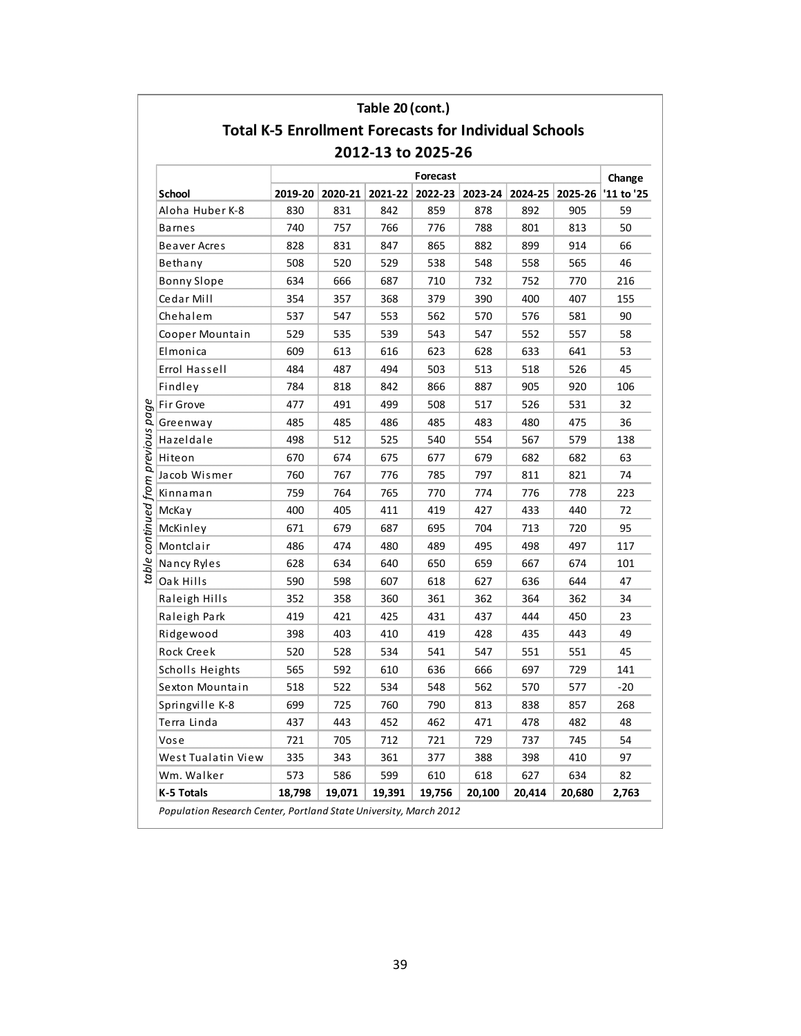**Table 20 (cont.)**

**Total K-5 Enrollment Forecasts for Individual Schools**

**2012-13 to 2025-26**

*table continued from previous page*

| | Forecast | | | | | | | Change |
|---|---|---|---|---|---|---|---|---|
| **School** | **2019-20** | **2020-21** | **2021-22** | **2022-23** | **2023-24** | **2024-25** | **2025-26** | **'11 to '25** |
| Aloha Huber K-8 | 830 | 831 | 842 | 859 | 878 | 892 | 905 | 59 |
| Barnes | 740 | 757 | 766 | 776 | 788 | 801 | 813 | 50 |
| Beaver Acres | 828 | 831 | 847 | 865 | 882 | 899 | 914 | 66 |
| Bethany | 508 | 520 | 529 | 538 | 548 | 558 | 565 | 46 |
| Bonny Slope | 634 | 666 | 687 | 710 | 732 | 752 | 770 | 216 |
| Cedar Mill | 354 | 357 | 368 | 379 | 390 | 400 | 407 | 155 |
| Chehalem | 537 | 547 | 553 | 562 | 570 | 576 | 581 | 90 |
| Cooper Mountain | 529 | 535 | 539 | 543 | 547 | 552 | 557 | 58 |
| Elmonica | 609 | 613 | 616 | 623 | 628 | 633 | 641 | 53 |
| Errol Hassell | 484 | 487 | 494 | 503 | 513 | 518 | 526 | 45 |
| Findley | 784 | 818 | 842 | 866 | 887 | 905 | 920 | 106 |
| Fir Grove | 477 | 491 | 499 | 508 | 517 | 526 | 531 | 32 |
| Greenway | 485 | 485 | 486 | 485 | 483 | 480 | 475 | 36 |
| Hazeldale | 498 | 512 | 525 | 540 | 554 | 567 | 579 | 138 |
| Hiteon | 670 | 674 | 675 | 677 | 679 | 682 | 682 | 63 |
| Jacob Wismer | 760 | 767 | 776 | 785 | 797 | 811 | 821 | 74 |
| Kinnaman | 759 | 764 | 765 | 770 | 774 | 776 | 778 | 223 |
| McKay | 400 | 405 | 411 | 419 | 427 | 433 | 440 | 72 |
| McKinley | 671 | 679 | 687 | 695 | 704 | 713 | 720 | 95 |
| Montclair | 486 | 474 | 480 | 489 | 495 | 498 | 497 | 117 |
| Nancy Ryles | 628 | 634 | 640 | 650 | 659 | 667 | 674 | 101 |
| Oak Hills | 590 | 598 | 607 | 618 | 627 | 636 | 644 | 47 |
| Raleigh Hills | 352 | 358 | 360 | 361 | 362 | 364 | 362 | 34 |
| Raleigh Park | 419 | 421 | 425 | 431 | 437 | 444 | 450 | 23 |
| Ridgewood | 398 | 403 | 410 | 419 | 428 | 435 | 443 | 49 |
| Rock Creek | 520 | 528 | 534 | 541 | 547 | 551 | 551 | 45 |
| Scholls Heights | 565 | 592 | 610 | 636 | 666 | 697 | 729 | 141 |
| Sexton Mountain | 518 | 522 | 534 | 548 | 562 | 570 | 577 | -20 |
| Springville K-8 | 699 | 725 | 760 | 790 | 813 | 838 | 857 | 268 |
| Terra Linda | 437 | 443 | 452 | 462 | 471 | 478 | 482 | 48 |
| Vose | 721 | 705 | 712 | 721 | 729 | 737 | 745 | 54 |
| West Tualatin View | 335 | 343 | 361 | 377 | 388 | 398 | 410 | 97 |
| Wm. Walker | 573 | 586 | 599 | 610 | 618 | 627 | 634 | 82 |
| **K-5 Totals** | **18,798** | **19,071** | **19,391** | **19,756** | **20,100** | **20,414** | **20,680** | **2,763** |

*Population Research Center, Portland State University, March 2012*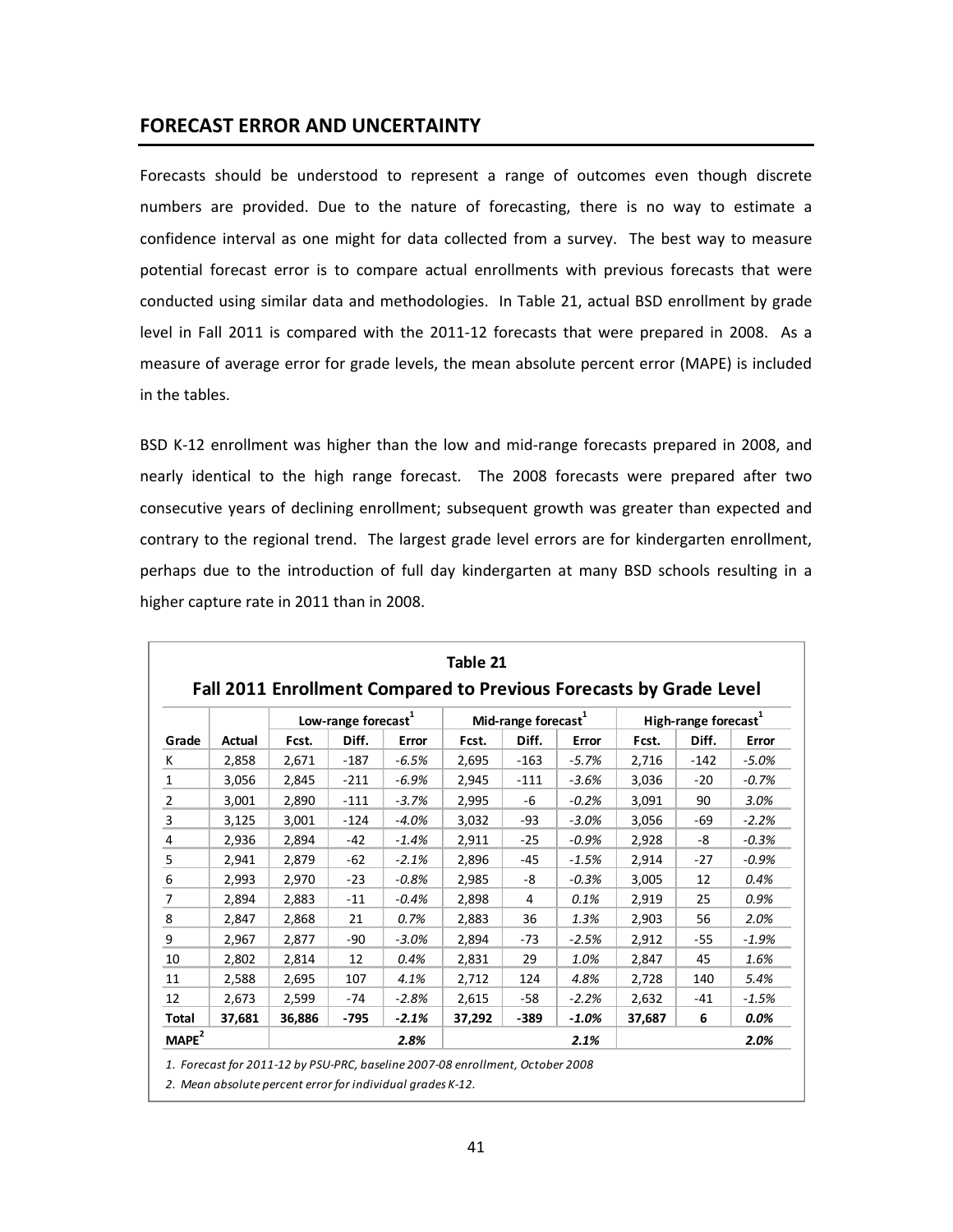## FORECAST ERROR AND UNCERTAINTY

Forecasts should be understood to represent a range of outcomes even though discrete numbers are provided. Due to the nature of forecasting, there is no way to estimate a confidence interval as one might for data collected from a survey. The best way to measure potential forecast error is to compare actual enrollments with previous forecasts that were conducted using similar data and methodologies. In Table 21, actual BSD enrollment by grade level in Fall 2011 is compared with the 2011-12 forecasts that were prepared in 2008. As a measure of average error for grade levels, the mean absolute percent error (MAPE) is included in the tables.

BSD K-12 enrollment was higher than the low and mid-range forecasts prepared in 2008, and nearly identical to the high range forecast. The 2008 forecasts were prepared after two consecutive years of declining enrollment; subsequent growth was greater than expected and contrary to the regional trend. The largest grade level errors are for kindergarten enrollment, perhaps due to the introduction of full day kindergarten at many BSD schools resulting in a higher capture rate in 2011 than in 2008.

**Table 21**

**Fall 2011 Enrollment Compared to Previous Forecasts by Grade Level**

| | | Low-range forecast[1] | | | Mid-range forecast[1] | | | High-range forecast[1] | | |
|---|---|---|---|---|---|---|---|---|---|---|
| **Grade** | **Actual** | **Fcst.** | **Diff.** | **Error** | **Fcst.** | **Diff.** | **Error** | **Fcst.** | **Diff.** | **Error** |
| K | 2,858 | 2,671 | -187 | *-6.5%* | 2,695 | -163 | *-5.7%* | 2,716 | -142 | *-5.0%* |
| 1 | 3,056 | 2,845 | -211 | *-6.9%* | 2,945 | -111 | *-3.6%* | 3,036 | -20 | *-0.7%* |
| 2 | 3,001 | 2,890 | -111 | *-3.7%* | 2,995 | -6 | *-0.2%* | 3,091 | 90 | *3.0%* |
| 3 | 3,125 | 3,001 | -124 | *-4.0%* | 3,032 | -93 | *-3.0%* | 3,056 | -69 | *-2.2%* |
| 4 | 2,936 | 2,894 | -42 | *-1.4%* | 2,911 | -25 | *-0.9%* | 2,928 | -8 | *-0.3%* |
| 5 | 2,941 | 2,879 | -62 | *-2.1%* | 2,896 | -45 | *-1.5%* | 2,914 | -27 | *-0.9%* |
| 6 | 2,993 | 2,970 | -23 | *-0.8%* | 2,985 | -8 | *-0.3%* | 3,005 | 12 | *0.4%* |
| 7 | 2,894 | 2,883 | -11 | *-0.4%* | 2,898 | 4 | *0.1%* | 2,919 | 25 | *0.9%* |
| 8 | 2,847 | 2,868 | 21 | *0.7%* | 2,883 | 36 | *1.3%* | 2,903 | 56 | *2.0%* |
| 9 | 2,967 | 2,877 | -90 | *-3.0%* | 2,894 | -73 | *-2.5%* | 2,912 | -55 | *-1.9%* |
| 10 | 2,802 | 2,814 | 12 | *0.4%* | 2,831 | 29 | *1.0%* | 2,847 | 45 | *1.6%* |
| 11 | 2,588 | 2,695 | 107 | *4.1%* | 2,712 | 124 | *4.8%* | 2,728 | 140 | *5.4%* |
| 12 | 2,673 | 2,599 | -74 | *-2.8%* | 2,615 | -58 | *-2.2%* | 2,632 | -41 | *-1.5%* |
| **Total** | **37,681** | **36,886** | **-795** | ***-2.1%*** | **37,292** | **-389** | ***-1.0%*** | **37,687** | **6** | ***0.0%*** |
| **MAPE[2]** | | | | ***2.8%*** | | | ***2.1%*** | | | ***2.0%*** |

*1. Forecast for 2011-12 by PSU-PRC, baseline 2007-08 enrollment, October 2008*

*2. Mean absolute percent error for individual grades K-12.*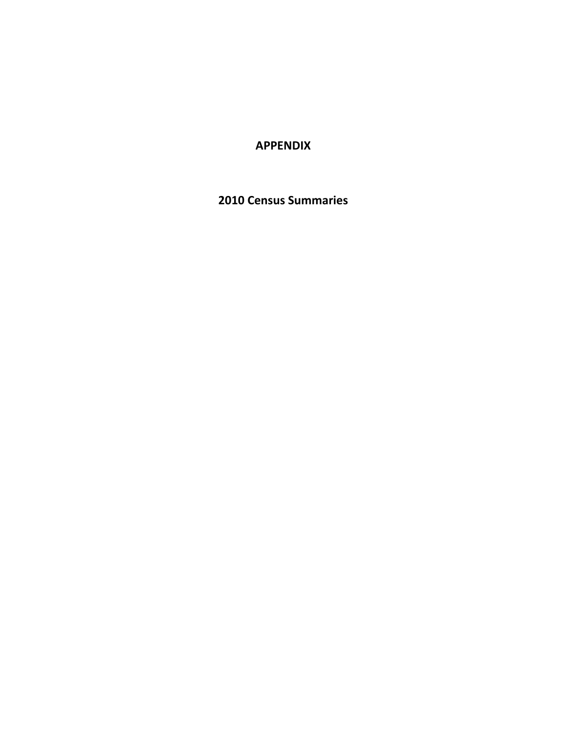# APPENDIX

## 2010 Census Summaries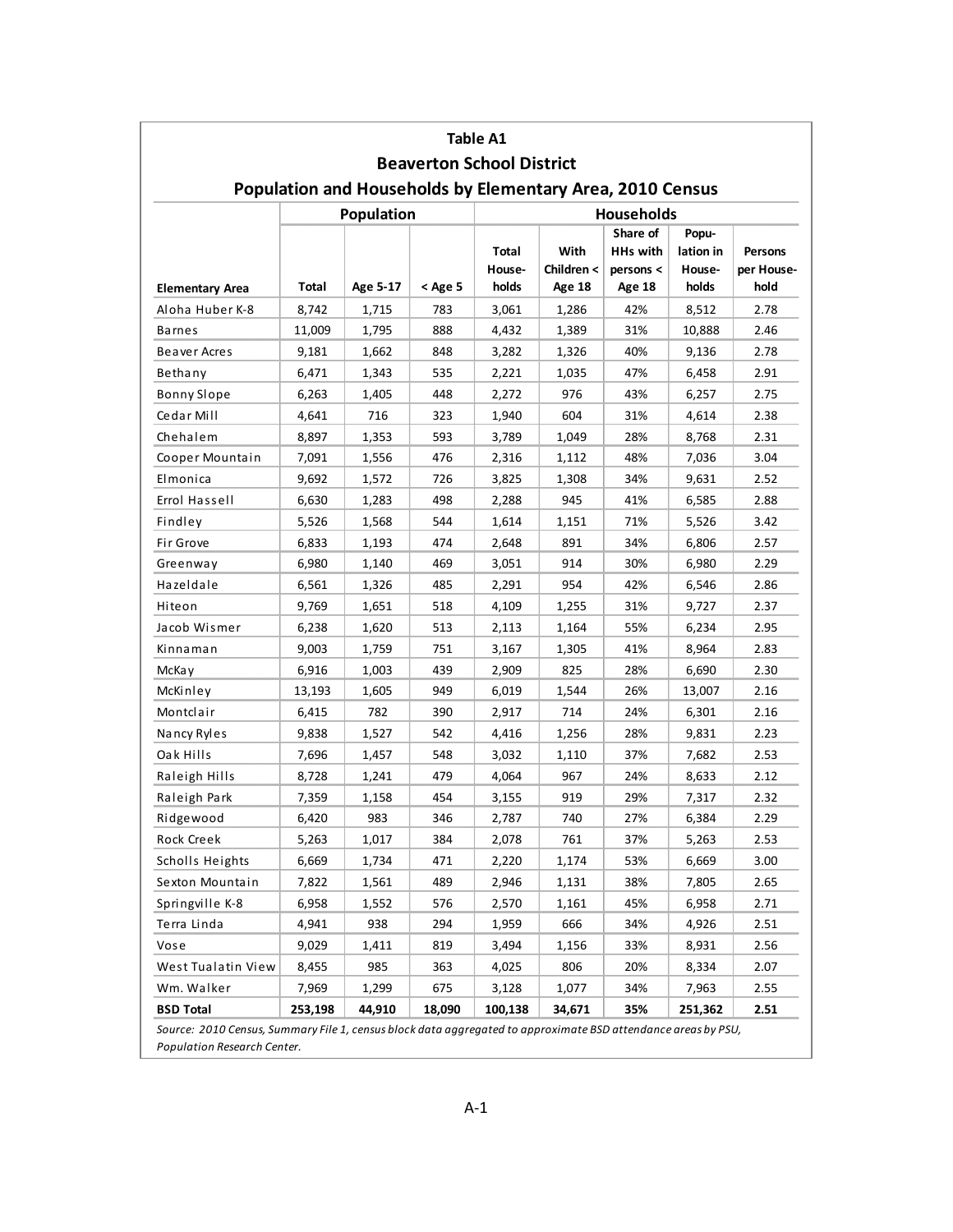# Table A1

## Beaverton School District

## Population and Households by Elementary Area, 2010 Census

| Elementary Area | Population | | | Households | | | | |
|---|---|---|---|---|---|---|---|---|
| | Total | Age 5-17 | < Age 5 | Total House-holds | With Children < Age 18 | Share of HHs with persons < Age 18 | Popu-lation in House-holds | Persons per House-hold |
| Aloha Huber K-8 | 8,742 | 1,715 | 783 | 3,061 | 1,286 | 42% | 8,512 | 2.78 |
| Barnes | 11,009 | 1,795 | 888 | 4,432 | 1,389 | 31% | 10,888 | 2.46 |
| Beaver Acres | 9,181 | 1,662 | 848 | 3,282 | 1,326 | 40% | 9,136 | 2.78 |
| Bethany | 6,471 | 1,343 | 535 | 2,221 | 1,035 | 47% | 6,458 | 2.91 |
| Bonny Slope | 6,263 | 1,405 | 448 | 2,272 | 976 | 43% | 6,257 | 2.75 |
| Cedar Mill | 4,641 | 716 | 323 | 1,940 | 604 | 31% | 4,614 | 2.38 |
| Chehalem | 8,897 | 1,353 | 593 | 3,789 | 1,049 | 28% | 8,768 | 2.31 |
| Cooper Mountain | 7,091 | 1,556 | 476 | 2,316 | 1,112 | 48% | 7,036 | 3.04 |
| Elmonica | 9,692 | 1,572 | 726 | 3,825 | 1,308 | 34% | 9,631 | 2.52 |
| Errol Hassell | 6,630 | 1,283 | 498 | 2,288 | 945 | 41% | 6,585 | 2.88 |
| Findley | 5,526 | 1,568 | 544 | 1,614 | 1,151 | 71% | 5,526 | 3.42 |
| Fir Grove | 6,833 | 1,193 | 474 | 2,648 | 891 | 34% | 6,806 | 2.57 |
| Greenway | 6,980 | 1,140 | 469 | 3,051 | 914 | 30% | 6,980 | 2.29 |
| Hazeldale | 6,561 | 1,326 | 485 | 2,291 | 954 | 42% | 6,546 | 2.86 |
| Hiteon | 9,769 | 1,651 | 518 | 4,109 | 1,255 | 31% | 9,727 | 2.37 |
| Jacob Wismer | 6,238 | 1,620 | 513 | 2,113 | 1,164 | 55% | 6,234 | 2.95 |
| Kinnaman | 9,003 | 1,759 | 751 | 3,167 | 1,305 | 41% | 8,964 | 2.83 |
| McKay | 6,916 | 1,003 | 439 | 2,909 | 825 | 28% | 6,690 | 2.30 |
| McKinley | 13,193 | 1,605 | 949 | 6,019 | 1,544 | 26% | 13,007 | 2.16 |
| Montclair | 6,415 | 782 | 390 | 2,917 | 714 | 24% | 6,301 | 2.16 |
| Nancy Ryles | 9,838 | 1,527 | 542 | 4,416 | 1,256 | 28% | 9,831 | 2.23 |
| Oak Hills | 7,696 | 1,457 | 548 | 3,032 | 1,110 | 37% | 7,682 | 2.53 |
| Raleigh Hills | 8,728 | 1,241 | 479 | 4,064 | 967 | 24% | 8,633 | 2.12 |
| Raleigh Park | 7,359 | 1,158 | 454 | 3,155 | 919 | 29% | 7,317 | 2.32 |
| Ridgewood | 6,420 | 983 | 346 | 2,787 | 740 | 27% | 6,384 | 2.29 |
| Rock Creek | 5,263 | 1,017 | 384 | 2,078 | 761 | 37% | 5,263 | 2.53 |
| Scholls Heights | 6,669 | 1,734 | 471 | 2,220 | 1,174 | 53% | 6,669 | 3.00 |
| Sexton Mountain | 7,822 | 1,561 | 489 | 2,946 | 1,131 | 38% | 7,805 | 2.65 |
| Springville K-8 | 6,958 | 1,552 | 576 | 2,570 | 1,161 | 45% | 6,958 | 2.71 |
| Terra Linda | 4,941 | 938 | 294 | 1,959 | 666 | 34% | 4,926 | 2.51 |
| Vose | 9,029 | 1,411 | 819 | 3,494 | 1,156 | 33% | 8,931 | 2.56 |
| West Tualatin View | 8,455 | 985 | 363 | 4,025 | 806 | 20% | 8,334 | 2.07 |
| Wm. Walker | 7,969 | 1,299 | 675 | 3,128 | 1,077 | 34% | 7,963 | 2.55 |
| **BSD Total** | **253,198** | **44,910** | **18,090** | **100,138** | **34,671** | **35%** | **251,362** | **2.51** |

*Source: 2010 Census, Summary File 1, census block data aggregated to approximate BSD attendance areas by PSU, Population Research Center.*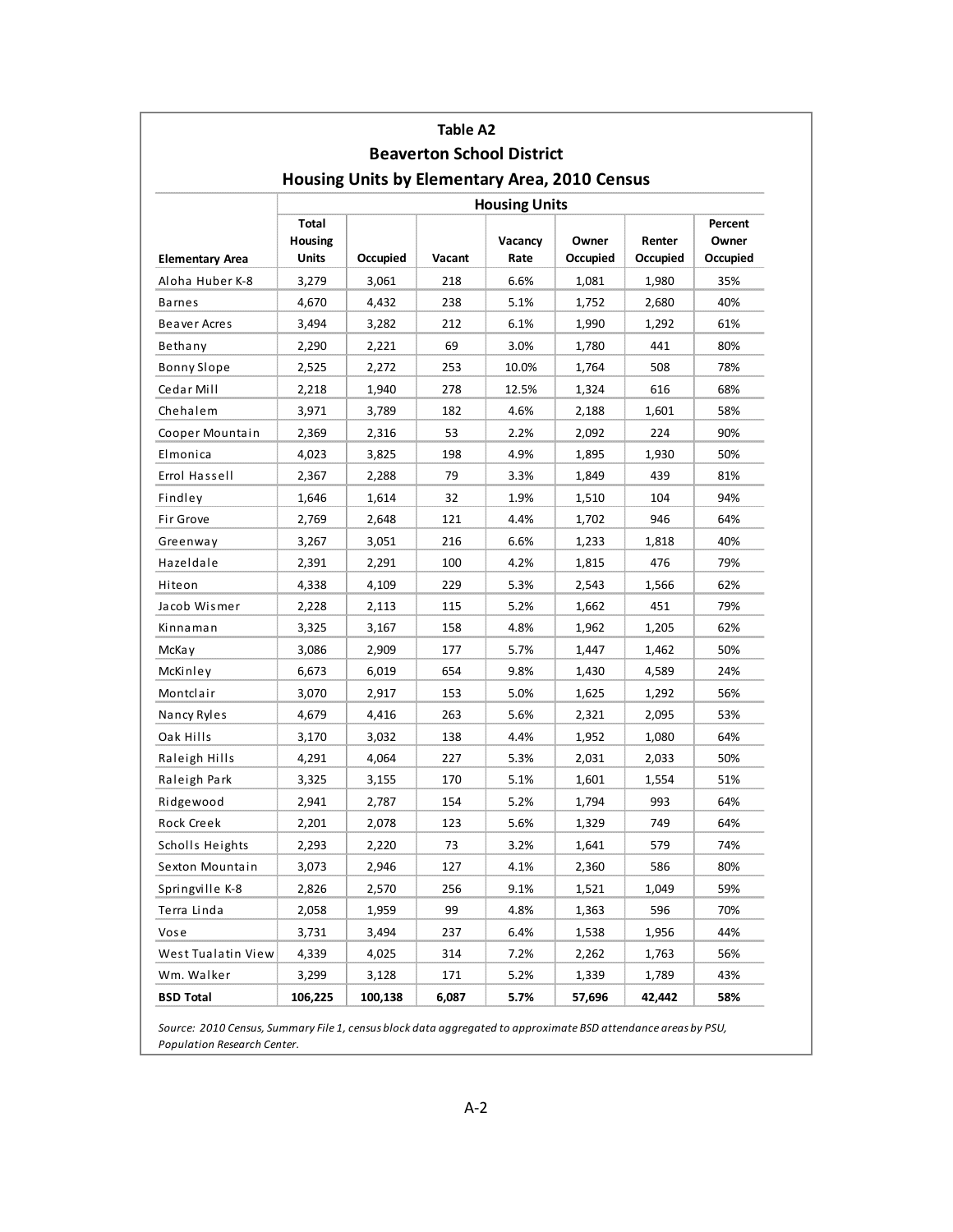**Table A2**

**Beaverton School District**

**Housing Units by Elementary Area, 2010 Census**

| Elementary Area | Housing Units | | | | | | |
|---|---|---|---|---|---|---|---|
| | Total Housing Units | Occupied | Vacant | Vacancy Rate | Owner Occupied | Renter Occupied | Percent Owner Occupied |
| Aloha Huber K-8 | 3,279 | 3,061 | 218 | 6.6% | 1,081 | 1,980 | 35% |
| Barnes | 4,670 | 4,432 | 238 | 5.1% | 1,752 | 2,680 | 40% |
| Beaver Acres | 3,494 | 3,282 | 212 | 6.1% | 1,990 | 1,292 | 61% |
| Bethany | 2,290 | 2,221 | 69 | 3.0% | 1,780 | 441 | 80% |
| Bonny Slope | 2,525 | 2,272 | 253 | 10.0% | 1,764 | 508 | 78% |
| Cedar Mill | 2,218 | 1,940 | 278 | 12.5% | 1,324 | 616 | 68% |
| Chehalem | 3,971 | 3,789 | 182 | 4.6% | 2,188 | 1,601 | 58% |
| Cooper Mountain | 2,369 | 2,316 | 53 | 2.2% | 2,092 | 224 | 90% |
| Elmonica | 4,023 | 3,825 | 198 | 4.9% | 1,895 | 1,930 | 50% |
| Errol Hassell | 2,367 | 2,288 | 79 | 3.3% | 1,849 | 439 | 81% |
| Findley | 1,646 | 1,614 | 32 | 1.9% | 1,510 | 104 | 94% |
| Fir Grove | 2,769 | 2,648 | 121 | 4.4% | 1,702 | 946 | 64% |
| Greenway | 3,267 | 3,051 | 216 | 6.6% | 1,233 | 1,818 | 40% |
| Hazeldale | 2,391 | 2,291 | 100 | 4.2% | 1,815 | 476 | 79% |
| Hiteon | 4,338 | 4,109 | 229 | 5.3% | 2,543 | 1,566 | 62% |
| Jacob Wismer | 2,228 | 2,113 | 115 | 5.2% | 1,662 | 451 | 79% |
| Kinnaman | 3,325 | 3,167 | 158 | 4.8% | 1,962 | 1,205 | 62% |
| McKay | 3,086 | 2,909 | 177 | 5.7% | 1,447 | 1,462 | 50% |
| McKinley | 6,673 | 6,019 | 654 | 9.8% | 1,430 | 4,589 | 24% |
| Montclair | 3,070 | 2,917 | 153 | 5.0% | 1,625 | 1,292 | 56% |
| Nancy Ryles | 4,679 | 4,416 | 263 | 5.6% | 2,321 | 2,095 | 53% |
| Oak Hills | 3,170 | 3,032 | 138 | 4.4% | 1,952 | 1,080 | 64% |
| Raleigh Hills | 4,291 | 4,064 | 227 | 5.3% | 2,031 | 2,033 | 50% |
| Raleigh Park | 3,325 | 3,155 | 170 | 5.1% | 1,601 | 1,554 | 51% |
| Ridgewood | 2,941 | 2,787 | 154 | 5.2% | 1,794 | 993 | 64% |
| Rock Creek | 2,201 | 2,078 | 123 | 5.6% | 1,329 | 749 | 64% |
| Scholls Heights | 2,293 | 2,220 | 73 | 3.2% | 1,641 | 579 | 74% |
| Sexton Mountain | 3,073 | 2,946 | 127 | 4.1% | 2,360 | 586 | 80% |
| Springville K-8 | 2,826 | 2,570 | 256 | 9.1% | 1,521 | 1,049 | 59% |
| Terra Linda | 2,058 | 1,959 | 99 | 4.8% | 1,363 | 596 | 70% |
| Vose | 3,731 | 3,494 | 237 | 6.4% | 1,538 | 1,956 | 44% |
| West Tualatin View | 4,339 | 4,025 | 314 | 7.2% | 2,262 | 1,763 | 56% |
| Wm. Walker | 3,299 | 3,128 | 171 | 5.2% | 1,339 | 1,789 | 43% |
| **BSD Total** | **106,225** | **100,138** | **6,087** | **5.7%** | **57,696** | **42,442** | **58%** |

*Source: 2010 Census, Summary File 1, census block data aggregated to approximate BSD attendance areas by PSU, Population Research Center.*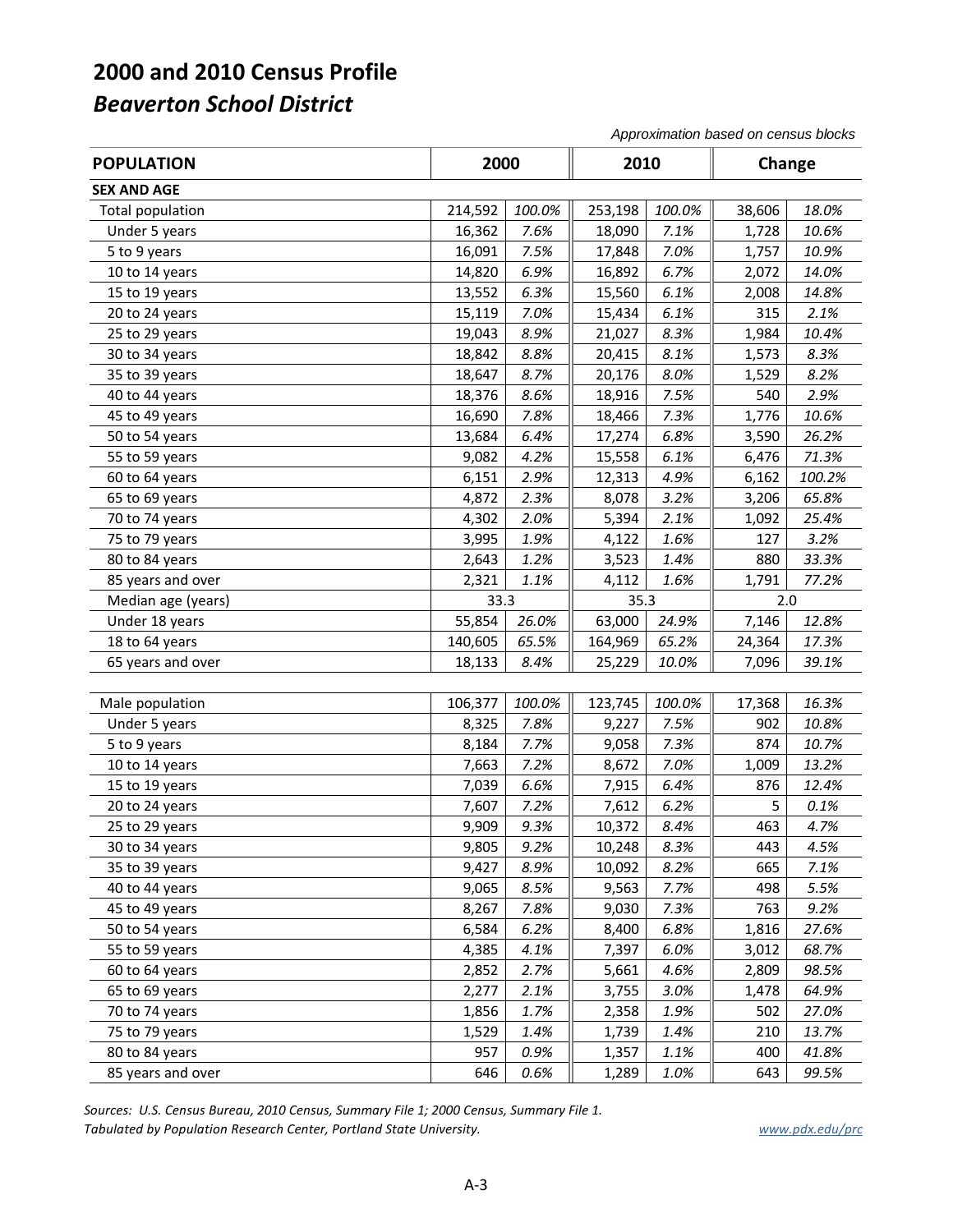# 2000 and 2010 Census Profile

## *Beaverton School District*

*Approximation based on census blocks*

| POPULATION | 2000 | | 2010 | | Change | |
|---|---|---|---|---|---|---|
| **SEX AND AGE** | | | | | | |
| Total population | 214,592 | *100.0%* | 253,198 | *100.0%* | 38,606 | *18.0%* |
| Under 5 years | 16,362 | *7.6%* | 18,090 | *7.1%* | 1,728 | *10.6%* |
| 5 to 9 years | 16,091 | *7.5%* | 17,848 | *7.0%* | 1,757 | *10.9%* |
| 10 to 14 years | 14,820 | *6.9%* | 16,892 | *6.7%* | 2,072 | *14.0%* |
| 15 to 19 years | 13,552 | *6.3%* | 15,560 | *6.1%* | 2,008 | *14.8%* |
| 20 to 24 years | 15,119 | *7.0%* | 15,434 | *6.1%* | 315 | *2.1%* |
| 25 to 29 years | 19,043 | *8.9%* | 21,027 | *8.3%* | 1,984 | *10.4%* |
| 30 to 34 years | 18,842 | *8.8%* | 20,415 | *8.1%* | 1,573 | *8.3%* |
| 35 to 39 years | 18,647 | *8.7%* | 20,176 | *8.0%* | 1,529 | *8.2%* |
| 40 to 44 years | 18,376 | *8.6%* | 18,916 | *7.5%* | 540 | *2.9%* |
| 45 to 49 years | 16,690 | *7.8%* | 18,466 | *7.3%* | 1,776 | *10.6%* |
| 50 to 54 years | 13,684 | *6.4%* | 17,274 | *6.8%* | 3,590 | *26.2%* |
| 55 to 59 years | 9,082 | *4.2%* | 15,558 | *6.1%* | 6,476 | *71.3%* |
| 60 to 64 years | 6,151 | *2.9%* | 12,313 | *4.9%* | 6,162 | *100.2%* |
| 65 to 69 years | 4,872 | *2.3%* | 8,078 | *3.2%* | 3,206 | *65.8%* |
| 70 to 74 years | 4,302 | *2.0%* | 5,394 | *2.1%* | 1,092 | *25.4%* |
| 75 to 79 years | 3,995 | *1.9%* | 4,122 | *1.6%* | 127 | *3.2%* |
| 80 to 84 years | 2,643 | *1.2%* | 3,523 | *1.4%* | 880 | *33.3%* |
| 85 years and over | 2,321 | *1.1%* | 4,112 | *1.6%* | 1,791 | *77.2%* |
| Median age (years) | 33.3 | | 35.3 | | 2.0 | |
| Under 18 years | 55,854 | *26.0%* | 63,000 | *24.9%* | 7,146 | *12.8%* |
| 18 to 64 years | 140,605 | *65.5%* | 164,969 | *65.2%* | 24,364 | *17.3%* |
| 65 years and over | 18,133 | *8.4%* | 25,229 | *10.0%* | 7,096 | *39.1%* |
| | | | | | | |
| Male population | 106,377 | *100.0%* | 123,745 | *100.0%* | 17,368 | *16.3%* |
| Under 5 years | 8,325 | *7.8%* | 9,227 | *7.5%* | 902 | *10.8%* |
| 5 to 9 years | 8,184 | *7.7%* | 9,058 | *7.3%* | 874 | *10.7%* |
| 10 to 14 years | 7,663 | *7.2%* | 8,672 | *7.0%* | 1,009 | *13.2%* |
| 15 to 19 years | 7,039 | *6.6%* | 7,915 | *6.4%* | 876 | *12.4%* |
| 20 to 24 years | 7,607 | *7.2%* | 7,612 | *6.2%* | 5 | *0.1%* |
| 25 to 29 years | 9,909 | *9.3%* | 10,372 | *8.4%* | 463 | *4.7%* |
| 30 to 34 years | 9,805 | *9.2%* | 10,248 | *8.3%* | 443 | *4.5%* |
| 35 to 39 years | 9,427 | *8.9%* | 10,092 | *8.2%* | 665 | *7.1%* |
| 40 to 44 years | 9,065 | *8.5%* | 9,563 | *7.7%* | 498 | *5.5%* |
| 45 to 49 years | 8,267 | *7.8%* | 9,030 | *7.3%* | 763 | *9.2%* |
| 50 to 54 years | 6,584 | *6.2%* | 8,400 | *6.8%* | 1,816 | *27.6%* |
| 55 to 59 years | 4,385 | *4.1%* | 7,397 | *6.0%* | 3,012 | *68.7%* |
| 60 to 64 years | 2,852 | *2.7%* | 5,661 | *4.6%* | 2,809 | *98.5%* |
| 65 to 69 years | 2,277 | *2.1%* | 3,755 | *3.0%* | 1,478 | *64.9%* |
| 70 to 74 years | 1,856 | *1.7%* | 2,358 | *1.9%* | 502 | *27.0%* |
| 75 to 79 years | 1,529 | *1.4%* | 1,739 | *1.4%* | 210 | *13.7%* |
| 80 to 84 years | 957 | *0.9%* | 1,357 | *1.1%* | 400 | *41.8%* |
| 85 years and over | 646 | *0.6%* | 1,289 | *1.0%* | 643 | *99.5%* |

*Sources: U.S. Census Bureau, 2010 Census, Summary File 1; 2000 Census, Summary File 1.*
*Tabulated by Population Research Center, Portland State University.*

*www.pdx.edu/prc*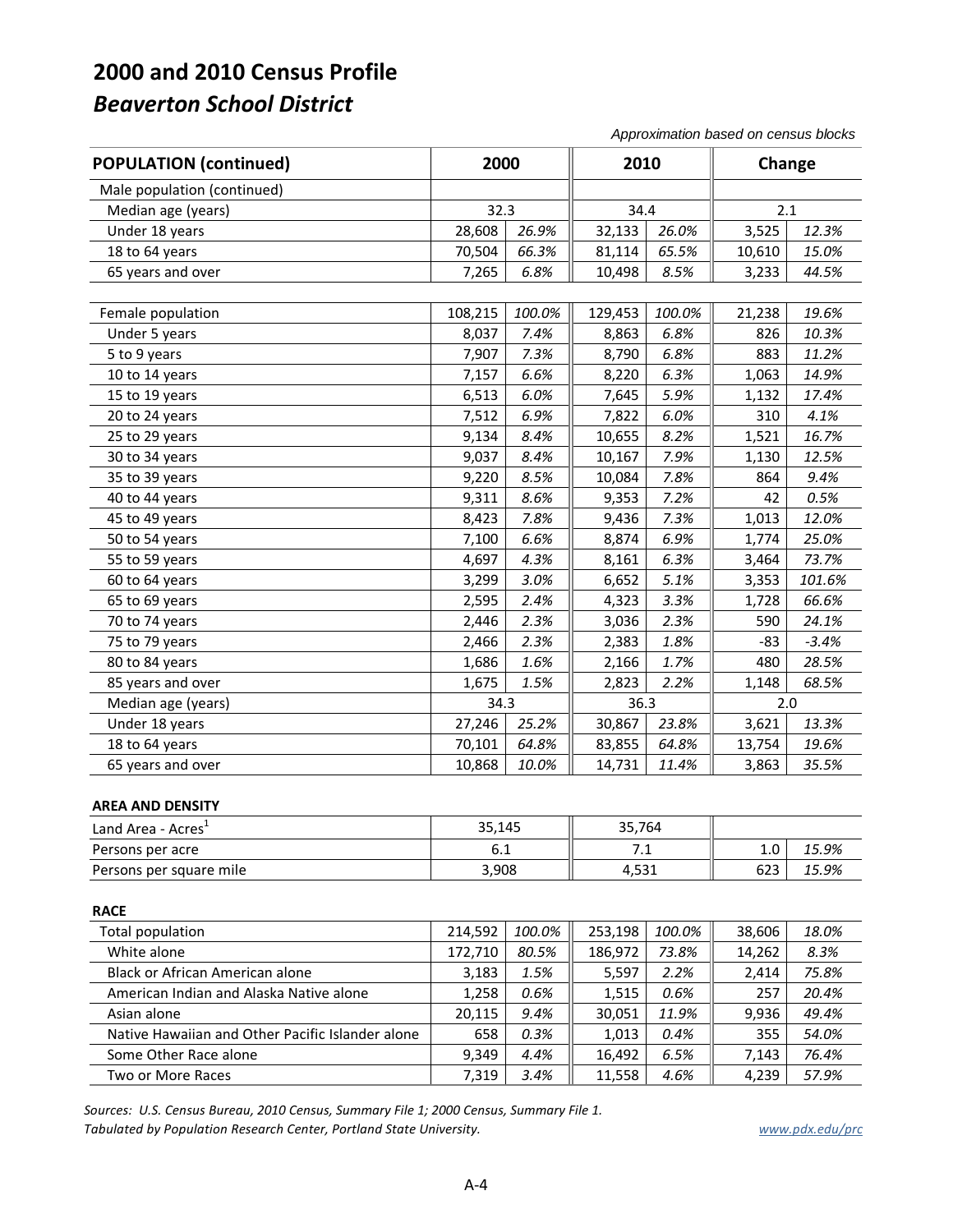# 2000 and 2010 Census Profile

## *Beaverton School District*

*Approximation based on census blocks*

| POPULATION (continued) | 2000 | | 2010 | | Change | |
|---|---|---|---|---|---|---|
| Male population (continued) | | | | | | |
| Median age (years) | 32.3 | | 34.4 | | 2.1 | |
| Under 18 years | 28,608 | *26.9%* | 32,133 | *26.0%* | 3,525 | *12.3%* |
| 18 to 64 years | 70,504 | *66.3%* | 81,114 | *65.5%* | 10,610 | *15.0%* |
| 65 years and over | 7,265 | *6.8%* | 10,498 | *8.5%* | 3,233 | *44.5%* |
| | | | | | | |
| Female population | 108,215 | *100.0%* | 129,453 | *100.0%* | 21,238 | *19.6%* |
| Under 5 years | 8,037 | *7.4%* | 8,863 | *6.8%* | 826 | *10.3%* |
| 5 to 9 years | 7,907 | *7.3%* | 8,790 | *6.8%* | 883 | *11.2%* |
| 10 to 14 years | 7,157 | *6.6%* | 8,220 | *6.3%* | 1,063 | *14.9%* |
| 15 to 19 years | 6,513 | *6.0%* | 7,645 | *5.9%* | 1,132 | *17.4%* |
| 20 to 24 years | 7,512 | *6.9%* | 7,822 | *6.0%* | 310 | *4.1%* |
| 25 to 29 years | 9,134 | *8.4%* | 10,655 | *8.2%* | 1,521 | *16.7%* |
| 30 to 34 years | 9,037 | *8.4%* | 10,167 | *7.9%* | 1,130 | *12.5%* |
| 35 to 39 years | 9,220 | *8.5%* | 10,084 | *7.8%* | 864 | *9.4%* |
| 40 to 44 years | 9,311 | *8.6%* | 9,353 | *7.2%* | 42 | *0.5%* |
| 45 to 49 years | 8,423 | *7.8%* | 9,436 | *7.3%* | 1,013 | *12.0%* |
| 50 to 54 years | 7,100 | *6.6%* | 8,874 | *6.9%* | 1,774 | *25.0%* |
| 55 to 59 years | 4,697 | *4.3%* | 8,161 | *6.3%* | 3,464 | *73.7%* |
| 60 to 64 years | 3,299 | *3.0%* | 6,652 | *5.1%* | 3,353 | *101.6%* |
| 65 to 69 years | 2,595 | *2.4%* | 4,323 | *3.3%* | 1,728 | *66.6%* |
| 70 to 74 years | 2,446 | *2.3%* | 3,036 | *2.3%* | 590 | *24.1%* |
| 75 to 79 years | 2,466 | *2.3%* | 2,383 | *1.8%* | -83 | *-3.4%* |
| 80 to 84 years | 1,686 | *1.6%* | 2,166 | *1.7%* | 480 | *28.5%* |
| 85 years and over | 1,675 | *1.5%* | 2,823 | *2.2%* | 1,148 | *68.5%* |
| Median age (years) | 34.3 | | 36.3 | | 2.0 | |
| Under 18 years | 27,246 | *25.2%* | 30,867 | *23.8%* | 3,621 | *13.3%* |
| 18 to 64 years | 70,101 | *64.8%* | 83,855 | *64.8%* | 13,754 | *19.6%* |
| 65 years and over | 10,868 | *10.0%* | 14,731 | *11.4%* | 3,863 | *35.5%* |

**AREA AND DENSITY**

| | 2000 | 2010 | Change | |
|---|---|---|---|---|
| Land Area - Acres[1] | 35,145 | 35,764 | | |
| Persons per acre | 6.1 | 7.1 | 1.0 | *15.9%* |
| Persons per square mile | 3,908 | 4,531 | 623 | *15.9%* |

**RACE**

| | 2000 | | 2010 | | Change | |
|---|---|---|---|---|---|---|
| Total population | 214,592 | *100.0%* | 253,198 | *100.0%* | 38,606 | *18.0%* |
| White alone | 172,710 | *80.5%* | 186,972 | *73.8%* | 14,262 | *8.3%* |
| Black or African American alone | 3,183 | *1.5%* | 5,597 | *2.2%* | 2,414 | *75.8%* |
| American Indian and Alaska Native alone | 1,258 | *0.6%* | 1,515 | *0.6%* | 257 | *20.4%* |
| Asian alone | 20,115 | *9.4%* | 30,051 | *11.9%* | 9,936 | *49.4%* |
| Native Hawaiian and Other Pacific Islander alone | 658 | *0.3%* | 1,013 | *0.4%* | 355 | *54.0%* |
| Some Other Race alone | 9,349 | *4.4%* | 16,492 | *6.5%* | 7,143 | *76.4%* |
| Two or More Races | 7,319 | *3.4%* | 11,558 | *4.6%* | 4,239 | *57.9%* |

*Sources: U.S. Census Bureau, 2010 Census, Summary File 1; 2000 Census, Summary File 1.*
*Tabulated by Population Research Center, Portland State University.*

www.pdx.edu/prc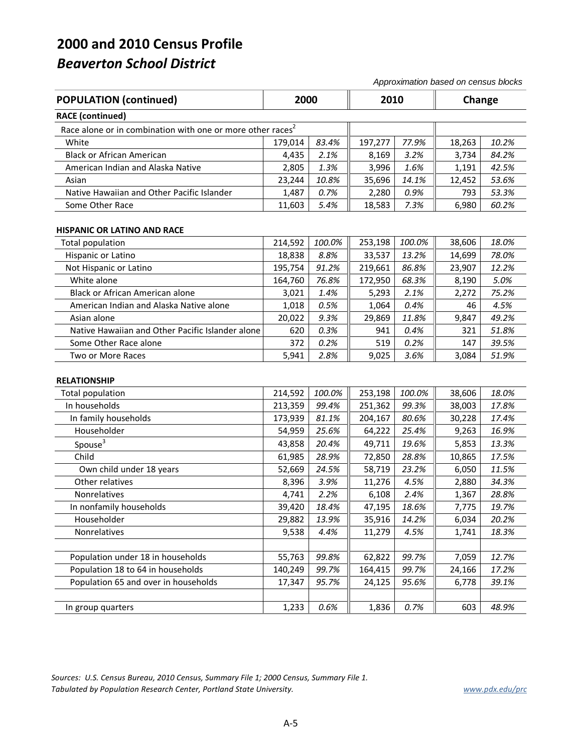# 2000 and 2010 Census Profile

## *Beaverton School District*

*Approximation based on census blocks*

| POPULATION (continued) | 2000 | | 2010 | | Change | |
|---|---|---|---|---|---|---|
| **RACE (continued)** | | | | | | |
| Race alone or in combination with one or more other races[2] | | | | | | |
| White | 179,014 | *83.4%* | 197,277 | *77.9%* | 18,263 | *10.2%* |
| Black or African American | 4,435 | *2.1%* | 8,169 | *3.2%* | 3,734 | *84.2%* |
| American Indian and Alaska Native | 2,805 | *1.3%* | 3,996 | *1.6%* | 1,191 | *42.5%* |
| Asian | 23,244 | *10.8%* | 35,696 | *14.1%* | 12,452 | *53.6%* |
| Native Hawaiian and Other Pacific Islander | 1,487 | *0.7%* | 2,280 | *0.9%* | 793 | *53.3%* |
| Some Other Race | 11,603 | *5.4%* | 18,583 | *7.3%* | 6,980 | *60.2%* |
| | | | | | | |
| **HISPANIC OR LATINO AND RACE** | | | | | | |
| Total population | 214,592 | *100.0%* | 253,198 | *100.0%* | 38,606 | *18.0%* |
| Hispanic or Latino | 18,838 | *8.8%* | 33,537 | *13.2%* | 14,699 | *78.0%* |
| Not Hispanic or Latino | 195,754 | *91.2%* | 219,661 | *86.8%* | 23,907 | *12.2%* |
| White alone | 164,760 | *76.8%* | 172,950 | *68.3%* | 8,190 | *5.0%* |
| Black or African American alone | 3,021 | *1.4%* | 5,293 | *2.1%* | 2,272 | *75.2%* |
| American Indian and Alaska Native alone | 1,018 | *0.5%* | 1,064 | *0.4%* | 46 | *4.5%* |
| Asian alone | 20,022 | *9.3%* | 29,869 | *11.8%* | 9,847 | *49.2%* |
| Native Hawaiian and Other Pacific Islander alone | 620 | *0.3%* | 941 | *0.4%* | 321 | *51.8%* |
| Some Other Race alone | 372 | *0.2%* | 519 | *0.2%* | 147 | *39.5%* |
| Two or More Races | 5,941 | *2.8%* | 9,025 | *3.6%* | 3,084 | *51.9%* |
| | | | | | | |
| **RELATIONSHIP** | | | | | | |
| Total population | 214,592 | *100.0%* | 253,198 | *100.0%* | 38,606 | *18.0%* |
| In households | 213,359 | *99.4%* | 251,362 | *99.3%* | 38,003 | *17.8%* |
| In family households | 173,939 | *81.1%* | 204,167 | *80.6%* | 30,228 | *17.4%* |
| Householder | 54,959 | *25.6%* | 64,222 | *25.4%* | 9,263 | *16.9%* |
| Spouse[3] | 43,858 | *20.4%* | 49,711 | *19.6%* | 5,853 | *13.3%* |
| Child | 61,985 | *28.9%* | 72,850 | *28.8%* | 10,865 | *17.5%* |
| Own child under 18 years | 52,669 | *24.5%* | 58,719 | *23.2%* | 6,050 | *11.5%* |
| Other relatives | 8,396 | *3.9%* | 11,276 | *4.5%* | 2,880 | *34.3%* |
| Nonrelatives | 4,741 | *2.2%* | 6,108 | *2.4%* | 1,367 | *28.8%* |
| In nonfamily households | 39,420 | *18.4%* | 47,195 | *18.6%* | 7,775 | *19.7%* |
| Householder | 29,882 | *13.9%* | 35,916 | *14.2%* | 6,034 | *20.2%* |
| Nonrelatives | 9,538 | *4.4%* | 11,279 | *4.5%* | 1,741 | *18.3%* |
| | | | | | | |
| Population under 18 in households | 55,763 | *99.8%* | 62,822 | *99.7%* | 7,059 | *12.7%* |
| Population 18 to 64 in households | 140,249 | *99.7%* | 164,415 | *99.7%* | 24,166 | *17.2%* |
| Population 65 and over in households | 17,347 | *95.7%* | 24,125 | *95.6%* | 6,778 | *39.1%* |
| | | | | | | |
| In group quarters | 1,233 | *0.6%* | 1,836 | *0.7%* | 603 | *48.9%* |

*Sources: U.S. Census Bureau, 2010 Census, Summary File 1; 2000 Census, Summary File 1.*
*Tabulated by Population Research Center, Portland State University.*

www.pdx.edu/prc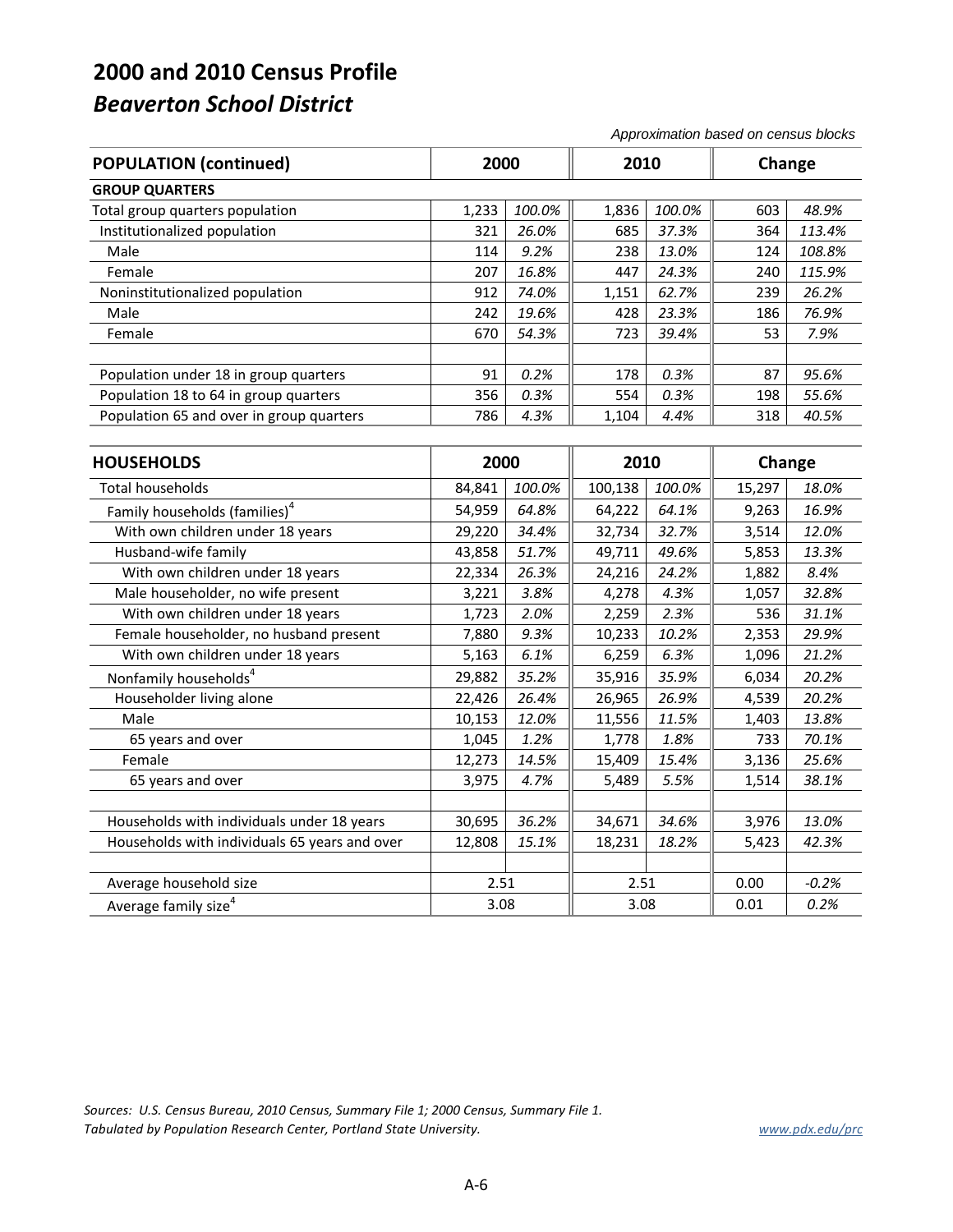# 2000 and 2010 Census Profile

## *Beaverton School District*

*Approximation based on census blocks*

| POPULATION (continued) | 2000 | | 2010 | | Change | |
|---|---|---|---|---|---|---|
| **GROUP QUARTERS** | | | | | | |
| Total group quarters population | 1,233 | *100.0%* | 1,836 | *100.0%* | 603 | *48.9%* |
| Institutionalized population | 321 | *26.0%* | 685 | *37.3%* | 364 | *113.4%* |
| Male | 114 | *9.2%* | 238 | *13.0%* | 124 | *108.8%* |
| Female | 207 | *16.8%* | 447 | *24.3%* | 240 | *115.9%* |
| Noninstitutionalized population | 912 | *74.0%* | 1,151 | *62.7%* | 239 | *26.2%* |
| Male | 242 | *19.6%* | 428 | *23.3%* | 186 | *76.9%* |
| Female | 670 | *54.3%* | 723 | *39.4%* | 53 | *7.9%* |
| | | | | | | |
| Population under 18 in group quarters | 91 | *0.2%* | 178 | *0.3%* | 87 | *95.6%* |
| Population 18 to 64 in group quarters | 356 | *0.3%* | 554 | *0.3%* | 198 | *55.6%* |
| Population 65 and over in group quarters | 786 | *4.3%* | 1,104 | *4.4%* | 318 | *40.5%* |

| HOUSEHOLDS | 2000 | | 2010 | | Change | |
|---|---|---|---|---|---|---|
| Total households | 84,841 | *100.0%* | 100,138 | *100.0%* | 15,297 | *18.0%* |
| Family households (families)[4] | 54,959 | *64.8%* | 64,222 | *64.1%* | 9,263 | *16.9%* |
| With own children under 18 years | 29,220 | *34.4%* | 32,734 | *32.7%* | 3,514 | *12.0%* |
| Husband-wife family | 43,858 | *51.7%* | 49,711 | *49.6%* | 5,853 | *13.3%* |
| With own children under 18 years | 22,334 | *26.3%* | 24,216 | *24.2%* | 1,882 | *8.4%* |
| Male householder, no wife present | 3,221 | *3.8%* | 4,278 | *4.3%* | 1,057 | *32.8%* |
| With own children under 18 years | 1,723 | *2.0%* | 2,259 | *2.3%* | 536 | *31.1%* |
| Female householder, no husband present | 7,880 | *9.3%* | 10,233 | *10.2%* | 2,353 | *29.9%* |
| With own children under 18 years | 5,163 | *6.1%* | 6,259 | *6.3%* | 1,096 | *21.2%* |
| Nonfamily households[4] | 29,882 | *35.2%* | 35,916 | *35.9%* | 6,034 | *20.2%* |
| Householder living alone | 22,426 | *26.4%* | 26,965 | *26.9%* | 4,539 | *20.2%* |
| Male | 10,153 | *12.0%* | 11,556 | *11.5%* | 1,403 | *13.8%* |
| 65 years and over | 1,045 | *1.2%* | 1,778 | *1.8%* | 733 | *70.1%* |
| Female | 12,273 | *14.5%* | 15,409 | *15.4%* | 3,136 | *25.6%* |
| 65 years and over | 3,975 | *4.7%* | 5,489 | *5.5%* | 1,514 | *38.1%* |
| | | | | | | |
| Households with individuals under 18 years | 30,695 | *36.2%* | 34,671 | *34.6%* | 3,976 | *13.0%* |
| Households with individuals 65 years and over | 12,808 | *15.1%* | 18,231 | *18.2%* | 5,423 | *42.3%* |
| | | | | | | |
| Average household size | 2.51 | | 2.51 | | 0.00 | *-0.2%* |
| Average family size[4] | 3.08 | | 3.08 | | 0.01 | *0.2%* |

*Sources: U.S. Census Bureau, 2010 Census, Summary File 1; 2000 Census, Summary File 1.*
*Tabulated by Population Research Center, Portland State University.* www.pdx.edu/prc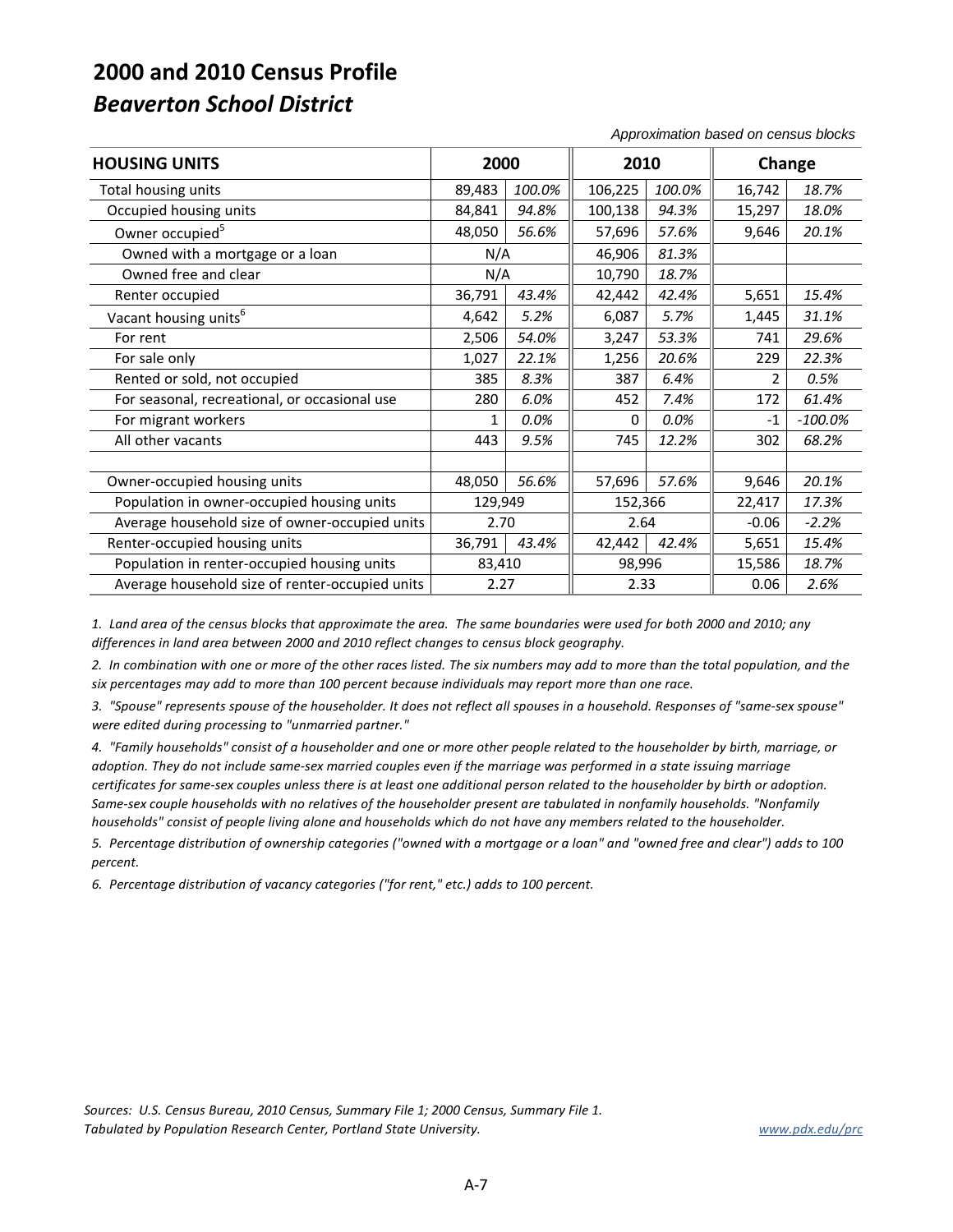# 2000 and 2010 Census Profile

## *Beaverton School District*

*Approximation based on census blocks*

| HOUSING UNITS | 2000 | | 2010 | | Change | |
|---|---|---|---|---|---|---|
| Total housing units | 89,483 | *100.0%* | 106,225 | *100.0%* | 16,742 | *18.7%* |
| Occupied housing units | 84,841 | *94.8%* | 100,138 | *94.3%* | 15,297 | *18.0%* |
| Owner occupied[5] | 48,050 | *56.6%* | 57,696 | *57.6%* | 9,646 | *20.1%* |
| Owned with a mortgage or a loan | N/A | | 46,906 | *81.3%* | | |
| Owned free and clear | N/A | | 10,790 | *18.7%* | | |
| Renter occupied | 36,791 | *43.4%* | 42,442 | *42.4%* | 5,651 | *15.4%* |
| Vacant housing units[6] | 4,642 | *5.2%* | 6,087 | *5.7%* | 1,445 | *31.1%* |
| For rent | 2,506 | *54.0%* | 3,247 | *53.3%* | 741 | *29.6%* |
| For sale only | 1,027 | *22.1%* | 1,256 | *20.6%* | 229 | *22.3%* |
| Rented or sold, not occupied | 385 | *8.3%* | 387 | *6.4%* | 2 | *0.5%* |
| For seasonal, recreational, or occasional use | 280 | *6.0%* | 452 | *7.4%* | 172 | *61.4%* |
| For migrant workers | 1 | *0.0%* | 0 | *0.0%* | -1 | *-100.0%* |
| All other vacants | 443 | *9.5%* | 745 | *12.2%* | 302 | *68.2%* |
| | | | | | | |
| Owner-occupied housing units | 48,050 | *56.6%* | 57,696 | *57.6%* | 9,646 | *20.1%* |
| Population in owner-occupied housing units | 129,949 | | 152,366 | | 22,417 | *17.3%* |
| Average household size of owner-occupied units | 2.70 | | 2.64 | | -0.06 | *-2.2%* |
| Renter-occupied housing units | 36,791 | *43.4%* | 42,442 | *42.4%* | 5,651 | *15.4%* |
| Population in renter-occupied housing units | 83,410 | | 98,996 | | 15,586 | *18.7%* |
| Average household size of renter-occupied units | 2.27 | | 2.33 | | 0.06 | *2.6%* |

*1. Land area of the census blocks that approximate the area. The same boundaries were used for both 2000 and 2010; any differences in land area between 2000 and 2010 reflect changes to census block geography.*

*2. In combination with one or more of the other races listed. The six numbers may add to more than the total population, and the six percentages may add to more than 100 percent because individuals may report more than one race.*

*3. "Spouse" represents spouse of the householder. It does not reflect all spouses in a household. Responses of "same-sex spouse" were edited during processing to "unmarried partner."*

*4. "Family households" consist of a householder and one or more other people related to the householder by birth, marriage, or adoption. They do not include same-sex married couples even if the marriage was performed in a state issuing marriage certificates for same-sex couples unless there is at least one additional person related to the householder by birth or adoption. Same-sex couple households with no relatives of the householder present are tabulated in nonfamily households. "Nonfamily households" consist of people living alone and households which do not have any members related to the householder.*

*5. Percentage distribution of ownership categories ("owned with a mortgage or a loan" and "owned free and clear") adds to 100 percent.*

*6. Percentage distribution of vacancy categories ("for rent," etc.) adds to 100 percent.*

*Sources: U.S. Census Bureau, 2010 Census, Summary File 1; 2000 Census, Summary File 1.*
*Tabulated by Population Research Center, Portland State University.* www.pdx.edu/prc